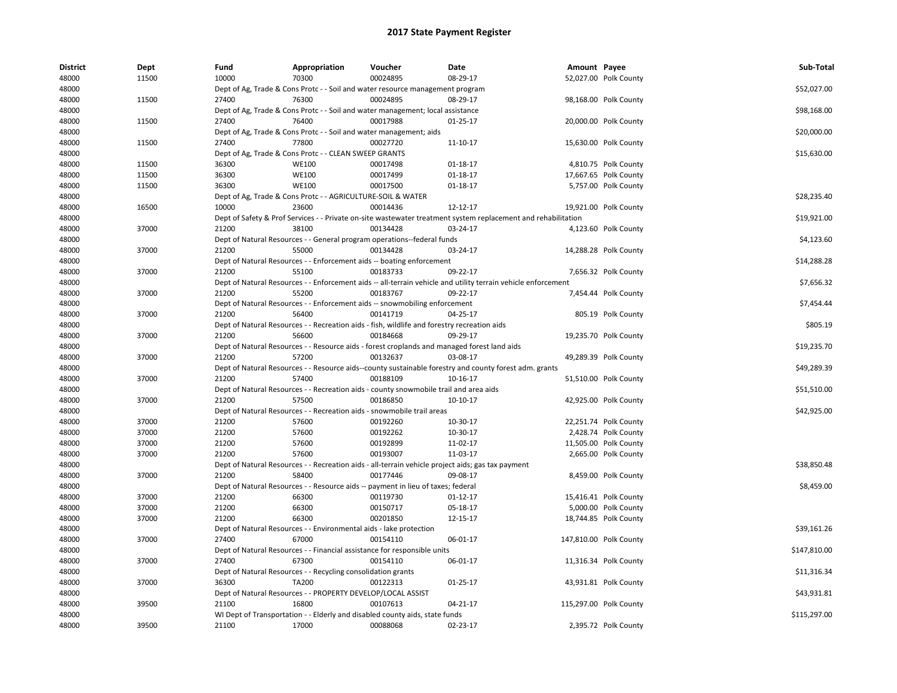# 2017 State Payment Register

| District | Dept | Fund | Appropriation | Voucher | Date | Amount | Payee | Sub-Total |
|---|---|---|---|---|---|---|---|---|
| 48000 | 11500 | 10000 | 70300 | 00024895 | 08-29-17 | 52,027.00 | Polk County | |
| 48000 | | Dept of Ag, Trade & Cons Protc - - Soil and water resource management program | | | | | | $52,027.00 |
| 48000 | 11500 | 27400 | 76300 | 00024895 | 08-29-17 | 98,168.00 | Polk County | |
| 48000 | | Dept of Ag, Trade & Cons Protc - - Soil and water management; local assistance | | | | | | $98,168.00 |
| 48000 | 11500 | 27400 | 76400 | 00017988 | 01-25-17 | 20,000.00 | Polk County | |
| 48000 | | Dept of Ag, Trade & Cons Protc - - Soil and water management; aids | | | | | | $20,000.00 |
| 48000 | 11500 | 27400 | 77800 | 00027720 | 11-10-17 | 15,630.00 | Polk County | |
| 48000 | | Dept of Ag, Trade & Cons Protc - - CLEAN SWEEP GRANTS | | | | | | $15,630.00 |
| 48000 | 11500 | 36300 | WE100 | 00017498 | 01-18-17 | 4,810.75 | Polk County | |
| 48000 | 11500 | 36300 | WE100 | 00017499 | 01-18-17 | 17,667.65 | Polk County | |
| 48000 | 11500 | 36300 | WE100 | 00017500 | 01-18-17 | 5,757.00 | Polk County | |
| 48000 | | Dept of Ag, Trade & Cons Protc - - AGRICULTURE-SOIL & WATER | | | | | | $28,235.40 |
| 48000 | 16500 | 10000 | 23600 | 00014436 | 12-12-17 | 19,921.00 | Polk County | |
| 48000 | | Dept of Safety & Prof Services - - Private on-site wastewater treatment system replacement and rehabilitation | | | | | | $19,921.00 |
| 48000 | 37000 | 21200 | 38100 | 00134428 | 03-24-17 | 4,123.60 | Polk County | |
| 48000 | | Dept of Natural Resources - - General program operations--federal funds | | | | | | $4,123.60 |
| 48000 | 37000 | 21200 | 55000 | 00134428 | 03-24-17 | 14,288.28 | Polk County | |
| 48000 | | Dept of Natural Resources - - Enforcement aids -- boating enforcement | | | | | | $14,288.28 |
| 48000 | 37000 | 21200 | 55100 | 00183733 | 09-22-17 | 7,656.32 | Polk County | |
| 48000 | | Dept of Natural Resources - - Enforcement aids -- all-terrain vehicle and utility terrain vehicle enforcement | | | | | | $7,656.32 |
| 48000 | 37000 | 21200 | 55200 | 00183767 | 09-22-17 | 7,454.44 | Polk County | |
| 48000 | | Dept of Natural Resources - - Enforcement aids -- snowmobiling enforcement | | | | | | $7,454.44 |
| 48000 | 37000 | 21200 | 56400 | 00141719 | 04-25-17 | 805.19 | Polk County | |
| 48000 | | Dept of Natural Resources - - Recreation aids - fish, wildlife and forestry recreation aids | | | | | | $805.19 |
| 48000 | 37000 | 21200 | 56600 | 00184668 | 09-29-17 | 19,235.70 | Polk County | |
| 48000 | | Dept of Natural Resources - - Resource aids - forest croplands and managed forest land aids | | | | | | $19,235.70 |
| 48000 | 37000 | 21200 | 57200 | 00132637 | 03-08-17 | 49,289.39 | Polk County | |
| 48000 | | Dept of Natural Resources - - Resource aids--county sustainable forestry and county forest adm. grants | | | | | | $49,289.39 |
| 48000 | 37000 | 21200 | 57400 | 00188109 | 10-16-17 | 51,510.00 | Polk County | |
| 48000 | | Dept of Natural Resources - - Recreation aids - county snowmobile trail and area aids | | | | | | $51,510.00 |
| 48000 | 37000 | 21200 | 57500 | 00186850 | 10-10-17 | 42,925.00 | Polk County | |
| 48000 | | Dept of Natural Resources - - Recreation aids - snowmobile trail areas | | | | | | $42,925.00 |
| 48000 | 37000 | 21200 | 57600 | 00192260 | 10-30-17 | 22,251.74 | Polk County | |
| 48000 | 37000 | 21200 | 57600 | 00192262 | 10-30-17 | 2,428.74 | Polk County | |
| 48000 | 37000 | 21200 | 57600 | 00192899 | 11-02-17 | 11,505.00 | Polk County | |
| 48000 | 37000 | 21200 | 57600 | 00193007 | 11-03-17 | 2,665.00 | Polk County | |
| 48000 | | Dept of Natural Resources - - Recreation aids - all-terrain vehicle project aids; gas tax payment | | | | | | $38,850.48 |
| 48000 | 37000 | 21200 | 58400 | 00177446 | 09-08-17 | 8,459.00 | Polk County | |
| 48000 | | Dept of Natural Resources - - Resource aids -- payment in lieu of taxes; federal | | | | | | $8,459.00 |
| 48000 | 37000 | 21200 | 66300 | 00119730 | 01-12-17 | 15,416.41 | Polk County | |
| 48000 | 37000 | 21200 | 66300 | 00150717 | 05-18-17 | 5,000.00 | Polk County | |
| 48000 | 37000 | 21200 | 66300 | 00201850 | 12-15-17 | 18,744.85 | Polk County | |
| 48000 | | Dept of Natural Resources - - Environmental aids - lake protection | | | | | | $39,161.26 |
| 48000 | 37000 | 27400 | 67000 | 00154110 | 06-01-17 | 147,810.00 | Polk County | |
| 48000 | | Dept of Natural Resources - - Financial assistance for responsible units | | | | | | $147,810.00 |
| 48000 | 37000 | 27400 | 67300 | 00154110 | 06-01-17 | 11,316.34 | Polk County | |
| 48000 | | Dept of Natural Resources - - Recycling consolidation grants | | | | | | $11,316.34 |
| 48000 | 37000 | 36300 | TA200 | 00122313 | 01-25-17 | 43,931.81 | Polk County | |
| 48000 | | Dept of Natural Resources - - PROPERTY DEVELOP/LOCAL ASSIST | | | | | | $43,931.81 |
| 48000 | 39500 | 21100 | 16800 | 00107613 | 04-21-17 | 115,297.00 | Polk County | |
| 48000 | | WI Dept of Transportation - - Elderly and disabled county aids, state funds | | | | | | $115,297.00 |
| 48000 | 39500 | 21100 | 17000 | 00088068 | 02-23-17 | 2,395.72 | Polk County | |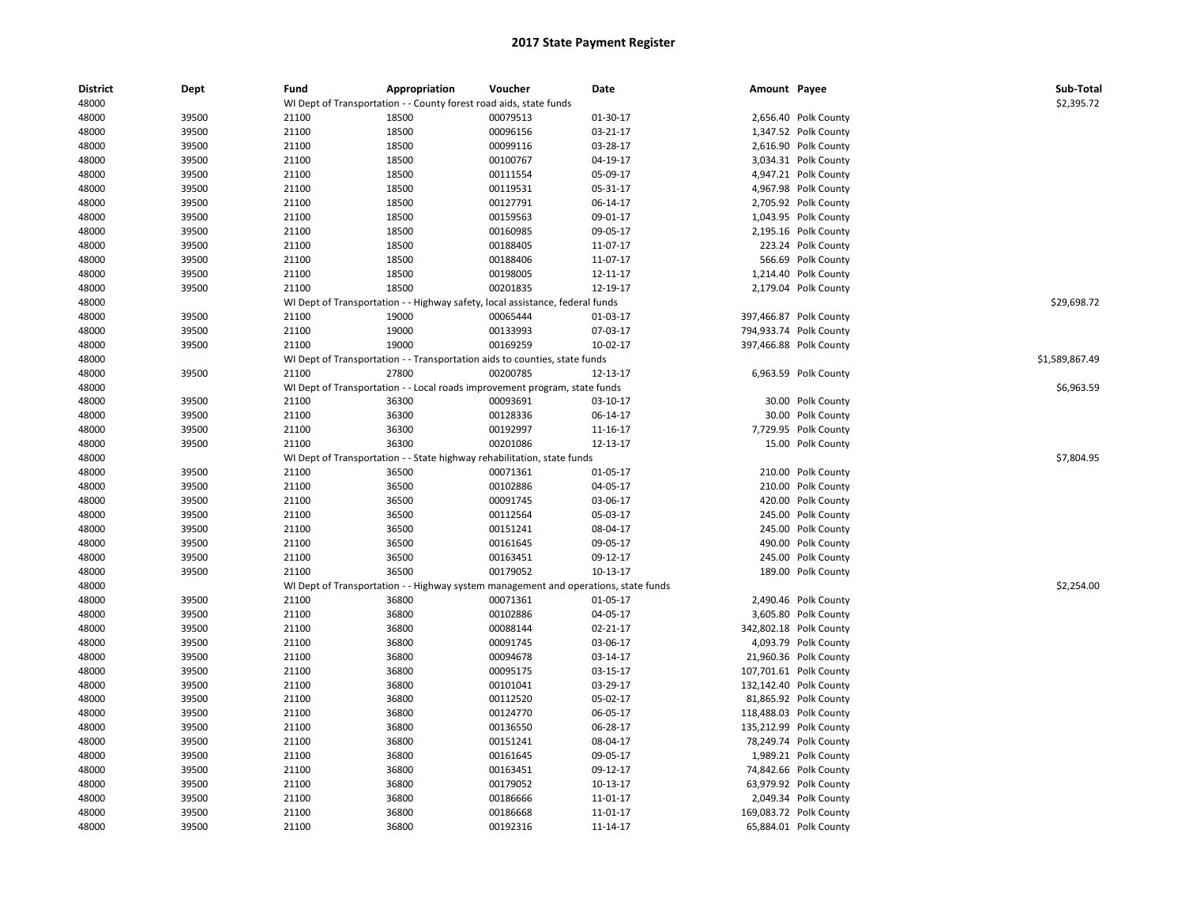# 2017 State Payment Register

| District | Dept | Fund | Appropriation | Voucher | Date | Amount | Payee | Sub-Total |
|---|---|---|---|---|---|---|---|---|
| 48000 | | WI Dept of Transportation - - County forest road aids, state funds | | | | | | $2,395.72 |
| 48000 | 39500 | 21100 | 18500 | 00079513 | 01-30-17 | 2,656.40 | Polk County | |
| 48000 | 39500 | 21100 | 18500 | 00096156 | 03-21-17 | 1,347.52 | Polk County | |
| 48000 | 39500 | 21100 | 18500 | 00099116 | 03-28-17 | 2,616.90 | Polk County | |
| 48000 | 39500 | 21100 | 18500 | 00100767 | 04-19-17 | 3,034.31 | Polk County | |
| 48000 | 39500 | 21100 | 18500 | 00111554 | 05-09-17 | 4,947.21 | Polk County | |
| 48000 | 39500 | 21100 | 18500 | 00119531 | 05-31-17 | 4,967.98 | Polk County | |
| 48000 | 39500 | 21100 | 18500 | 00127791 | 06-14-17 | 2,705.92 | Polk County | |
| 48000 | 39500 | 21100 | 18500 | 00159563 | 09-01-17 | 1,043.95 | Polk County | |
| 48000 | 39500 | 21100 | 18500 | 00160985 | 09-05-17 | 2,195.16 | Polk County | |
| 48000 | 39500 | 21100 | 18500 | 00188405 | 11-07-17 | 223.24 | Polk County | |
| 48000 | 39500 | 21100 | 18500 | 00188406 | 11-07-17 | 566.69 | Polk County | |
| 48000 | 39500 | 21100 | 18500 | 00198005 | 12-11-17 | 1,214.40 | Polk County | |
| 48000 | 39500 | 21100 | 18500 | 00201835 | 12-19-17 | 2,179.04 | Polk County | |
| 48000 | | WI Dept of Transportation - - Highway safety, local assistance, federal funds | | | | | | $29,698.72 |
| 48000 | 39500 | 21100 | 19000 | 00065444 | 01-03-17 | 397,466.87 | Polk County | |
| 48000 | 39500 | 21100 | 19000 | 00133993 | 07-03-17 | 794,933.74 | Polk County | |
| 48000 | 39500 | 21100 | 19000 | 00169259 | 10-02-17 | 397,466.88 | Polk County | |
| 48000 | | WI Dept of Transportation - - Transportation aids to counties, state funds | | | | | | $1,589,867.49 |
| 48000 | 39500 | 21100 | 27800 | 00200785 | 12-13-17 | 6,963.59 | Polk County | |
| 48000 | | WI Dept of Transportation - - Local roads improvement program, state funds | | | | | | $6,963.59 |
| 48000 | 39500 | 21100 | 36300 | 00093691 | 03-10-17 | 30.00 | Polk County | |
| 48000 | 39500 | 21100 | 36300 | 00128336 | 06-14-17 | 30.00 | Polk County | |
| 48000 | 39500 | 21100 | 36300 | 00192997 | 11-16-17 | 7,729.95 | Polk County | |
| 48000 | 39500 | 21100 | 36300 | 00201086 | 12-13-17 | 15.00 | Polk County | |
| 48000 | | WI Dept of Transportation - - State highway rehabilitation, state funds | | | | | | $7,804.95 |
| 48000 | 39500 | 21100 | 36500 | 00071361 | 01-05-17 | 210.00 | Polk County | |
| 48000 | 39500 | 21100 | 36500 | 00102886 | 04-05-17 | 210.00 | Polk County | |
| 48000 | 39500 | 21100 | 36500 | 00091745 | 03-06-17 | 420.00 | Polk County | |
| 48000 | 39500 | 21100 | 36500 | 00112564 | 05-03-17 | 245.00 | Polk County | |
| 48000 | 39500 | 21100 | 36500 | 00151241 | 08-04-17 | 245.00 | Polk County | |
| 48000 | 39500 | 21100 | 36500 | 00161645 | 09-05-17 | 490.00 | Polk County | |
| 48000 | 39500 | 21100 | 36500 | 00163451 | 09-12-17 | 245.00 | Polk County | |
| 48000 | 39500 | 21100 | 36500 | 00179052 | 10-13-17 | 189.00 | Polk County | |
| 48000 | | WI Dept of Transportation - - Highway system management and operations, state funds | | | | | | $2,254.00 |
| 48000 | 39500 | 21100 | 36800 | 00071361 | 01-05-17 | 2,490.46 | Polk County | |
| 48000 | 39500 | 21100 | 36800 | 00102886 | 04-05-17 | 3,605.80 | Polk County | |
| 48000 | 39500 | 21100 | 36800 | 00088144 | 02-21-17 | 342,802.18 | Polk County | |
| 48000 | 39500 | 21100 | 36800 | 00091745 | 03-06-17 | 4,093.79 | Polk County | |
| 48000 | 39500 | 21100 | 36800 | 00094678 | 03-14-17 | 21,960.36 | Polk County | |
| 48000 | 39500 | 21100 | 36800 | 00095175 | 03-15-17 | 107,701.61 | Polk County | |
| 48000 | 39500 | 21100 | 36800 | 00101041 | 03-29-17 | 132,142.40 | Polk County | |
| 48000 | 39500 | 21100 | 36800 | 00112520 | 05-02-17 | 81,865.92 | Polk County | |
| 48000 | 39500 | 21100 | 36800 | 00124770 | 06-05-17 | 118,488.03 | Polk County | |
| 48000 | 39500 | 21100 | 36800 | 00136550 | 06-28-17 | 135,212.99 | Polk County | |
| 48000 | 39500 | 21100 | 36800 | 00151241 | 08-04-17 | 78,249.74 | Polk County | |
| 48000 | 39500 | 21100 | 36800 | 00161645 | 09-05-17 | 1,989.21 | Polk County | |
| 48000 | 39500 | 21100 | 36800 | 00163451 | 09-12-17 | 74,842.66 | Polk County | |
| 48000 | 39500 | 21100 | 36800 | 00179052 | 10-13-17 | 63,979.92 | Polk County | |
| 48000 | 39500 | 21100 | 36800 | 00186666 | 11-01-17 | 2,049.34 | Polk County | |
| 48000 | 39500 | 21100 | 36800 | 00186668 | 11-01-17 | 169,083.72 | Polk County | |
| 48000 | 39500 | 21100 | 36800 | 00192316 | 11-14-17 | 65,884.01 | Polk County | |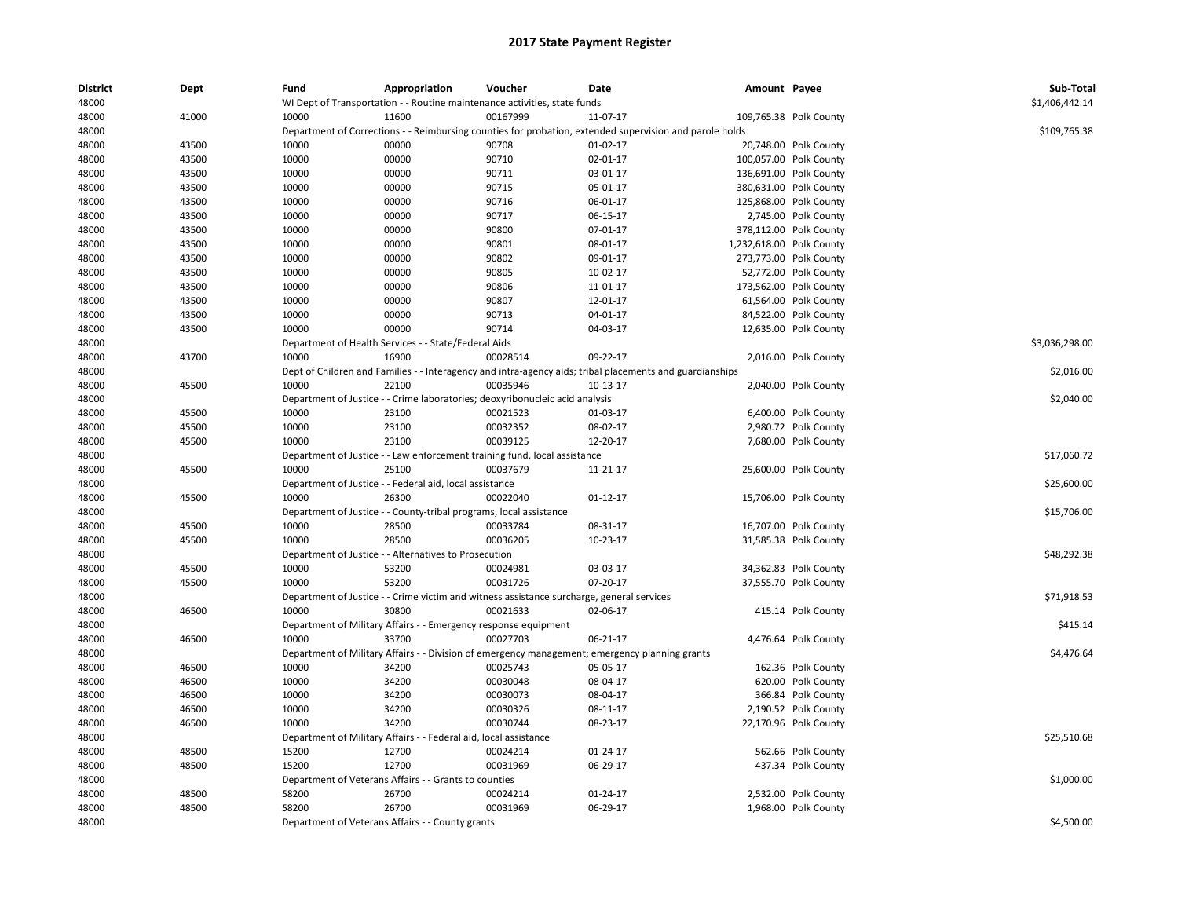# 2017 State Payment Register

| District | Dept | Fund | Appropriation | Voucher | Date | Amount | Payee | Sub-Total |
|---|---|---|---|---|---|---|---|---|
| 48000 | | WI Dept of Transportation - - Routine maintenance activities, state funds | | | | | | $1,406,442.14 |
| 48000 | 41000 | 10000 | 11600 | 00167999 | 11-07-17 | 109,765.38 | Polk County | |
| 48000 | | Department of Corrections - - Reimbursing counties for probation, extended supervision and parole holds | | | | | | $109,765.38 |
| 48000 | 43500 | 10000 | 00000 | 90708 | 01-02-17 | 20,748.00 | Polk County | |
| 48000 | 43500 | 10000 | 00000 | 90710 | 02-01-17 | 100,057.00 | Polk County | |
| 48000 | 43500 | 10000 | 00000 | 90711 | 03-01-17 | 136,691.00 | Polk County | |
| 48000 | 43500 | 10000 | 00000 | 90715 | 05-01-17 | 380,631.00 | Polk County | |
| 48000 | 43500 | 10000 | 00000 | 90716 | 06-01-17 | 125,868.00 | Polk County | |
| 48000 | 43500 | 10000 | 00000 | 90717 | 06-15-17 | 2,745.00 | Polk County | |
| 48000 | 43500 | 10000 | 00000 | 90800 | 07-01-17 | 378,112.00 | Polk County | |
| 48000 | 43500 | 10000 | 00000 | 90801 | 08-01-17 | 1,232,618.00 | Polk County | |
| 48000 | 43500 | 10000 | 00000 | 90802 | 09-01-17 | 273,773.00 | Polk County | |
| 48000 | 43500 | 10000 | 00000 | 90805 | 10-02-17 | 52,772.00 | Polk County | |
| 48000 | 43500 | 10000 | 00000 | 90806 | 11-01-17 | 173,562.00 | Polk County | |
| 48000 | 43500 | 10000 | 00000 | 90807 | 12-01-17 | 61,564.00 | Polk County | |
| 48000 | 43500 | 10000 | 00000 | 90713 | 04-01-17 | 84,522.00 | Polk County | |
| 48000 | 43500 | 10000 | 00000 | 90714 | 04-03-17 | 12,635.00 | Polk County | |
| 48000 | | Department of Health Services - - State/Federal Aids | | | | | | $3,036,298.00 |
| 48000 | 43700 | 10000 | 16900 | 00028514 | 09-22-17 | 2,016.00 | Polk County | |
| 48000 | | Dept of Children and Families - - Interagency and intra-agency aids; tribal placements and guardianships | | | | | | $2,016.00 |
| 48000 | 45500 | 10000 | 22100 | 00035946 | 10-13-17 | 2,040.00 | Polk County | |
| 48000 | | Department of Justice - - Crime laboratories; deoxyribonucleic acid analysis | | | | | | $2,040.00 |
| 48000 | 45500 | 10000 | 23100 | 00021523 | 01-03-17 | 6,400.00 | Polk County | |
| 48000 | 45500 | 10000 | 23100 | 00032352 | 08-02-17 | 2,980.72 | Polk County | |
| 48000 | 45500 | 10000 | 23100 | 00039125 | 12-20-17 | 7,680.00 | Polk County | |
| 48000 | | Department of Justice - - Law enforcement training fund, local assistance | | | | | | $17,060.72 |
| 48000 | 45500 | 10000 | 25100 | 00037679 | 11-21-17 | 25,600.00 | Polk County | |
| 48000 | | Department of Justice - - Federal aid, local assistance | | | | | | $25,600.00 |
| 48000 | 45500 | 10000 | 26300 | 00022040 | 01-12-17 | 15,706.00 | Polk County | |
| 48000 | | Department of Justice - - County-tribal programs, local assistance | | | | | | $15,706.00 |
| 48000 | 45500 | 10000 | 28500 | 00033784 | 08-31-17 | 16,707.00 | Polk County | |
| 48000 | 45500 | 10000 | 28500 | 00036205 | 10-23-17 | 31,585.38 | Polk County | |
| 48000 | | Department of Justice - - Alternatives to Prosecution | | | | | | $48,292.38 |
| 48000 | 45500 | 10000 | 53200 | 00024981 | 03-03-17 | 34,362.83 | Polk County | |
| 48000 | 45500 | 10000 | 53200 | 00031726 | 07-20-17 | 37,555.70 | Polk County | |
| 48000 | | Department of Justice - - Crime victim and witness assistance surcharge, general services | | | | | | $71,918.53 |
| 48000 | 46500 | 10000 | 30800 | 00021633 | 02-06-17 | 415.14 | Polk County | |
| 48000 | | Department of Military Affairs - - Emergency response equipment | | | | | | $415.14 |
| 48000 | 46500 | 10000 | 33700 | 00027703 | 06-21-17 | 4,476.64 | Polk County | |
| 48000 | | Department of Military Affairs - - Division of emergency management; emergency planning grants | | | | | | $4,476.64 |
| 48000 | 46500 | 10000 | 34200 | 00025743 | 05-05-17 | 162.36 | Polk County | |
| 48000 | 46500 | 10000 | 34200 | 00030048 | 08-04-17 | 620.00 | Polk County | |
| 48000 | 46500 | 10000 | 34200 | 00030073 | 08-04-17 | 366.84 | Polk County | |
| 48000 | 46500 | 10000 | 34200 | 00030326 | 08-11-17 | 2,190.52 | Polk County | |
| 48000 | 46500 | 10000 | 34200 | 00030744 | 08-23-17 | 22,170.96 | Polk County | |
| 48000 | | Department of Military Affairs - - Federal aid, local assistance | | | | | | $25,510.68 |
| 48000 | 48500 | 15200 | 12700 | 00024214 | 01-24-17 | 562.66 | Polk County | |
| 48000 | 48500 | 15200 | 12700 | 00031969 | 06-29-17 | 437.34 | Polk County | |
| 48000 | | Department of Veterans Affairs - - Grants to counties | | | | | | $1,000.00 |
| 48000 | 48500 | 58200 | 26700 | 00024214 | 01-24-17 | 2,532.00 | Polk County | |
| 48000 | 48500 | 58200 | 26700 | 00031969 | 06-29-17 | 1,968.00 | Polk County | |
| 48000 | | Department of Veterans Affairs - - County grants | | | | | | $4,500.00 |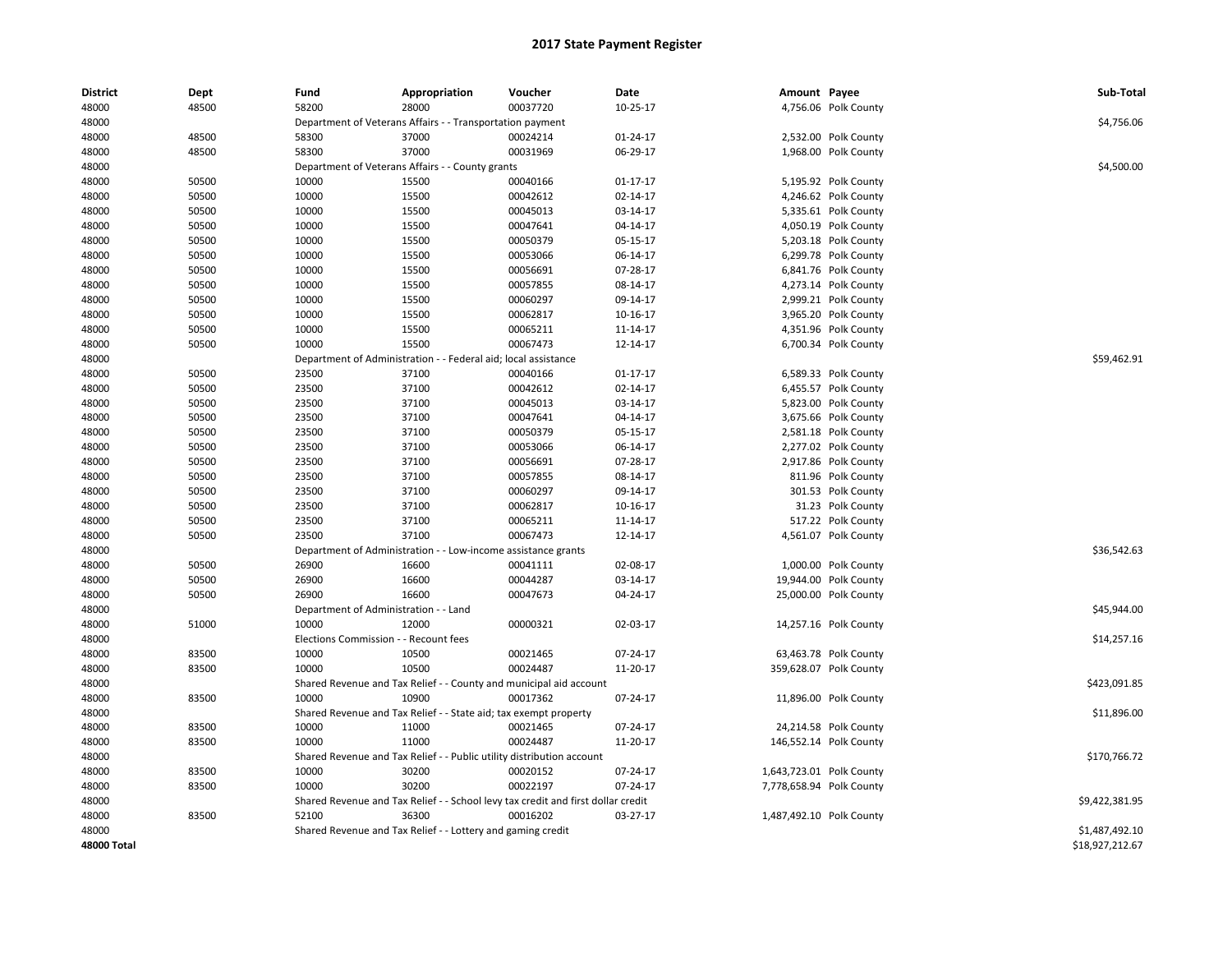# 2017 State Payment Register

| District | Dept | Fund | Appropriation | Voucher | Date | Amount | Payee | Sub-Total |
|---|---|---|---|---|---|---|---|---|
| 48000 | 48500 | 58200 | 28000 | 00037720 | 10-25-17 | 4,756.06 | Polk County | |
| 48000 | | Department of Veterans Affairs - - Transportation payment | | | | | | $4,756.06 |
| 48000 | 48500 | 58300 | 37000 | 00024214 | 01-24-17 | 2,532.00 | Polk County | |
| 48000 | 48500 | 58300 | 37000 | 00031969 | 06-29-17 | 1,968.00 | Polk County | |
| 48000 | | Department of Veterans Affairs - - County grants | | | | | | $4,500.00 |
| 48000 | 50500 | 10000 | 15500 | 00040166 | 01-17-17 | 5,195.92 | Polk County | |
| 48000 | 50500 | 10000 | 15500 | 00042612 | 02-14-17 | 4,246.62 | Polk County | |
| 48000 | 50500 | 10000 | 15500 | 00045013 | 03-14-17 | 5,335.61 | Polk County | |
| 48000 | 50500 | 10000 | 15500 | 00047641 | 04-14-17 | 4,050.19 | Polk County | |
| 48000 | 50500 | 10000 | 15500 | 00050379 | 05-15-17 | 5,203.18 | Polk County | |
| 48000 | 50500 | 10000 | 15500 | 00053066 | 06-14-17 | 6,299.78 | Polk County | |
| 48000 | 50500 | 10000 | 15500 | 00056691 | 07-28-17 | 6,841.76 | Polk County | |
| 48000 | 50500 | 10000 | 15500 | 00057855 | 08-14-17 | 4,273.14 | Polk County | |
| 48000 | 50500 | 10000 | 15500 | 00060297 | 09-14-17 | 2,999.21 | Polk County | |
| 48000 | 50500 | 10000 | 15500 | 00062817 | 10-16-17 | 3,965.20 | Polk County | |
| 48000 | 50500 | 10000 | 15500 | 00065211 | 11-14-17 | 4,351.96 | Polk County | |
| 48000 | 50500 | 10000 | 15500 | 00067473 | 12-14-17 | 6,700.34 | Polk County | |
| 48000 | | Department of Administration - - Federal aid; local assistance | | | | | | $59,462.91 |
| 48000 | 50500 | 23500 | 37100 | 00040166 | 01-17-17 | 6,589.33 | Polk County | |
| 48000 | 50500 | 23500 | 37100 | 00042612 | 02-14-17 | 6,455.57 | Polk County | |
| 48000 | 50500 | 23500 | 37100 | 00045013 | 03-14-17 | 5,823.00 | Polk County | |
| 48000 | 50500 | 23500 | 37100 | 00047641 | 04-14-17 | 3,675.66 | Polk County | |
| 48000 | 50500 | 23500 | 37100 | 00050379 | 05-15-17 | 2,581.18 | Polk County | |
| 48000 | 50500 | 23500 | 37100 | 00053066 | 06-14-17 | 2,277.02 | Polk County | |
| 48000 | 50500 | 23500 | 37100 | 00056691 | 07-28-17 | 2,917.86 | Polk County | |
| 48000 | 50500 | 23500 | 37100 | 00057855 | 08-14-17 | 811.96 | Polk County | |
| 48000 | 50500 | 23500 | 37100 | 00060297 | 09-14-17 | 301.53 | Polk County | |
| 48000 | 50500 | 23500 | 37100 | 00062817 | 10-16-17 | 31.23 | Polk County | |
| 48000 | 50500 | 23500 | 37100 | 00065211 | 11-14-17 | 517.22 | Polk County | |
| 48000 | 50500 | 23500 | 37100 | 00067473 | 12-14-17 | 4,561.07 | Polk County | |
| 48000 | | Department of Administration - - Low-income assistance grants | | | | | | $36,542.63 |
| 48000 | 50500 | 26900 | 16600 | 00041111 | 02-08-17 | 1,000.00 | Polk County | |
| 48000 | 50500 | 26900 | 16600 | 00044287 | 03-14-17 | 19,944.00 | Polk County | |
| 48000 | 50500 | 26900 | 16600 | 00047673 | 04-24-17 | 25,000.00 | Polk County | |
| 48000 | | Department of Administration - - Land | | | | | | $45,944.00 |
| 48000 | 51000 | 10000 | 12000 | 00000321 | 02-03-17 | 14,257.16 | Polk County | |
| 48000 | | Elections Commission - - Recount fees | | | | | | $14,257.16 |
| 48000 | 83500 | 10000 | 10500 | 00021465 | 07-24-17 | 63,463.78 | Polk County | |
| 48000 | 83500 | 10000 | 10500 | 00024487 | 11-20-17 | 359,628.07 | Polk County | |
| 48000 | | Shared Revenue and Tax Relief - - County and municipal aid account | | | | | | $423,091.85 |
| 48000 | 83500 | 10000 | 10900 | 00017362 | 07-24-17 | 11,896.00 | Polk County | |
| 48000 | | Shared Revenue and Tax Relief - - State aid; tax exempt property | | | | | | $11,896.00 |
| 48000 | 83500 | 10000 | 11000 | 00021465 | 07-24-17 | 24,214.58 | Polk County | |
| 48000 | 83500 | 10000 | 11000 | 00024487 | 11-20-17 | 146,552.14 | Polk County | |
| 48000 | | Shared Revenue and Tax Relief - - Public utility distribution account | | | | | | $170,766.72 |
| 48000 | 83500 | 10000 | 30200 | 00020152 | 07-24-17 | 1,643,723.01 | Polk County | |
| 48000 | 83500 | 10000 | 30200 | 00022197 | 07-24-17 | 7,778,658.94 | Polk County | |
| 48000 | | Shared Revenue and Tax Relief - - School levy tax credit and first dollar credit | | | | | | $9,422,381.95 |
| 48000 | 83500 | 52100 | 36300 | 00016202 | 03-27-17 | 1,487,492.10 | Polk County | |
| 48000 | | Shared Revenue and Tax Relief - - Lottery and gaming credit | | | | | | $1,487,492.10 |
| **48000 Total** | | | | | | | | $18,927,212.67 |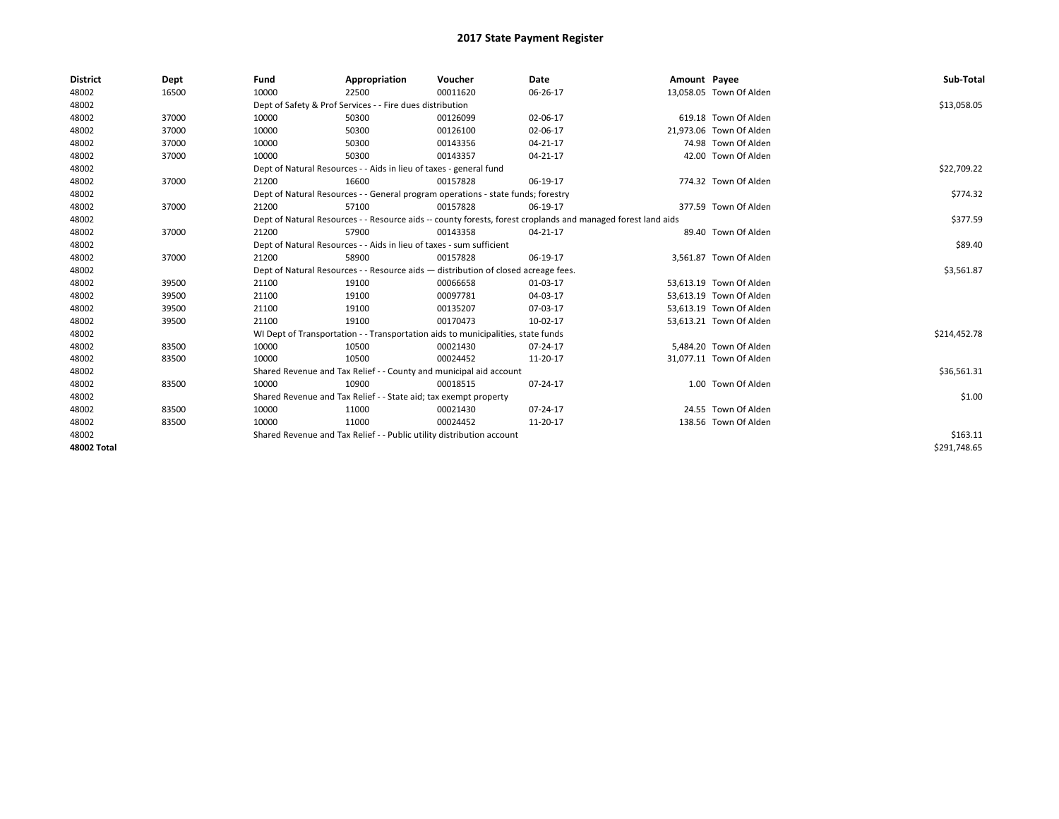# 2017 State Payment Register

| District | Dept | Fund | Appropriation | Voucher | Date | Amount | Payee | Sub-Total |
|---|---|---|---|---|---|---|---|---|
| 48002 | 16500 | 10000 | 22500 | 00011620 | 06-26-17 | 13,058.05 | Town Of Alden | |
| 48002 | | Dept of Safety & Prof Services - - Fire dues distribution | | | | | | $13,058.05 |
| 48002 | 37000 | 10000 | 50300 | 00126099 | 02-06-17 | 619.18 | Town Of Alden | |
| 48002 | 37000 | 10000 | 50300 | 00126100 | 02-06-17 | 21,973.06 | Town Of Alden | |
| 48002 | 37000 | 10000 | 50300 | 00143356 | 04-21-17 | 74.98 | Town Of Alden | |
| 48002 | 37000 | 10000 | 50300 | 00143357 | 04-21-17 | 42.00 | Town Of Alden | |
| 48002 | | Dept of Natural Resources - - Aids in lieu of taxes - general fund | | | | | | $22,709.22 |
| 48002 | 37000 | 21200 | 16600 | 00157828 | 06-19-17 | 774.32 | Town Of Alden | |
| 48002 | | Dept of Natural Resources - - General program operations - state funds; forestry | | | | | | $774.32 |
| 48002 | 37000 | 21200 | 57100 | 00157828 | 06-19-17 | 377.59 | Town Of Alden | |
| 48002 | | Dept of Natural Resources - - Resource aids -- county forests, forest croplands and managed forest land aids | | | | | | $377.59 |
| 48002 | 37000 | 21200 | 57900 | 00143358 | 04-21-17 | 89.40 | Town Of Alden | |
| 48002 | | Dept of Natural Resources - - Aids in lieu of taxes - sum sufficient | | | | | | $89.40 |
| 48002 | 37000 | 21200 | 58900 | 00157828 | 06-19-17 | 3,561.87 | Town Of Alden | |
| 48002 | | Dept of Natural Resources - - Resource aids — distribution of closed acreage fees. | | | | | | $3,561.87 |
| 48002 | 39500 | 21100 | 19100 | 00066658 | 01-03-17 | 53,613.19 | Town Of Alden | |
| 48002 | 39500 | 21100 | 19100 | 00097781 | 04-03-17 | 53,613.19 | Town Of Alden | |
| 48002 | 39500 | 21100 | 19100 | 00135207 | 07-03-17 | 53,613.19 | Town Of Alden | |
| 48002 | 39500 | 21100 | 19100 | 00170473 | 10-02-17 | 53,613.21 | Town Of Alden | |
| 48002 | | WI Dept of Transportation - - Transportation aids to municipalities, state funds | | | | | | $214,452.78 |
| 48002 | 83500 | 10000 | 10500 | 00021430 | 07-24-17 | 5,484.20 | Town Of Alden | |
| 48002 | 83500 | 10000 | 10500 | 00024452 | 11-20-17 | 31,077.11 | Town Of Alden | |
| 48002 | | Shared Revenue and Tax Relief - - County and municipal aid account | | | | | | $36,561.31 |
| 48002 | 83500 | 10000 | 10900 | 00018515 | 07-24-17 | 1.00 | Town Of Alden | |
| 48002 | | Shared Revenue and Tax Relief - - State aid; tax exempt property | | | | | | $1.00 |
| 48002 | 83500 | 10000 | 11000 | 00021430 | 07-24-17 | 24.55 | Town Of Alden | |
| 48002 | 83500 | 10000 | 11000 | 00024452 | 11-20-17 | 138.56 | Town Of Alden | |
| 48002 | | Shared Revenue and Tax Relief - - Public utility distribution account | | | | | | $163.11 |
| **48002 Total** | | | | | | | | $291,748.65 |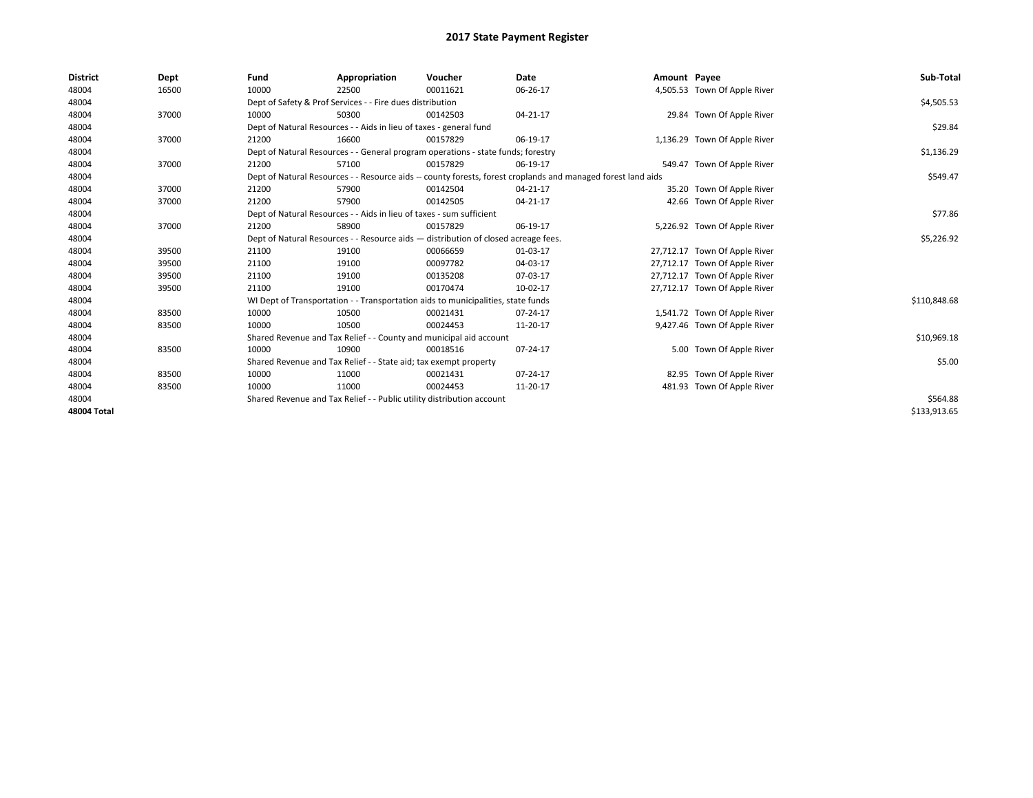# 2017 State Payment Register

| District | Dept | Fund | Appropriation | Voucher | Date | Amount | Payee | Sub-Total |
|---|---|---|---|---|---|---|---|---|
| 48004 | 16500 | 10000 | 22500 | 00011621 | 06-26-17 | 4,505.53 | Town Of Apple River | |
| 48004 | | Dept of Safety & Prof Services - - Fire dues distribution | | | | | | $4,505.53 |
| 48004 | 37000 | 10000 | 50300 | 00142503 | 04-21-17 | 29.84 | Town Of Apple River | |
| 48004 | | Dept of Natural Resources - - Aids in lieu of taxes - general fund | | | | | | $29.84 |
| 48004 | 37000 | 21200 | 16600 | 00157829 | 06-19-17 | 1,136.29 | Town Of Apple River | |
| 48004 | | Dept of Natural Resources - - General program operations - state funds; forestry | | | | | | $1,136.29 |
| 48004 | 37000 | 21200 | 57100 | 00157829 | 06-19-17 | 549.47 | Town Of Apple River | |
| 48004 | | Dept of Natural Resources - - Resource aids -- county forests, forest croplands and managed forest land aids | | | | | | $549.47 |
| 48004 | 37000 | 21200 | 57900 | 00142504 | 04-21-17 | 35.20 | Town Of Apple River | |
| 48004 | 37000 | 21200 | 57900 | 00142505 | 04-21-17 | 42.66 | Town Of Apple River | |
| 48004 | | Dept of Natural Resources - - Aids in lieu of taxes - sum sufficient | | | | | | $77.86 |
| 48004 | 37000 | 21200 | 58900 | 00157829 | 06-19-17 | 5,226.92 | Town Of Apple River | |
| 48004 | | Dept of Natural Resources - - Resource aids — distribution of closed acreage fees. | | | | | | $5,226.92 |
| 48004 | 39500 | 21100 | 19100 | 00066659 | 01-03-17 | 27,712.17 | Town Of Apple River | |
| 48004 | 39500 | 21100 | 19100 | 00097782 | 04-03-17 | 27,712.17 | Town Of Apple River | |
| 48004 | 39500 | 21100 | 19100 | 00135208 | 07-03-17 | 27,712.17 | Town Of Apple River | |
| 48004 | 39500 | 21100 | 19100 | 00170474 | 10-02-17 | 27,712.17 | Town Of Apple River | |
| 48004 | | WI Dept of Transportation - - Transportation aids to municipalities, state funds | | | | | | $110,848.68 |
| 48004 | 83500 | 10000 | 10500 | 00021431 | 07-24-17 | 1,541.72 | Town Of Apple River | |
| 48004 | 83500 | 10000 | 10500 | 00024453 | 11-20-17 | 9,427.46 | Town Of Apple River | |
| 48004 | | Shared Revenue and Tax Relief - - County and municipal aid account | | | | | | $10,969.18 |
| 48004 | 83500 | 10000 | 10900 | 00018516 | 07-24-17 | 5.00 | Town Of Apple River | |
| 48004 | | Shared Revenue and Tax Relief - - State aid; tax exempt property | | | | | | $5.00 |
| 48004 | 83500 | 10000 | 11000 | 00021431 | 07-24-17 | 82.95 | Town Of Apple River | |
| 48004 | 83500 | 10000 | 11000 | 00024453 | 11-20-17 | 481.93 | Town Of Apple River | |
| 48004 | | Shared Revenue and Tax Relief - - Public utility distribution account | | | | | | $564.88 |
| **48004 Total** | | | | | | | | $133,913.65 |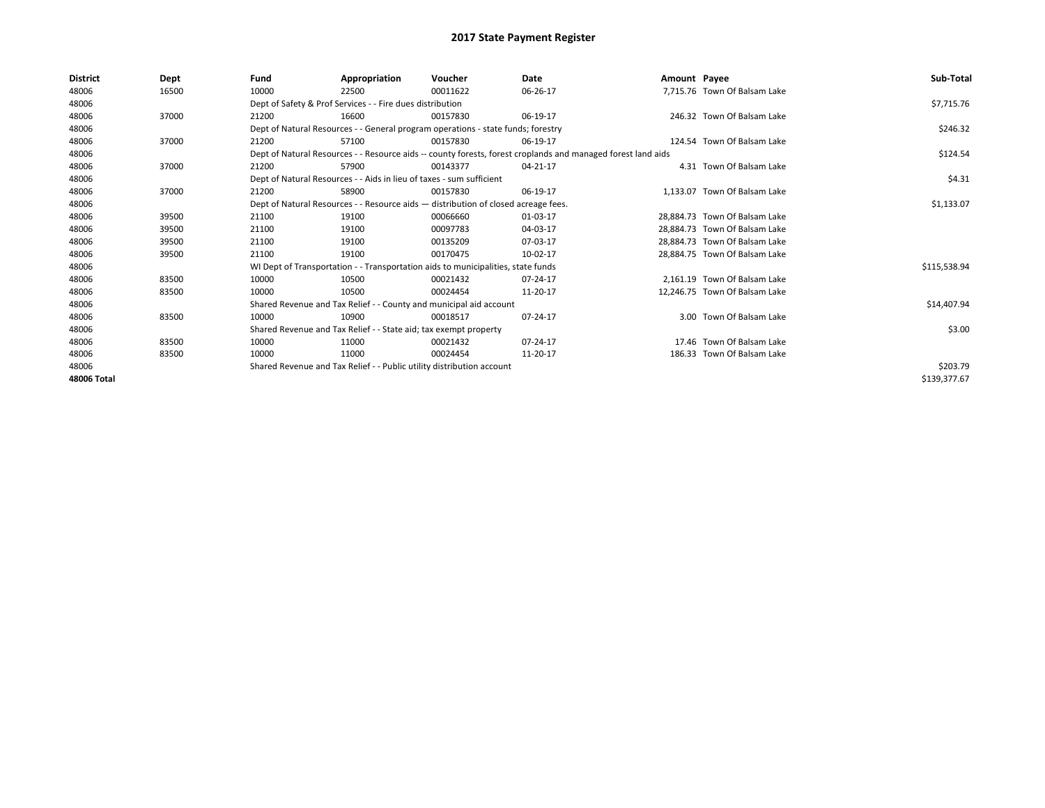# 2017 State Payment Register

| District | Dept | Fund | Appropriation | Voucher | Date | Amount | Payee | Sub-Total |
| --- | --- | --- | --- | --- | --- | --- | --- | --- |
| 48006 | 16500 | 10000 | 22500 | 00011622 | 06-26-17 | 7,715.76 | Town Of Balsam Lake | |
| 48006 | | Dept of Safety & Prof Services - - Fire dues distribution | | | | | | $7,715.76 |
| 48006 | 37000 | 21200 | 16600 | 00157830 | 06-19-17 | 246.32 | Town Of Balsam Lake | |
| 48006 | | Dept of Natural Resources - - General program operations - state funds; forestry | | | | | | $246.32 |
| 48006 | 37000 | 21200 | 57100 | 00157830 | 06-19-17 | 124.54 | Town Of Balsam Lake | |
| 48006 | | Dept of Natural Resources - - Resource aids -- county forests, forest croplands and managed forest land aids | | | | | | $124.54 |
| 48006 | 37000 | 21200 | 57900 | 00143377 | 04-21-17 | 4.31 | Town Of Balsam Lake | |
| 48006 | | Dept of Natural Resources - - Aids in lieu of taxes - sum sufficient | | | | | | $4.31 |
| 48006 | 37000 | 21200 | 58900 | 00157830 | 06-19-17 | 1,133.07 | Town Of Balsam Lake | |
| 48006 | | Dept of Natural Resources - - Resource aids — distribution of closed acreage fees. | | | | | | $1,133.07 |
| 48006 | 39500 | 21100 | 19100 | 00066660 | 01-03-17 | 28,884.73 | Town Of Balsam Lake | |
| 48006 | 39500 | 21100 | 19100 | 00097783 | 04-03-17 | 28,884.73 | Town Of Balsam Lake | |
| 48006 | 39500 | 21100 | 19100 | 00135209 | 07-03-17 | 28,884.73 | Town Of Balsam Lake | |
| 48006 | 39500 | 21100 | 19100 | 00170475 | 10-02-17 | 28,884.75 | Town Of Balsam Lake | |
| 48006 | | WI Dept of Transportation - - Transportation aids to municipalities, state funds | | | | | | $115,538.94 |
| 48006 | 83500 | 10000 | 10500 | 00021432 | 07-24-17 | 2,161.19 | Town Of Balsam Lake | |
| 48006 | 83500 | 10000 | 10500 | 00024454 | 11-20-17 | 12,246.75 | Town Of Balsam Lake | |
| 48006 | | Shared Revenue and Tax Relief - - County and municipal aid account | | | | | | $14,407.94 |
| 48006 | 83500 | 10000 | 10900 | 00018517 | 07-24-17 | 3.00 | Town Of Balsam Lake | |
| 48006 | | Shared Revenue and Tax Relief - - State aid; tax exempt property | | | | | | $3.00 |
| 48006 | 83500 | 10000 | 11000 | 00021432 | 07-24-17 | 17.46 | Town Of Balsam Lake | |
| 48006 | 83500 | 10000 | 11000 | 00024454 | 11-20-17 | 186.33 | Town Of Balsam Lake | |
| 48006 | | Shared Revenue and Tax Relief - - Public utility distribution account | | | | | | $203.79 |
| **48006 Total** | | | | | | | | $139,377.67 |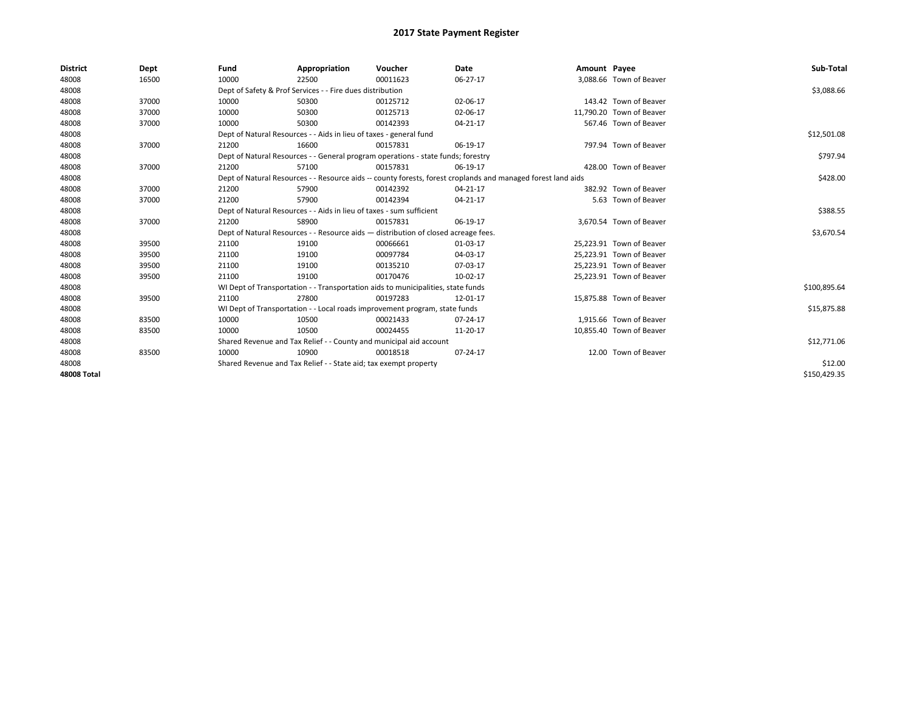# 2017 State Payment Register

| District | Dept | Fund | Appropriation | Voucher | Date | Amount | Payee | Sub-Total |
|---|---|---|---|---|---|---|---|---|
| 48008 | 16500 | 10000 | 22500 | 00011623 | 06-27-17 | 3,088.66 | Town of Beaver | |
| 48008 | | Dept of Safety & Prof Services - - Fire dues distribution | | | | | | $3,088.66 |
| 48008 | 37000 | 10000 | 50300 | 00125712 | 02-06-17 | 143.42 | Town of Beaver | |
| 48008 | 37000 | 10000 | 50300 | 00125713 | 02-06-17 | 11,790.20 | Town of Beaver | |
| 48008 | 37000 | 10000 | 50300 | 00142393 | 04-21-17 | 567.46 | Town of Beaver | |
| 48008 | | Dept of Natural Resources - - Aids in lieu of taxes - general fund | | | | | | $12,501.08 |
| 48008 | 37000 | 21200 | 16600 | 00157831 | 06-19-17 | 797.94 | Town of Beaver | |
| 48008 | | Dept of Natural Resources - - General program operations - state funds; forestry | | | | | | $797.94 |
| 48008 | 37000 | 21200 | 57100 | 00157831 | 06-19-17 | 428.00 | Town of Beaver | |
| 48008 | | Dept of Natural Resources - - Resource aids -- county forests, forest croplands and managed forest land aids | | | | | | $428.00 |
| 48008 | 37000 | 21200 | 57900 | 00142392 | 04-21-17 | 382.92 | Town of Beaver | |
| 48008 | 37000 | 21200 | 57900 | 00142394 | 04-21-17 | 5.63 | Town of Beaver | |
| 48008 | | Dept of Natural Resources - - Aids in lieu of taxes - sum sufficient | | | | | | $388.55 |
| 48008 | 37000 | 21200 | 58900 | 00157831 | 06-19-17 | 3,670.54 | Town of Beaver | |
| 48008 | | Dept of Natural Resources - - Resource aids — distribution of closed acreage fees. | | | | | | $3,670.54 |
| 48008 | 39500 | 21100 | 19100 | 00066661 | 01-03-17 | 25,223.91 | Town of Beaver | |
| 48008 | 39500 | 21100 | 19100 | 00097784 | 04-03-17 | 25,223.91 | Town of Beaver | |
| 48008 | 39500 | 21100 | 19100 | 00135210 | 07-03-17 | 25,223.91 | Town of Beaver | |
| 48008 | 39500 | 21100 | 19100 | 00170476 | 10-02-17 | 25,223.91 | Town of Beaver | |
| 48008 | | WI Dept of Transportation - - Transportation aids to municipalities, state funds | | | | | | $100,895.64 |
| 48008 | 39500 | 21100 | 27800 | 00197283 | 12-01-17 | 15,875.88 | Town of Beaver | |
| 48008 | | WI Dept of Transportation - - Local roads improvement program, state funds | | | | | | $15,875.88 |
| 48008 | 83500 | 10000 | 10500 | 00021433 | 07-24-17 | 1,915.66 | Town of Beaver | |
| 48008 | 83500 | 10000 | 10500 | 00024455 | 11-20-17 | 10,855.40 | Town of Beaver | |
| 48008 | | Shared Revenue and Tax Relief - - County and municipal aid account | | | | | | $12,771.06 |
| 48008 | 83500 | 10000 | 10900 | 00018518 | 07-24-17 | 12.00 | Town of Beaver | |
| 48008 | | Shared Revenue and Tax Relief - - State aid; tax exempt property | | | | | | $12.00 |
| **48008 Total** | | | | | | | | $150,429.35 |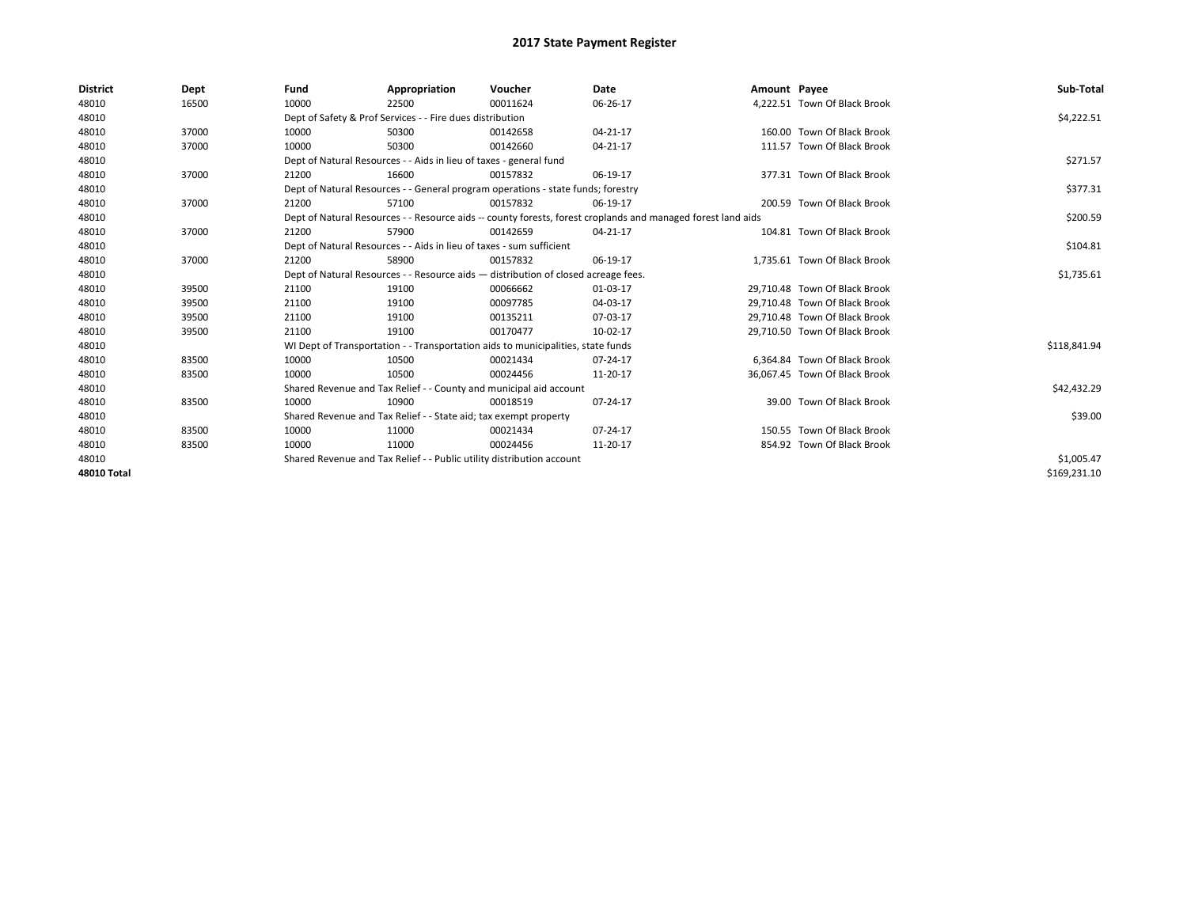# 2017 State Payment Register

| District | Dept | Fund | Appropriation | Voucher | Date | Amount | Payee | Sub-Total |
|---|---|---|---|---|---|---|---|---|
| 48010 | 16500 | 10000 | 22500 | 00011624 | 06-26-17 | 4,222.51 | Town Of Black Brook | |
| 48010 | | Dept of Safety & Prof Services - - Fire dues distribution | | | | | | $4,222.51 |
| 48010 | 37000 | 10000 | 50300 | 00142658 | 04-21-17 | 160.00 | Town Of Black Brook | |
| 48010 | 37000 | 10000 | 50300 | 00142660 | 04-21-17 | 111.57 | Town Of Black Brook | |
| 48010 | | Dept of Natural Resources - - Aids in lieu of taxes - general fund | | | | | | $271.57 |
| 48010 | 37000 | 21200 | 16600 | 00157832 | 06-19-17 | 377.31 | Town Of Black Brook | |
| 48010 | | Dept of Natural Resources - - General program operations - state funds; forestry | | | | | | $377.31 |
| 48010 | 37000 | 21200 | 57100 | 00157832 | 06-19-17 | 200.59 | Town Of Black Brook | |
| 48010 | | Dept of Natural Resources - - Resource aids -- county forests, forest croplands and managed forest land aids | | | | | | $200.59 |
| 48010 | 37000 | 21200 | 57900 | 00142659 | 04-21-17 | 104.81 | Town Of Black Brook | |
| 48010 | | Dept of Natural Resources - - Aids in lieu of taxes - sum sufficient | | | | | | $104.81 |
| 48010 | 37000 | 21200 | 58900 | 00157832 | 06-19-17 | 1,735.61 | Town Of Black Brook | |
| 48010 | | Dept of Natural Resources - - Resource aids — distribution of closed acreage fees. | | | | | | $1,735.61 |
| 48010 | 39500 | 21100 | 19100 | 00066662 | 01-03-17 | 29,710.48 | Town Of Black Brook | |
| 48010 | 39500 | 21100 | 19100 | 00097785 | 04-03-17 | 29,710.48 | Town Of Black Brook | |
| 48010 | 39500 | 21100 | 19100 | 00135211 | 07-03-17 | 29,710.48 | Town Of Black Brook | |
| 48010 | 39500 | 21100 | 19100 | 00170477 | 10-02-17 | 29,710.50 | Town Of Black Brook | |
| 48010 | | WI Dept of Transportation - - Transportation aids to municipalities, state funds | | | | | | $118,841.94 |
| 48010 | 83500 | 10000 | 10500 | 00021434 | 07-24-17 | 6,364.84 | Town Of Black Brook | |
| 48010 | 83500 | 10000 | 10500 | 00024456 | 11-20-17 | 36,067.45 | Town Of Black Brook | |
| 48010 | | Shared Revenue and Tax Relief - - County and municipal aid account | | | | | | $42,432.29 |
| 48010 | 83500 | 10000 | 10900 | 00018519 | 07-24-17 | 39.00 | Town Of Black Brook | |
| 48010 | | Shared Revenue and Tax Relief - - State aid; tax exempt property | | | | | | $39.00 |
| 48010 | 83500 | 10000 | 11000 | 00021434 | 07-24-17 | 150.55 | Town Of Black Brook | |
| 48010 | 83500 | 10000 | 11000 | 00024456 | 11-20-17 | 854.92 | Town Of Black Brook | |
| 48010 | | Shared Revenue and Tax Relief - - Public utility distribution account | | | | | | $1,005.47 |
| **48010 Total** | | | | | | | | $169,231.10 |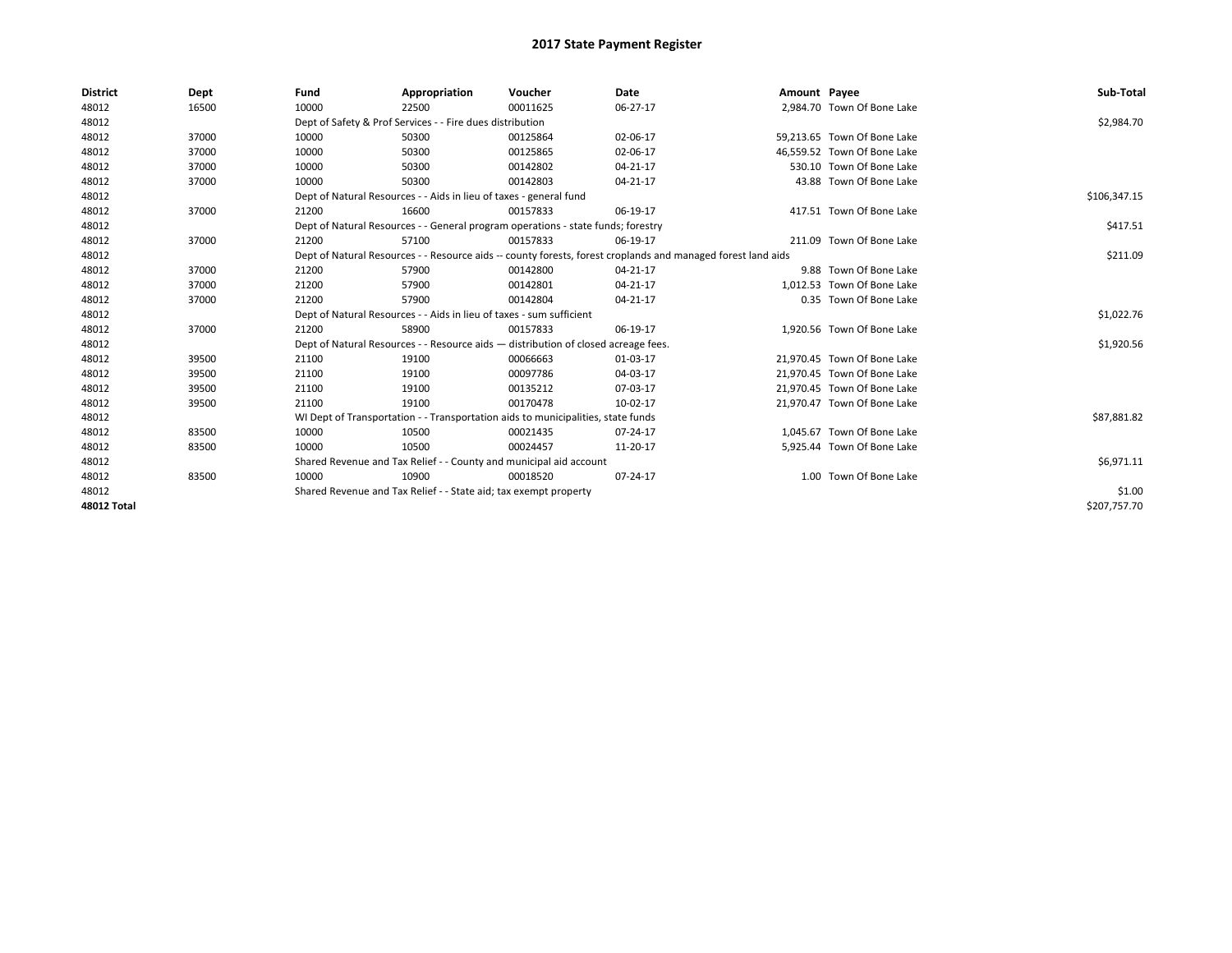# 2017 State Payment Register

| District | Dept | Fund | Appropriation | Voucher | Date | Amount | Payee | Sub-Total |
|---|---|---|---|---|---|---|---|---|
| 48012 | 16500 | 10000 | 22500 | 00011625 | 06-27-17 | 2,984.70 | Town Of Bone Lake | |
| 48012 | | Dept of Safety & Prof Services - - Fire dues distribution | | | | | | $2,984.70 |
| 48012 | 37000 | 10000 | 50300 | 00125864 | 02-06-17 | 59,213.65 | Town Of Bone Lake | |
| 48012 | 37000 | 10000 | 50300 | 00125865 | 02-06-17 | 46,559.52 | Town Of Bone Lake | |
| 48012 | 37000 | 10000 | 50300 | 00142802 | 04-21-17 | 530.10 | Town Of Bone Lake | |
| 48012 | 37000 | 10000 | 50300 | 00142803 | 04-21-17 | 43.88 | Town Of Bone Lake | |
| 48012 | | Dept of Natural Resources - - Aids in lieu of taxes - general fund | | | | | | $106,347.15 |
| 48012 | 37000 | 21200 | 16600 | 00157833 | 06-19-17 | 417.51 | Town Of Bone Lake | |
| 48012 | | Dept of Natural Resources - - General program operations - state funds; forestry | | | | | | $417.51 |
| 48012 | 37000 | 21200 | 57100 | 00157833 | 06-19-17 | 211.09 | Town Of Bone Lake | |
| 48012 | | Dept of Natural Resources - - Resource aids -- county forests, forest croplands and managed forest land aids | | | | | | $211.09 |
| 48012 | 37000 | 21200 | 57900 | 00142800 | 04-21-17 | 9.88 | Town Of Bone Lake | |
| 48012 | 37000 | 21200 | 57900 | 00142801 | 04-21-17 | 1,012.53 | Town Of Bone Lake | |
| 48012 | 37000 | 21200 | 57900 | 00142804 | 04-21-17 | 0.35 | Town Of Bone Lake | |
| 48012 | | Dept of Natural Resources - - Aids in lieu of taxes - sum sufficient | | | | | | $1,022.76 |
| 48012 | 37000 | 21200 | 58900 | 00157833 | 06-19-17 | 1,920.56 | Town Of Bone Lake | |
| 48012 | | Dept of Natural Resources - - Resource aids — distribution of closed acreage fees. | | | | | | $1,920.56 |
| 48012 | 39500 | 21100 | 19100 | 00066663 | 01-03-17 | 21,970.45 | Town Of Bone Lake | |
| 48012 | 39500 | 21100 | 19100 | 00097786 | 04-03-17 | 21,970.45 | Town Of Bone Lake | |
| 48012 | 39500 | 21100 | 19100 | 00135212 | 07-03-17 | 21,970.45 | Town Of Bone Lake | |
| 48012 | 39500 | 21100 | 19100 | 00170478 | 10-02-17 | 21,970.47 | Town Of Bone Lake | |
| 48012 | | WI Dept of Transportation - - Transportation aids to municipalities, state funds | | | | | | $87,881.82 |
| 48012 | 83500 | 10000 | 10500 | 00021435 | 07-24-17 | 1,045.67 | Town Of Bone Lake | |
| 48012 | 83500 | 10000 | 10500 | 00024457 | 11-20-17 | 5,925.44 | Town Of Bone Lake | |
| 48012 | | Shared Revenue and Tax Relief - - County and municipal aid account | | | | | | $6,971.11 |
| 48012 | 83500 | 10000 | 10900 | 00018520 | 07-24-17 | 1.00 | Town Of Bone Lake | |
| 48012 | | Shared Revenue and Tax Relief - - State aid; tax exempt property | | | | | | $1.00 |
| **48012 Total** | | | | | | | | $207,757.70 |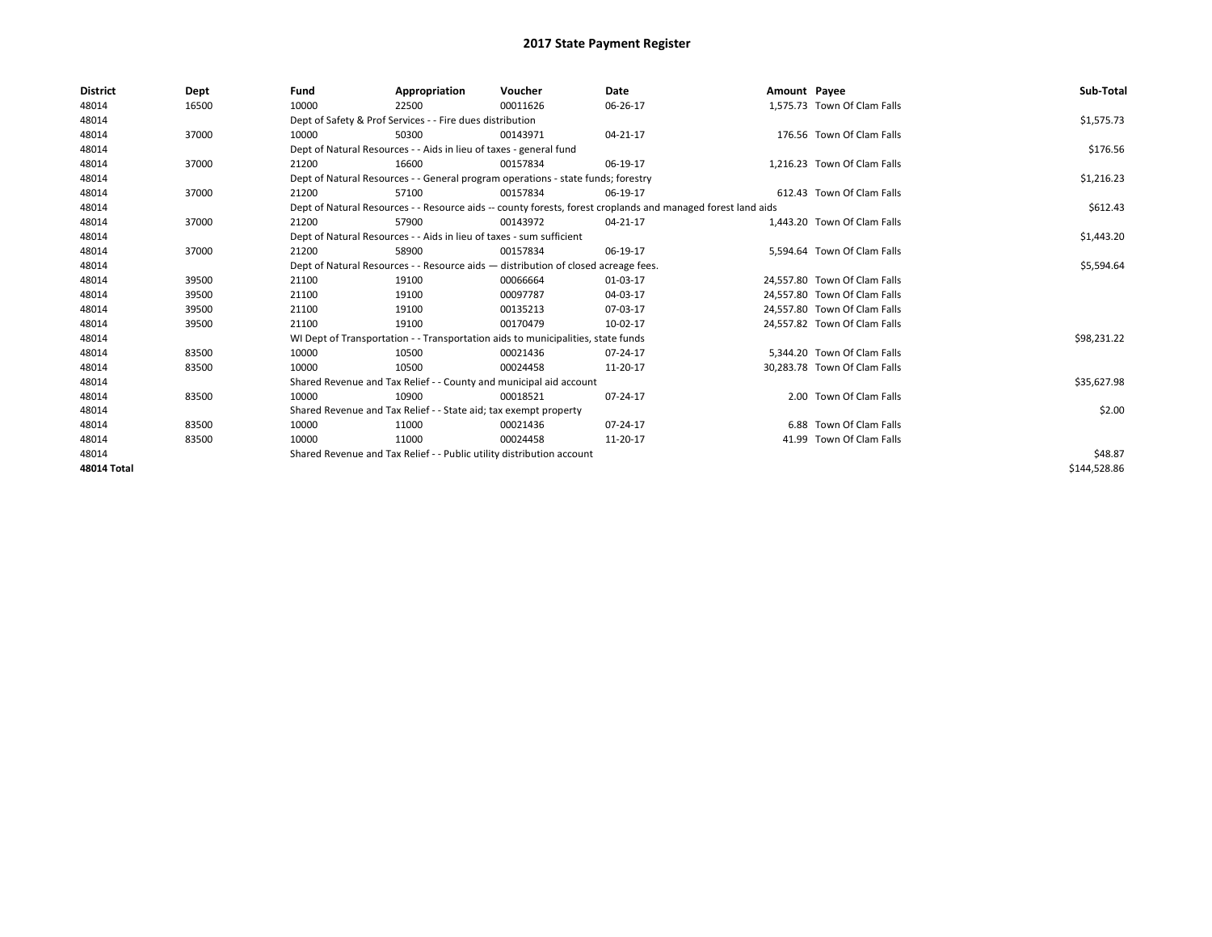# 2017 State Payment Register

| District | Dept | Fund | Appropriation | Voucher | Date | Amount | Payee | Sub-Total |
|---|---|---|---|---|---|---|---|---|
| 48014 | 16500 | 10000 | 22500 | 00011626 | 06-26-17 | 1,575.73 | Town Of Clam Falls | |
| 48014 | | Dept of Safety & Prof Services - - Fire dues distribution | | | | | | $1,575.73 |
| 48014 | 37000 | 10000 | 50300 | 00143971 | 04-21-17 | 176.56 | Town Of Clam Falls | |
| 48014 | | Dept of Natural Resources - - Aids in lieu of taxes - general fund | | | | | | $176.56 |
| 48014 | 37000 | 21200 | 16600 | 00157834 | 06-19-17 | 1,216.23 | Town Of Clam Falls | |
| 48014 | | Dept of Natural Resources - - General program operations - state funds; forestry | | | | | | $1,216.23 |
| 48014 | 37000 | 21200 | 57100 | 00157834 | 06-19-17 | 612.43 | Town Of Clam Falls | |
| 48014 | | Dept of Natural Resources - - Resource aids -- county forests, forest croplands and managed forest land aids | | | | | | $612.43 |
| 48014 | 37000 | 21200 | 57900 | 00143972 | 04-21-17 | 1,443.20 | Town Of Clam Falls | |
| 48014 | | Dept of Natural Resources - - Aids in lieu of taxes - sum sufficient | | | | | | $1,443.20 |
| 48014 | 37000 | 21200 | 58900 | 00157834 | 06-19-17 | 5,594.64 | Town Of Clam Falls | |
| 48014 | | Dept of Natural Resources - - Resource aids — distribution of closed acreage fees. | | | | | | $5,594.64 |
| 48014 | 39500 | 21100 | 19100 | 00066664 | 01-03-17 | 24,557.80 | Town Of Clam Falls | |
| 48014 | 39500 | 21100 | 19100 | 00097787 | 04-03-17 | 24,557.80 | Town Of Clam Falls | |
| 48014 | 39500 | 21100 | 19100 | 00135213 | 07-03-17 | 24,557.80 | Town Of Clam Falls | |
| 48014 | 39500 | 21100 | 19100 | 00170479 | 10-02-17 | 24,557.82 | Town Of Clam Falls | |
| 48014 | | WI Dept of Transportation - - Transportation aids to municipalities, state funds | | | | | | $98,231.22 |
| 48014 | 83500 | 10000 | 10500 | 00021436 | 07-24-17 | 5,344.20 | Town Of Clam Falls | |
| 48014 | 83500 | 10000 | 10500 | 00024458 | 11-20-17 | 30,283.78 | Town Of Clam Falls | |
| 48014 | | Shared Revenue and Tax Relief - - County and municipal aid account | | | | | | $35,627.98 |
| 48014 | 83500 | 10000 | 10900 | 00018521 | 07-24-17 | 2.00 | Town Of Clam Falls | |
| 48014 | | Shared Revenue and Tax Relief - - State aid; tax exempt property | | | | | | $2.00 |
| 48014 | 83500 | 10000 | 11000 | 00021436 | 07-24-17 | 6.88 | Town Of Clam Falls | |
| 48014 | 83500 | 10000 | 11000 | 00024458 | 11-20-17 | 41.99 | Town Of Clam Falls | |
| 48014 | | Shared Revenue and Tax Relief - - Public utility distribution account | | | | | | $48.87 |
| 48014 Total | | | | | | | | $144,528.86 |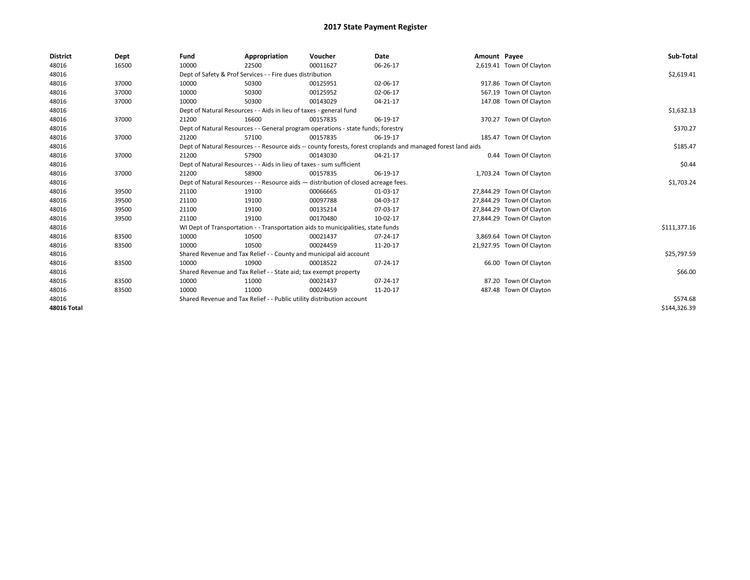# 2017 State Payment Register

| District | Dept | Fund | Appropriation | Voucher | Date | Amount | Payee | Sub-Total |
|---|---|---|---|---|---|---|---|---|
| 48016 | 16500 | 10000 | 22500 | 00011627 | 06-26-17 | 2,619.41 | Town Of Clayton | |
| 48016 | | Dept of Safety & Prof Services - - Fire dues distribution | | | | | | $2,619.41 |
| 48016 | 37000 | 10000 | 50300 | 00125951 | 02-06-17 | 917.86 | Town Of Clayton | |
| 48016 | 37000 | 10000 | 50300 | 00125952 | 02-06-17 | 567.19 | Town Of Clayton | |
| 48016 | 37000 | 10000 | 50300 | 00143029 | 04-21-17 | 147.08 | Town Of Clayton | |
| 48016 | | Dept of Natural Resources - - Aids in lieu of taxes - general fund | | | | | | $1,632.13 |
| 48016 | 37000 | 21200 | 16600 | 00157835 | 06-19-17 | 370.27 | Town Of Clayton | |
| 48016 | | Dept of Natural Resources - - General program operations - state funds; forestry | | | | | | $370.27 |
| 48016 | 37000 | 21200 | 57100 | 00157835 | 06-19-17 | 185.47 | Town Of Clayton | |
| 48016 | | Dept of Natural Resources - - Resource aids -- county forests, forest croplands and managed forest land aids | | | | | | $185.47 |
| 48016 | 37000 | 21200 | 57900 | 00143030 | 04-21-17 | 0.44 | Town Of Clayton | |
| 48016 | | Dept of Natural Resources - - Aids in lieu of taxes - sum sufficient | | | | | | $0.44 |
| 48016 | 37000 | 21200 | 58900 | 00157835 | 06-19-17 | 1,703.24 | Town Of Clayton | |
| 48016 | | Dept of Natural Resources - - Resource aids — distribution of closed acreage fees. | | | | | | $1,703.24 |
| 48016 | 39500 | 21100 | 19100 | 00066665 | 01-03-17 | 27,844.29 | Town Of Clayton | |
| 48016 | 39500 | 21100 | 19100 | 00097788 | 04-03-17 | 27,844.29 | Town Of Clayton | |
| 48016 | 39500 | 21100 | 19100 | 00135214 | 07-03-17 | 27,844.29 | Town Of Clayton | |
| 48016 | 39500 | 21100 | 19100 | 00170480 | 10-02-17 | 27,844.29 | Town Of Clayton | |
| 48016 | | WI Dept of Transportation - - Transportation aids to municipalities, state funds | | | | | | $111,377.16 |
| 48016 | 83500 | 10000 | 10500 | 00021437 | 07-24-17 | 3,869.64 | Town Of Clayton | |
| 48016 | 83500 | 10000 | 10500 | 00024459 | 11-20-17 | 21,927.95 | Town Of Clayton | |
| 48016 | | Shared Revenue and Tax Relief - - County and municipal aid account | | | | | | $25,797.59 |
| 48016 | 83500 | 10000 | 10900 | 00018522 | 07-24-17 | 66.00 | Town Of Clayton | |
| 48016 | | Shared Revenue and Tax Relief - - State aid; tax exempt property | | | | | | $66.00 |
| 48016 | 83500 | 10000 | 11000 | 00021437 | 07-24-17 | 87.20 | Town Of Clayton | |
| 48016 | 83500 | 10000 | 11000 | 00024459 | 11-20-17 | 487.48 | Town Of Clayton | |
| 48016 | | Shared Revenue and Tax Relief - - Public utility distribution account | | | | | | $574.68 |
| **48016 Total** | | | | | | | | $144,326.39 |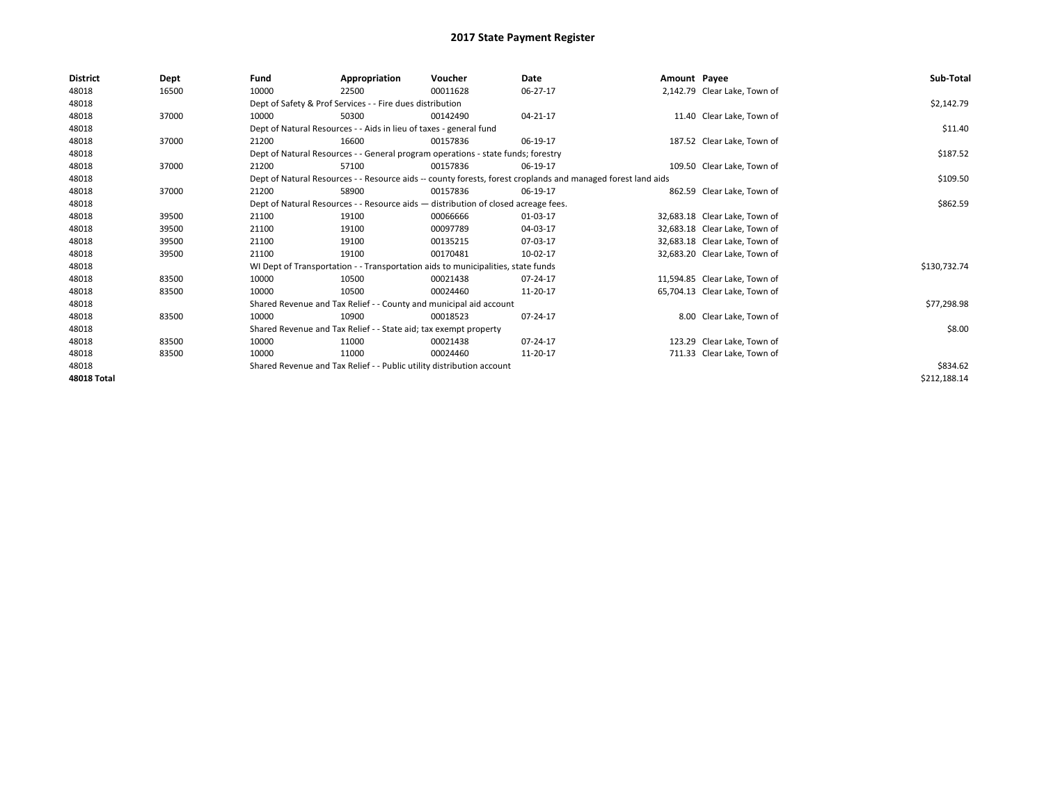# 2017 State Payment Register

| District | Dept | Fund | Appropriation | Voucher | Date | Amount | Payee | Sub-Total |
|---|---|---|---|---|---|---|---|---|
| 48018 | 16500 | 10000 | 22500 | 00011628 | 06-27-17 | 2,142.79 | Clear Lake, Town of | |
| 48018 | | Dept of Safety & Prof Services - - Fire dues distribution | | | | | | $2,142.79 |
| 48018 | 37000 | 10000 | 50300 | 00142490 | 04-21-17 | 11.40 | Clear Lake, Town of | |
| 48018 | | Dept of Natural Resources - - Aids in lieu of taxes - general fund | | | | | | $11.40 |
| 48018 | 37000 | 21200 | 16600 | 00157836 | 06-19-17 | 187.52 | Clear Lake, Town of | |
| 48018 | | Dept of Natural Resources - - General program operations - state funds; forestry | | | | | | $187.52 |
| 48018 | 37000 | 21200 | 57100 | 00157836 | 06-19-17 | 109.50 | Clear Lake, Town of | |
| 48018 | | Dept of Natural Resources - - Resource aids -- county forests, forest croplands and managed forest land aids | | | | | | $109.50 |
| 48018 | 37000 | 21200 | 58900 | 00157836 | 06-19-17 | 862.59 | Clear Lake, Town of | |
| 48018 | | Dept of Natural Resources - - Resource aids — distribution of closed acreage fees. | | | | | | $862.59 |
| 48018 | 39500 | 21100 | 19100 | 00066666 | 01-03-17 | 32,683.18 | Clear Lake, Town of | |
| 48018 | 39500 | 21100 | 19100 | 00097789 | 04-03-17 | 32,683.18 | Clear Lake, Town of | |
| 48018 | 39500 | 21100 | 19100 | 00135215 | 07-03-17 | 32,683.18 | Clear Lake, Town of | |
| 48018 | 39500 | 21100 | 19100 | 00170481 | 10-02-17 | 32,683.20 | Clear Lake, Town of | |
| 48018 | | WI Dept of Transportation - - Transportation aids to municipalities, state funds | | | | | | $130,732.74 |
| 48018 | 83500 | 10000 | 10500 | 00021438 | 07-24-17 | 11,594.85 | Clear Lake, Town of | |
| 48018 | 83500 | 10000 | 10500 | 00024460 | 11-20-17 | 65,704.13 | Clear Lake, Town of | |
| 48018 | | Shared Revenue and Tax Relief - - County and municipal aid account | | | | | | $77,298.98 |
| 48018 | 83500 | 10000 | 10900 | 00018523 | 07-24-17 | 8.00 | Clear Lake, Town of | |
| 48018 | | Shared Revenue and Tax Relief - - State aid; tax exempt property | | | | | | $8.00 |
| 48018 | 83500 | 10000 | 11000 | 00021438 | 07-24-17 | 123.29 | Clear Lake, Town of | |
| 48018 | 83500 | 10000 | 11000 | 00024460 | 11-20-17 | 711.33 | Clear Lake, Town of | |
| 48018 | | Shared Revenue and Tax Relief - - Public utility distribution account | | | | | | $834.62 |
| **48018 Total** | | | | | | | | $212,188.14 |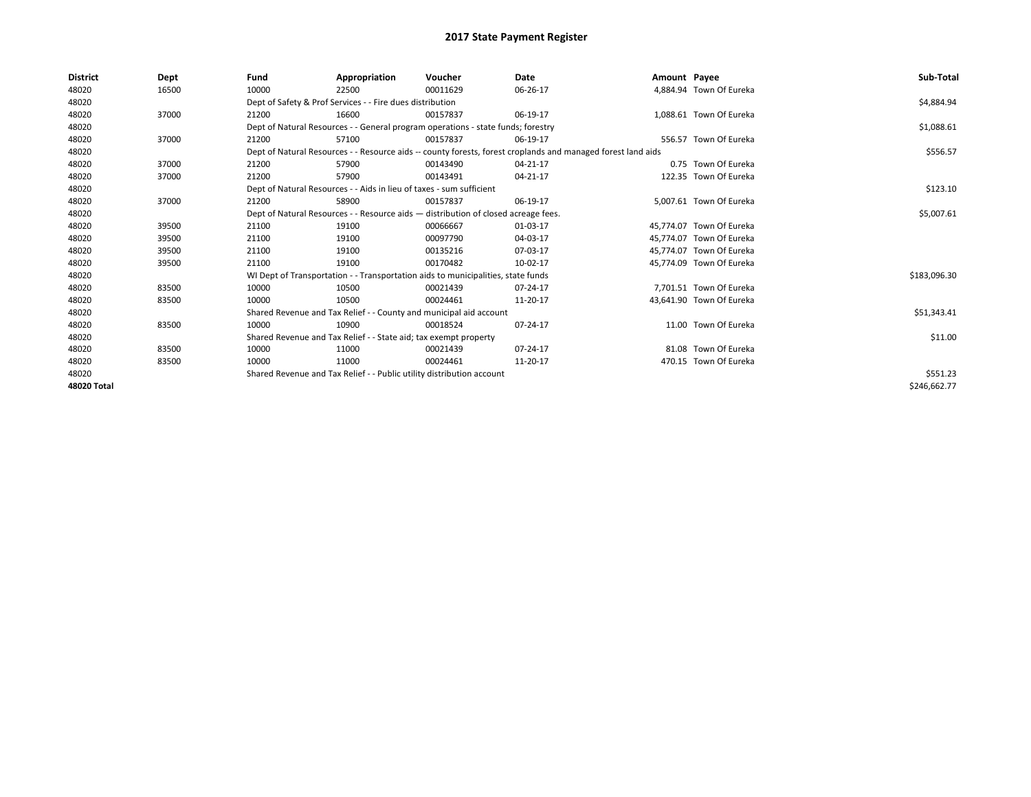# 2017 State Payment Register

| District | Dept | Fund | Appropriation | Voucher | Date | Amount | Payee | Sub-Total |
|---|---|---|---|---|---|---|---|---|
| 48020 | 16500 | 10000 | 22500 | 00011629 | 06-26-17 | 4,884.94 | Town Of Eureka | |
| 48020 | | Dept of Safety & Prof Services - - Fire dues distribution | | | | | | $4,884.94 |
| 48020 | 37000 | 21200 | 16600 | 00157837 | 06-19-17 | 1,088.61 | Town Of Eureka | |
| 48020 | | Dept of Natural Resources - - General program operations - state funds; forestry | | | | | | $1,088.61 |
| 48020 | 37000 | 21200 | 57100 | 00157837 | 06-19-17 | 556.57 | Town Of Eureka | |
| 48020 | | Dept of Natural Resources - - Resource aids -- county forests, forest croplands and managed forest land aids | | | | | | $556.57 |
| 48020 | 37000 | 21200 | 57900 | 00143490 | 04-21-17 | 0.75 | Town Of Eureka | |
| 48020 | 37000 | 21200 | 57900 | 00143491 | 04-21-17 | 122.35 | Town Of Eureka | |
| 48020 | | Dept of Natural Resources - - Aids in lieu of taxes - sum sufficient | | | | | | $123.10 |
| 48020 | 37000 | 21200 | 58900 | 00157837 | 06-19-17 | 5,007.61 | Town Of Eureka | |
| 48020 | | Dept of Natural Resources - - Resource aids — distribution of closed acreage fees. | | | | | | $5,007.61 |
| 48020 | 39500 | 21100 | 19100 | 00066667 | 01-03-17 | 45,774.07 | Town Of Eureka | |
| 48020 | 39500 | 21100 | 19100 | 00097790 | 04-03-17 | 45,774.07 | Town Of Eureka | |
| 48020 | 39500 | 21100 | 19100 | 00135216 | 07-03-17 | 45,774.07 | Town Of Eureka | |
| 48020 | 39500 | 21100 | 19100 | 00170482 | 10-02-17 | 45,774.09 | Town Of Eureka | |
| 48020 | | WI Dept of Transportation - - Transportation aids to municipalities, state funds | | | | | | $183,096.30 |
| 48020 | 83500 | 10000 | 10500 | 00021439 | 07-24-17 | 7,701.51 | Town Of Eureka | |
| 48020 | 83500 | 10000 | 10500 | 00024461 | 11-20-17 | 43,641.90 | Town Of Eureka | |
| 48020 | | Shared Revenue and Tax Relief - - County and municipal aid account | | | | | | $51,343.41 |
| 48020 | 83500 | 10000 | 10900 | 00018524 | 07-24-17 | 11.00 | Town Of Eureka | |
| 48020 | | Shared Revenue and Tax Relief - - State aid; tax exempt property | | | | | | $11.00 |
| 48020 | 83500 | 10000 | 11000 | 00021439 | 07-24-17 | 81.08 | Town Of Eureka | |
| 48020 | 83500 | 10000 | 11000 | 00024461 | 11-20-17 | 470.15 | Town Of Eureka | |
| 48020 | | Shared Revenue and Tax Relief - - Public utility distribution account | | | | | | $551.23 |
| **48020 Total** | | | | | | | | $246,662.77 |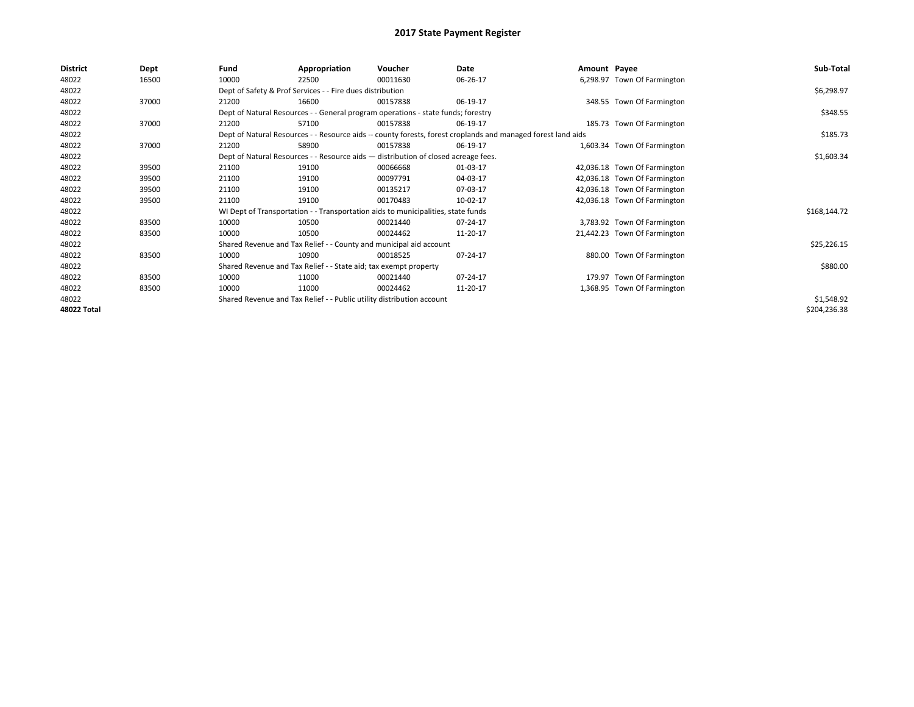# 2017 State Payment Register

| District | Dept | Fund | Appropriation | Voucher | Date | Amount | Payee | Sub-Total |
|---|---|---|---|---|---|---|---|---|
| 48022 | 16500 | 10000 | 22500 | 00011630 | 06-26-17 | 6,298.97 | Town Of Farmington | |
| 48022 | | Dept of Safety & Prof Services - - Fire dues distribution | | | | | | $6,298.97 |
| 48022 | 37000 | 21200 | 16600 | 00157838 | 06-19-17 | 348.55 | Town Of Farmington | |
| 48022 | | Dept of Natural Resources - - General program operations - state funds; forestry | | | | | | $348.55 |
| 48022 | 37000 | 21200 | 57100 | 00157838 | 06-19-17 | 185.73 | Town Of Farmington | |
| 48022 | | Dept of Natural Resources - - Resource aids -- county forests, forest croplands and managed forest land aids | | | | | | $185.73 |
| 48022 | 37000 | 21200 | 58900 | 00157838 | 06-19-17 | 1,603.34 | Town Of Farmington | |
| 48022 | | Dept of Natural Resources - - Resource aids — distribution of closed acreage fees. | | | | | | $1,603.34 |
| 48022 | 39500 | 21100 | 19100 | 00066668 | 01-03-17 | 42,036.18 | Town Of Farmington | |
| 48022 | 39500 | 21100 | 19100 | 00097791 | 04-03-17 | 42,036.18 | Town Of Farmington | |
| 48022 | 39500 | 21100 | 19100 | 00135217 | 07-03-17 | 42,036.18 | Town Of Farmington | |
| 48022 | 39500 | 21100 | 19100 | 00170483 | 10-02-17 | 42,036.18 | Town Of Farmington | |
| 48022 | | WI Dept of Transportation - - Transportation aids to municipalities, state funds | | | | | | $168,144.72 |
| 48022 | 83500 | 10000 | 10500 | 00021440 | 07-24-17 | 3,783.92 | Town Of Farmington | |
| 48022 | 83500 | 10000 | 10500 | 00024462 | 11-20-17 | 21,442.23 | Town Of Farmington | |
| 48022 | | Shared Revenue and Tax Relief - - County and municipal aid account | | | | | | $25,226.15 |
| 48022 | 83500 | 10000 | 10900 | 00018525 | 07-24-17 | 880.00 | Town Of Farmington | |
| 48022 | | Shared Revenue and Tax Relief - - State aid; tax exempt property | | | | | | $880.00 |
| 48022 | 83500 | 10000 | 11000 | 00021440 | 07-24-17 | 179.97 | Town Of Farmington | |
| 48022 | 83500 | 10000 | 11000 | 00024462 | 11-20-17 | 1,368.95 | Town Of Farmington | |
| 48022 | | Shared Revenue and Tax Relief - - Public utility distribution account | | | | | | $1,548.92 |
| **48022 Total** | | | | | | | | $204,236.38 |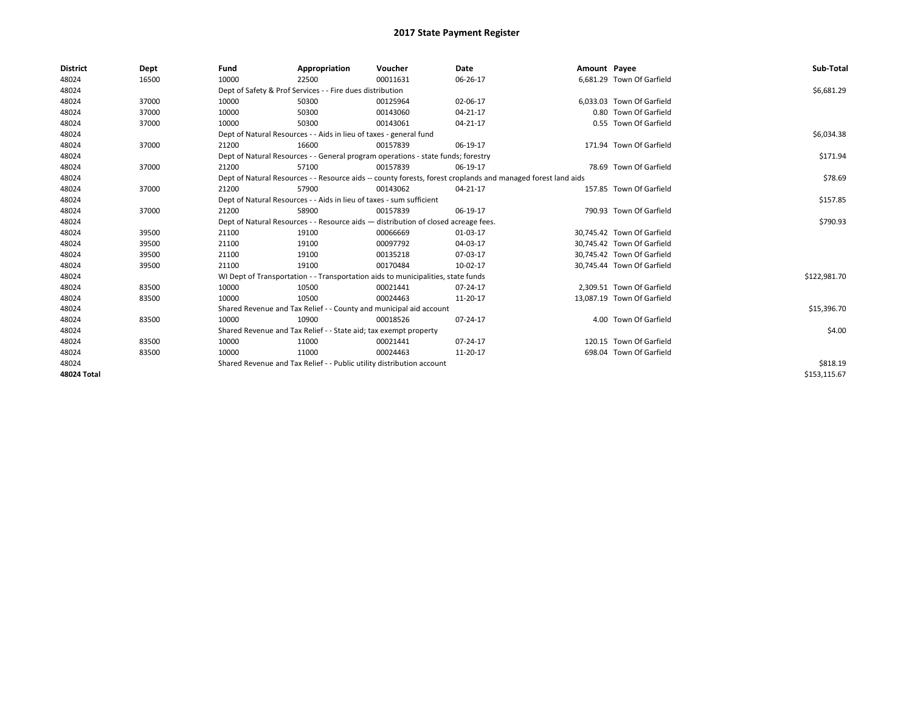# 2017 State Payment Register

| District | Dept | Fund | Appropriation | Voucher | Date | Amount | Payee | Sub-Total |
|---|---|---|---|---|---|---|---|---|
| 48024 | 16500 | 10000 | 22500 | 00011631 | 06-26-17 | 6,681.29 | Town Of Garfield | |
| 48024 | | Dept of Safety & Prof Services - - Fire dues distribution | | | | | | $6,681.29 |
| 48024 | 37000 | 10000 | 50300 | 00125964 | 02-06-17 | 6,033.03 | Town Of Garfield | |
| 48024 | 37000 | 10000 | 50300 | 00143060 | 04-21-17 | 0.80 | Town Of Garfield | |
| 48024 | 37000 | 10000 | 50300 | 00143061 | 04-21-17 | 0.55 | Town Of Garfield | |
| 48024 | | Dept of Natural Resources - - Aids in lieu of taxes - general fund | | | | | | $6,034.38 |
| 48024 | 37000 | 21200 | 16600 | 00157839 | 06-19-17 | 171.94 | Town Of Garfield | |
| 48024 | | Dept of Natural Resources - - General program operations - state funds; forestry | | | | | | $171.94 |
| 48024 | 37000 | 21200 | 57100 | 00157839 | 06-19-17 | 78.69 | Town Of Garfield | |
| 48024 | | Dept of Natural Resources - - Resource aids -- county forests, forest croplands and managed forest land aids | | | | | | $78.69 |
| 48024 | 37000 | 21200 | 57900 | 00143062 | 04-21-17 | 157.85 | Town Of Garfield | |
| 48024 | | Dept of Natural Resources - - Aids in lieu of taxes - sum sufficient | | | | | | $157.85 |
| 48024 | 37000 | 21200 | 58900 | 00157839 | 06-19-17 | 790.93 | Town Of Garfield | |
| 48024 | | Dept of Natural Resources - - Resource aids — distribution of closed acreage fees. | | | | | | $790.93 |
| 48024 | 39500 | 21100 | 19100 | 00066669 | 01-03-17 | 30,745.42 | Town Of Garfield | |
| 48024 | 39500 | 21100 | 19100 | 00097792 | 04-03-17 | 30,745.42 | Town Of Garfield | |
| 48024 | 39500 | 21100 | 19100 | 00135218 | 07-03-17 | 30,745.42 | Town Of Garfield | |
| 48024 | 39500 | 21100 | 19100 | 00170484 | 10-02-17 | 30,745.44 | Town Of Garfield | |
| 48024 | | WI Dept of Transportation - - Transportation aids to municipalities, state funds | | | | | | $122,981.70 |
| 48024 | 83500 | 10000 | 10500 | 00021441 | 07-24-17 | 2,309.51 | Town Of Garfield | |
| 48024 | 83500 | 10000 | 10500 | 00024463 | 11-20-17 | 13,087.19 | Town Of Garfield | |
| 48024 | | Shared Revenue and Tax Relief - - County and municipal aid account | | | | | | $15,396.70 |
| 48024 | 83500 | 10000 | 10900 | 00018526 | 07-24-17 | 4.00 | Town Of Garfield | |
| 48024 | | Shared Revenue and Tax Relief - - State aid; tax exempt property | | | | | | $4.00 |
| 48024 | 83500 | 10000 | 11000 | 00021441 | 07-24-17 | 120.15 | Town Of Garfield | |
| 48024 | 83500 | 10000 | 11000 | 00024463 | 11-20-17 | 698.04 | Town Of Garfield | |
| 48024 | | Shared Revenue and Tax Relief - - Public utility distribution account | | | | | | $818.19 |
| **48024 Total** | | | | | | | | $153,115.67 |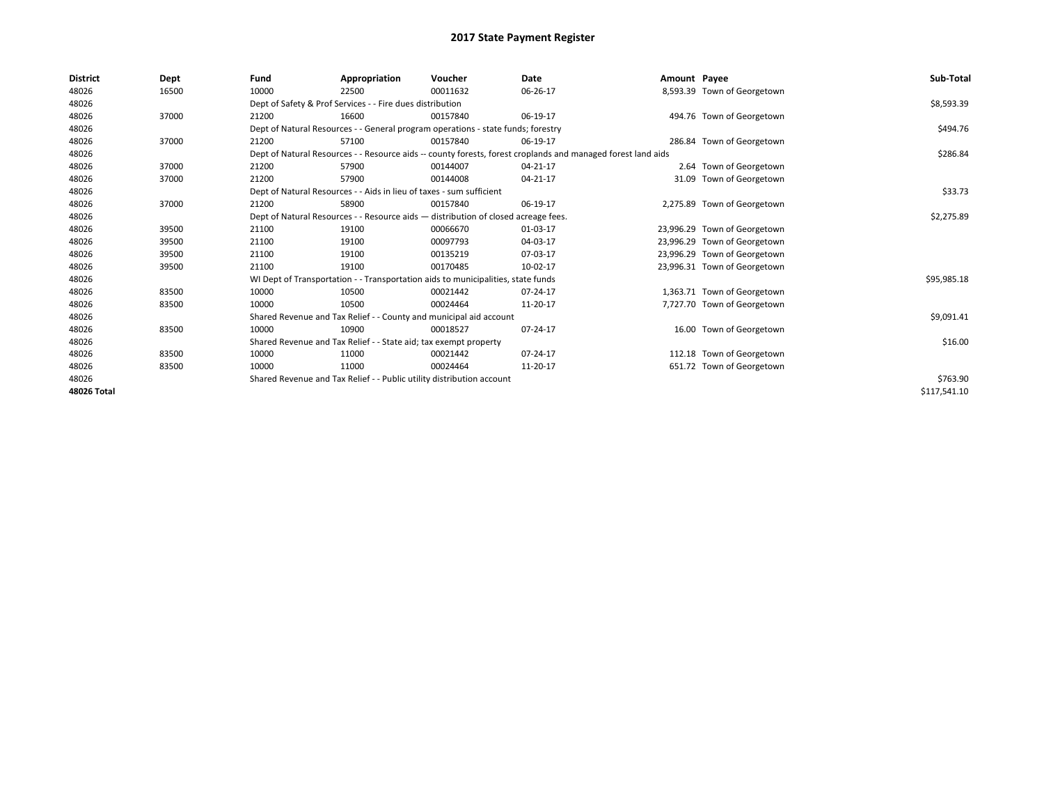# 2017 State Payment Register

| District | Dept | Fund | Appropriation | Voucher | Date | Amount | Payee | Sub-Total |
| --- | --- | --- | --- | --- | --- | --- | --- | --- |
| 48026 | 16500 | 10000 | 22500 | 00011632 | 06-26-17 | 8,593.39 | Town of Georgetown | |
| 48026 | | Dept of Safety & Prof Services - - Fire dues distribution | | | | | | $8,593.39 |
| 48026 | 37000 | 21200 | 16600 | 00157840 | 06-19-17 | 494.76 | Town of Georgetown | |
| 48026 | | Dept of Natural Resources - - General program operations - state funds; forestry | | | | | | $494.76 |
| 48026 | 37000 | 21200 | 57100 | 00157840 | 06-19-17 | 286.84 | Town of Georgetown | |
| 48026 | | Dept of Natural Resources - - Resource aids -- county forests, forest croplands and managed forest land aids | | | | | | $286.84 |
| 48026 | 37000 | 21200 | 57900 | 00144007 | 04-21-17 | 2.64 | Town of Georgetown | |
| 48026 | 37000 | 21200 | 57900 | 00144008 | 04-21-17 | 31.09 | Town of Georgetown | |
| 48026 | | Dept of Natural Resources - - Aids in lieu of taxes - sum sufficient | | | | | | $33.73 |
| 48026 | 37000 | 21200 | 58900 | 00157840 | 06-19-17 | 2,275.89 | Town of Georgetown | |
| 48026 | | Dept of Natural Resources - - Resource aids — distribution of closed acreage fees. | | | | | | $2,275.89 |
| 48026 | 39500 | 21100 | 19100 | 00066670 | 01-03-17 | 23,996.29 | Town of Georgetown | |
| 48026 | 39500 | 21100 | 19100 | 00097793 | 04-03-17 | 23,996.29 | Town of Georgetown | |
| 48026 | 39500 | 21100 | 19100 | 00135219 | 07-03-17 | 23,996.29 | Town of Georgetown | |
| 48026 | 39500 | 21100 | 19100 | 00170485 | 10-02-17 | 23,996.31 | Town of Georgetown | |
| 48026 | | WI Dept of Transportation - - Transportation aids to municipalities, state funds | | | | | | $95,985.18 |
| 48026 | 83500 | 10000 | 10500 | 00021442 | 07-24-17 | 1,363.71 | Town of Georgetown | |
| 48026 | 83500 | 10000 | 10500 | 00024464 | 11-20-17 | 7,727.70 | Town of Georgetown | |
| 48026 | | Shared Revenue and Tax Relief - - County and municipal aid account | | | | | | $9,091.41 |
| 48026 | 83500 | 10000 | 10900 | 00018527 | 07-24-17 | 16.00 | Town of Georgetown | |
| 48026 | | Shared Revenue and Tax Relief - - State aid; tax exempt property | | | | | | $16.00 |
| 48026 | 83500 | 10000 | 11000 | 00021442 | 07-24-17 | 112.18 | Town of Georgetown | |
| 48026 | 83500 | 10000 | 11000 | 00024464 | 11-20-17 | 651.72 | Town of Georgetown | |
| 48026 | | Shared Revenue and Tax Relief - - Public utility distribution account | | | | | | $763.90 |
| 48026 Total | | | | | | | | $117,541.10 |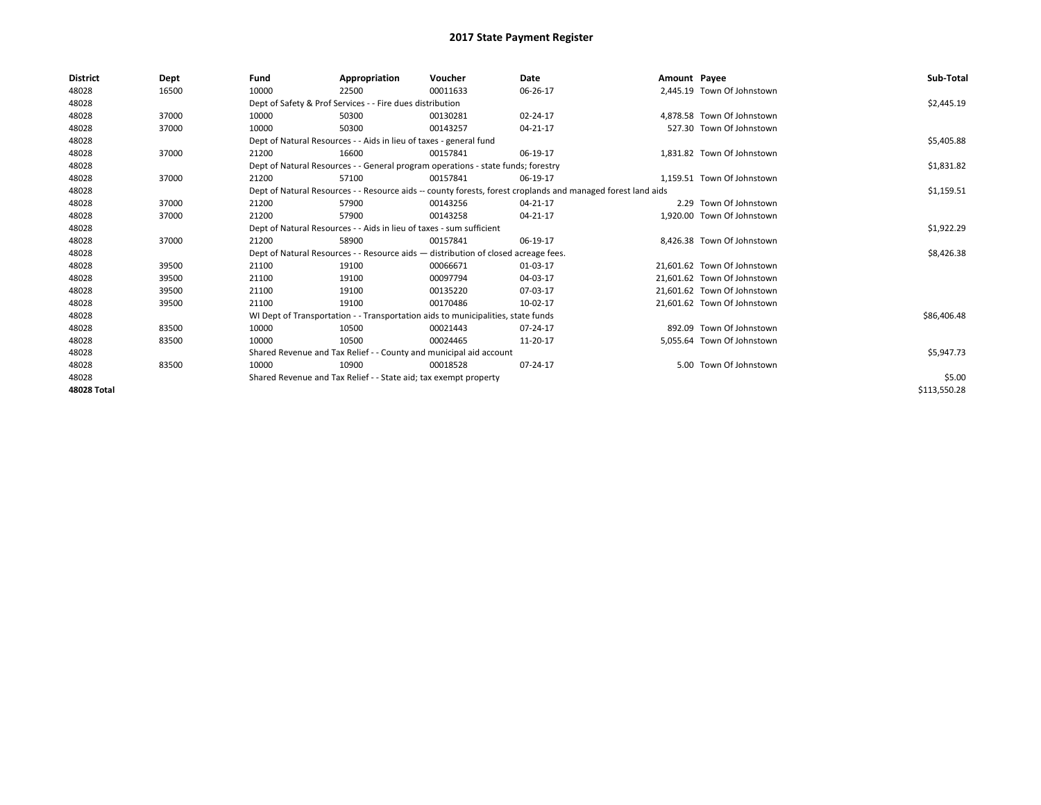# 2017 State Payment Register

| District | Dept | Fund | Appropriation | Voucher | Date | Amount | Payee | Sub-Total |
|---|---|---|---|---|---|---|---|---|
| 48028 | 16500 | 10000 | 22500 | 00011633 | 06-26-17 | 2,445.19 | Town Of Johnstown | |
| 48028 | | Dept of Safety & Prof Services - - Fire dues distribution | | | | | | $2,445.19 |
| 48028 | 37000 | 10000 | 50300 | 00130281 | 02-24-17 | 4,878.58 | Town Of Johnstown | |
| 48028 | 37000 | 10000 | 50300 | 00143257 | 04-21-17 | 527.30 | Town Of Johnstown | |
| 48028 | | Dept of Natural Resources - - Aids in lieu of taxes - general fund | | | | | | $5,405.88 |
| 48028 | 37000 | 21200 | 16600 | 00157841 | 06-19-17 | 1,831.82 | Town Of Johnstown | |
| 48028 | | Dept of Natural Resources - - General program operations - state funds; forestry | | | | | | $1,831.82 |
| 48028 | 37000 | 21200 | 57100 | 00157841 | 06-19-17 | 1,159.51 | Town Of Johnstown | |
| 48028 | | Dept of Natural Resources - - Resource aids -- county forests, forest croplands and managed forest land aids | | | | | | $1,159.51 |
| 48028 | 37000 | 21200 | 57900 | 00143256 | 04-21-17 | 2.29 | Town Of Johnstown | |
| 48028 | 37000 | 21200 | 57900 | 00143258 | 04-21-17 | 1,920.00 | Town Of Johnstown | |
| 48028 | | Dept of Natural Resources - - Aids in lieu of taxes - sum sufficient | | | | | | $1,922.29 |
| 48028 | 37000 | 21200 | 58900 | 00157841 | 06-19-17 | 8,426.38 | Town Of Johnstown | |
| 48028 | | Dept of Natural Resources - - Resource aids — distribution of closed acreage fees. | | | | | | $8,426.38 |
| 48028 | 39500 | 21100 | 19100 | 00066671 | 01-03-17 | 21,601.62 | Town Of Johnstown | |
| 48028 | 39500 | 21100 | 19100 | 00097794 | 04-03-17 | 21,601.62 | Town Of Johnstown | |
| 48028 | 39500 | 21100 | 19100 | 00135220 | 07-03-17 | 21,601.62 | Town Of Johnstown | |
| 48028 | 39500 | 21100 | 19100 | 00170486 | 10-02-17 | 21,601.62 | Town Of Johnstown | |
| 48028 | | WI Dept of Transportation - - Transportation aids to municipalities, state funds | | | | | | $86,406.48 |
| 48028 | 83500 | 10000 | 10500 | 00021443 | 07-24-17 | 892.09 | Town Of Johnstown | |
| 48028 | 83500 | 10000 | 10500 | 00024465 | 11-20-17 | 5,055.64 | Town Of Johnstown | |
| 48028 | | Shared Revenue and Tax Relief - - County and municipal aid account | | | | | | $5,947.73 |
| 48028 | 83500 | 10000 | 10900 | 00018528 | 07-24-17 | 5.00 | Town Of Johnstown | |
| 48028 | | Shared Revenue and Tax Relief - - State aid; tax exempt property | | | | | | $5.00 |
| **48028 Total** | | | | | | | | $113,550.28 |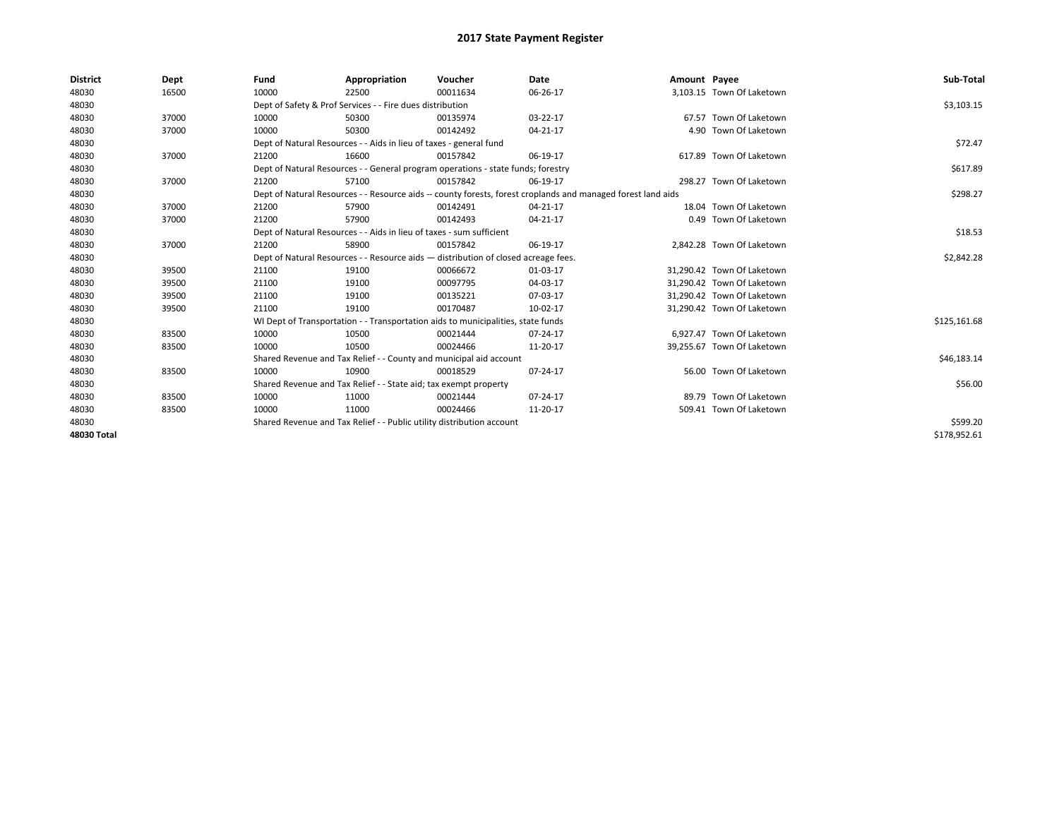# 2017 State Payment Register

| District | Dept | Fund | Appropriation | Voucher | Date | Amount | Payee | Sub-Total |
|---|---|---|---|---|---|---|---|---|
| 48030 | 16500 | 10000 | 22500 | 00011634 | 06-26-17 | 3,103.15 | Town Of Laketown | |
| 48030 | | Dept of Safety & Prof Services - - Fire dues distribution | | | | | | $3,103.15 |
| 48030 | 37000 | 10000 | 50300 | 00135974 | 03-22-17 | 67.57 | Town Of Laketown | |
| 48030 | 37000 | 10000 | 50300 | 00142492 | 04-21-17 | 4.90 | Town Of Laketown | |
| 48030 | | Dept of Natural Resources - - Aids in lieu of taxes - general fund | | | | | | $72.47 |
| 48030 | 37000 | 21200 | 16600 | 00157842 | 06-19-17 | 617.89 | Town Of Laketown | |
| 48030 | | Dept of Natural Resources - - General program operations - state funds; forestry | | | | | | $617.89 |
| 48030 | 37000 | 21200 | 57100 | 00157842 | 06-19-17 | 298.27 | Town Of Laketown | |
| 48030 | | Dept of Natural Resources - - Resource aids -- county forests, forest croplands and managed forest land aids | | | | | | $298.27 |
| 48030 | 37000 | 21200 | 57900 | 00142491 | 04-21-17 | 18.04 | Town Of Laketown | |
| 48030 | 37000 | 21200 | 57900 | 00142493 | 04-21-17 | 0.49 | Town Of Laketown | |
| 48030 | | Dept of Natural Resources - - Aids in lieu of taxes - sum sufficient | | | | | | $18.53 |
| 48030 | 37000 | 21200 | 58900 | 00157842 | 06-19-17 | 2,842.28 | Town Of Laketown | |
| 48030 | | Dept of Natural Resources - - Resource aids — distribution of closed acreage fees. | | | | | | $2,842.28 |
| 48030 | 39500 | 21100 | 19100 | 00066672 | 01-03-17 | 31,290.42 | Town Of Laketown | |
| 48030 | 39500 | 21100 | 19100 | 00097795 | 04-03-17 | 31,290.42 | Town Of Laketown | |
| 48030 | 39500 | 21100 | 19100 | 00135221 | 07-03-17 | 31,290.42 | Town Of Laketown | |
| 48030 | 39500 | 21100 | 19100 | 00170487 | 10-02-17 | 31,290.42 | Town Of Laketown | |
| 48030 | | WI Dept of Transportation - - Transportation aids to municipalities, state funds | | | | | | $125,161.68 |
| 48030 | 83500 | 10000 | 10500 | 00021444 | 07-24-17 | 6,927.47 | Town Of Laketown | |
| 48030 | 83500 | 10000 | 10500 | 00024466 | 11-20-17 | 39,255.67 | Town Of Laketown | |
| 48030 | | Shared Revenue and Tax Relief - - County and municipal aid account | | | | | | $46,183.14 |
| 48030 | 83500 | 10000 | 10900 | 00018529 | 07-24-17 | 56.00 | Town Of Laketown | |
| 48030 | | Shared Revenue and Tax Relief - - State aid; tax exempt property | | | | | | $56.00 |
| 48030 | 83500 | 10000 | 11000 | 00021444 | 07-24-17 | 89.79 | Town Of Laketown | |
| 48030 | 83500 | 10000 | 11000 | 00024466 | 11-20-17 | 509.41 | Town Of Laketown | |
| 48030 | | Shared Revenue and Tax Relief - - Public utility distribution account | | | | | | $599.20 |
| **48030 Total** | | | | | | | | $178,952.61 |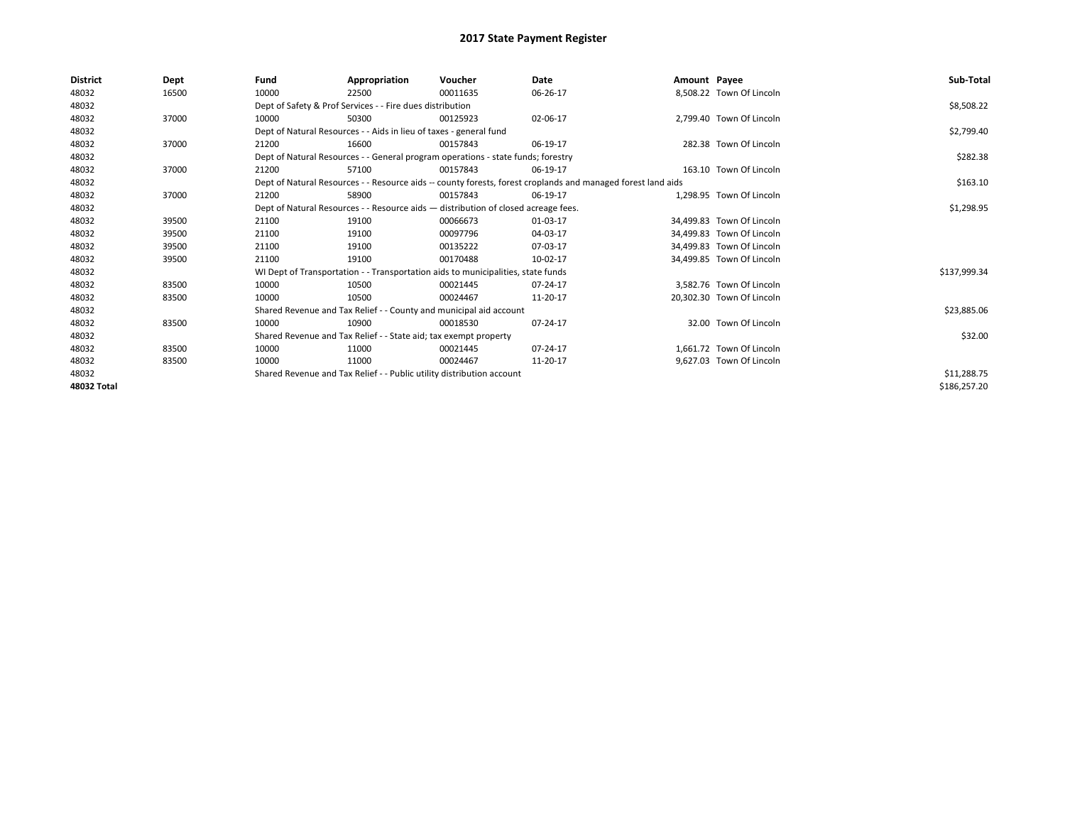# 2017 State Payment Register

| District | Dept | Fund | Appropriation | Voucher | Date | Amount | Payee | Sub-Total |
|---|---|---|---|---|---|---|---|---|
| 48032 | 16500 | 10000 | 22500 | 00011635 | 06-26-17 | 8,508.22 | Town Of Lincoln | |
| 48032 | | Dept of Safety & Prof Services - - Fire dues distribution | | | | | | $8,508.22 |
| 48032 | 37000 | 10000 | 50300 | 00125923 | 02-06-17 | 2,799.40 | Town Of Lincoln | |
| 48032 | | Dept of Natural Resources - - Aids in lieu of taxes - general fund | | | | | | $2,799.40 |
| 48032 | 37000 | 21200 | 16600 | 00157843 | 06-19-17 | 282.38 | Town Of Lincoln | |
| 48032 | | Dept of Natural Resources - - General program operations - state funds; forestry | | | | | | $282.38 |
| 48032 | 37000 | 21200 | 57100 | 00157843 | 06-19-17 | 163.10 | Town Of Lincoln | |
| 48032 | | Dept of Natural Resources - - Resource aids -- county forests, forest croplands and managed forest land aids | | | | | | $163.10 |
| 48032 | 37000 | 21200 | 58900 | 00157843 | 06-19-17 | 1,298.95 | Town Of Lincoln | |
| 48032 | | Dept of Natural Resources - - Resource aids — distribution of closed acreage fees. | | | | | | $1,298.95 |
| 48032 | 39500 | 21100 | 19100 | 00066673 | 01-03-17 | 34,499.83 | Town Of Lincoln | |
| 48032 | 39500 | 21100 | 19100 | 00097796 | 04-03-17 | 34,499.83 | Town Of Lincoln | |
| 48032 | 39500 | 21100 | 19100 | 00135222 | 07-03-17 | 34,499.83 | Town Of Lincoln | |
| 48032 | 39500 | 21100 | 19100 | 00170488 | 10-02-17 | 34,499.85 | Town Of Lincoln | |
| 48032 | | WI Dept of Transportation - - Transportation aids to municipalities, state funds | | | | | | $137,999.34 |
| 48032 | 83500 | 10000 | 10500 | 00021445 | 07-24-17 | 3,582.76 | Town Of Lincoln | |
| 48032 | 83500 | 10000 | 10500 | 00024467 | 11-20-17 | 20,302.30 | Town Of Lincoln | |
| 48032 | | Shared Revenue and Tax Relief - - County and municipal aid account | | | | | | $23,885.06 |
| 48032 | 83500 | 10000 | 10900 | 00018530 | 07-24-17 | 32.00 | Town Of Lincoln | |
| 48032 | | Shared Revenue and Tax Relief - - State aid; tax exempt property | | | | | | $32.00 |
| 48032 | 83500 | 10000 | 11000 | 00021445 | 07-24-17 | 1,661.72 | Town Of Lincoln | |
| 48032 | 83500 | 10000 | 11000 | 00024467 | 11-20-17 | 9,627.03 | Town Of Lincoln | |
| 48032 | | Shared Revenue and Tax Relief - - Public utility distribution account | | | | | | $11,288.75 |
| **48032 Total** | | | | | | | | $186,257.20 |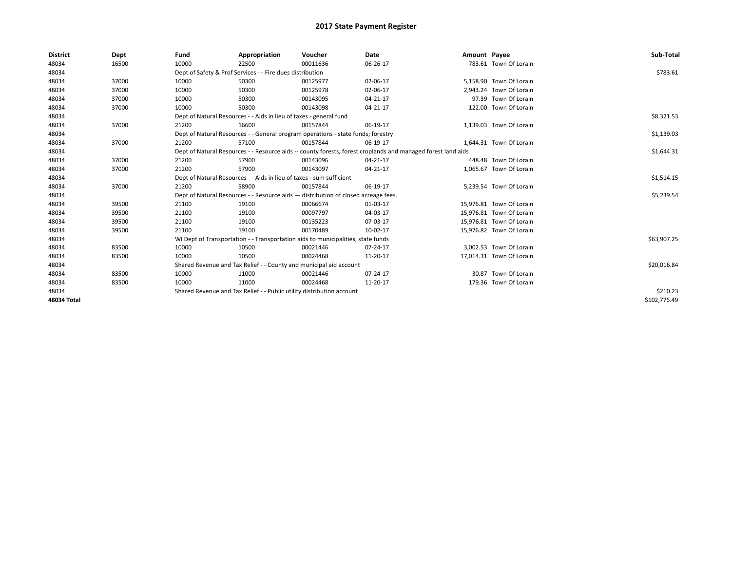# 2017 State Payment Register

| District | Dept | Fund | Appropriation | Voucher | Date | Amount | Payee | Sub-Total |
|---|---|---|---|---|---|---|---|---|
| 48034 | 16500 | 10000 | 22500 | 00011636 | 06-26-17 | 783.61 | Town Of Lorain | |
| 48034 | | Dept of Safety & Prof Services - - Fire dues distribution | | | | | | $783.61 |
| 48034 | 37000 | 10000 | 50300 | 00125977 | 02-06-17 | 5,158.90 | Town Of Lorain | |
| 48034 | 37000 | 10000 | 50300 | 00125978 | 02-06-17 | 2,943.24 | Town Of Lorain | |
| 48034 | 37000 | 10000 | 50300 | 00143095 | 04-21-17 | 97.39 | Town Of Lorain | |
| 48034 | 37000 | 10000 | 50300 | 00143098 | 04-21-17 | 122.00 | Town Of Lorain | |
| 48034 | | Dept of Natural Resources - - Aids in lieu of taxes - general fund | | | | | | $8,321.53 |
| 48034 | 37000 | 21200 | 16600 | 00157844 | 06-19-17 | 1,139.03 | Town Of Lorain | |
| 48034 | | Dept of Natural Resources - - General program operations - state funds; forestry | | | | | | $1,139.03 |
| 48034 | 37000 | 21200 | 57100 | 00157844 | 06-19-17 | 1,644.31 | Town Of Lorain | |
| 48034 | | Dept of Natural Resources - - Resource aids -- county forests, forest croplands and managed forest land aids | | | | | | $1,644.31 |
| 48034 | 37000 | 21200 | 57900 | 00143096 | 04-21-17 | 448.48 | Town Of Lorain | |
| 48034 | 37000 | 21200 | 57900 | 00143097 | 04-21-17 | 1,065.67 | Town Of Lorain | |
| 48034 | | Dept of Natural Resources - - Aids in lieu of taxes - sum sufficient | | | | | | $1,514.15 |
| 48034 | 37000 | 21200 | 58900 | 00157844 | 06-19-17 | 5,239.54 | Town Of Lorain | |
| 48034 | | Dept of Natural Resources - - Resource aids — distribution of closed acreage fees. | | | | | | $5,239.54 |
| 48034 | 39500 | 21100 | 19100 | 00066674 | 01-03-17 | 15,976.81 | Town Of Lorain | |
| 48034 | 39500 | 21100 | 19100 | 00097797 | 04-03-17 | 15,976.81 | Town Of Lorain | |
| 48034 | 39500 | 21100 | 19100 | 00135223 | 07-03-17 | 15,976.81 | Town Of Lorain | |
| 48034 | 39500 | 21100 | 19100 | 00170489 | 10-02-17 | 15,976.82 | Town Of Lorain | |
| 48034 | | WI Dept of Transportation - - Transportation aids to municipalities, state funds | | | | | | $63,907.25 |
| 48034 | 83500 | 10000 | 10500 | 00021446 | 07-24-17 | 3,002.53 | Town Of Lorain | |
| 48034 | 83500 | 10000 | 10500 | 00024468 | 11-20-17 | 17,014.31 | Town Of Lorain | |
| 48034 | | Shared Revenue and Tax Relief - - County and municipal aid account | | | | | | $20,016.84 |
| 48034 | 83500 | 10000 | 11000 | 00021446 | 07-24-17 | 30.87 | Town Of Lorain | |
| 48034 | 83500 | 10000 | 11000 | 00024468 | 11-20-17 | 179.36 | Town Of Lorain | |
| 48034 | | Shared Revenue and Tax Relief - - Public utility distribution account | | | | | | $210.23 |
| **48034 Total** | | | | | | | | $102,776.49 |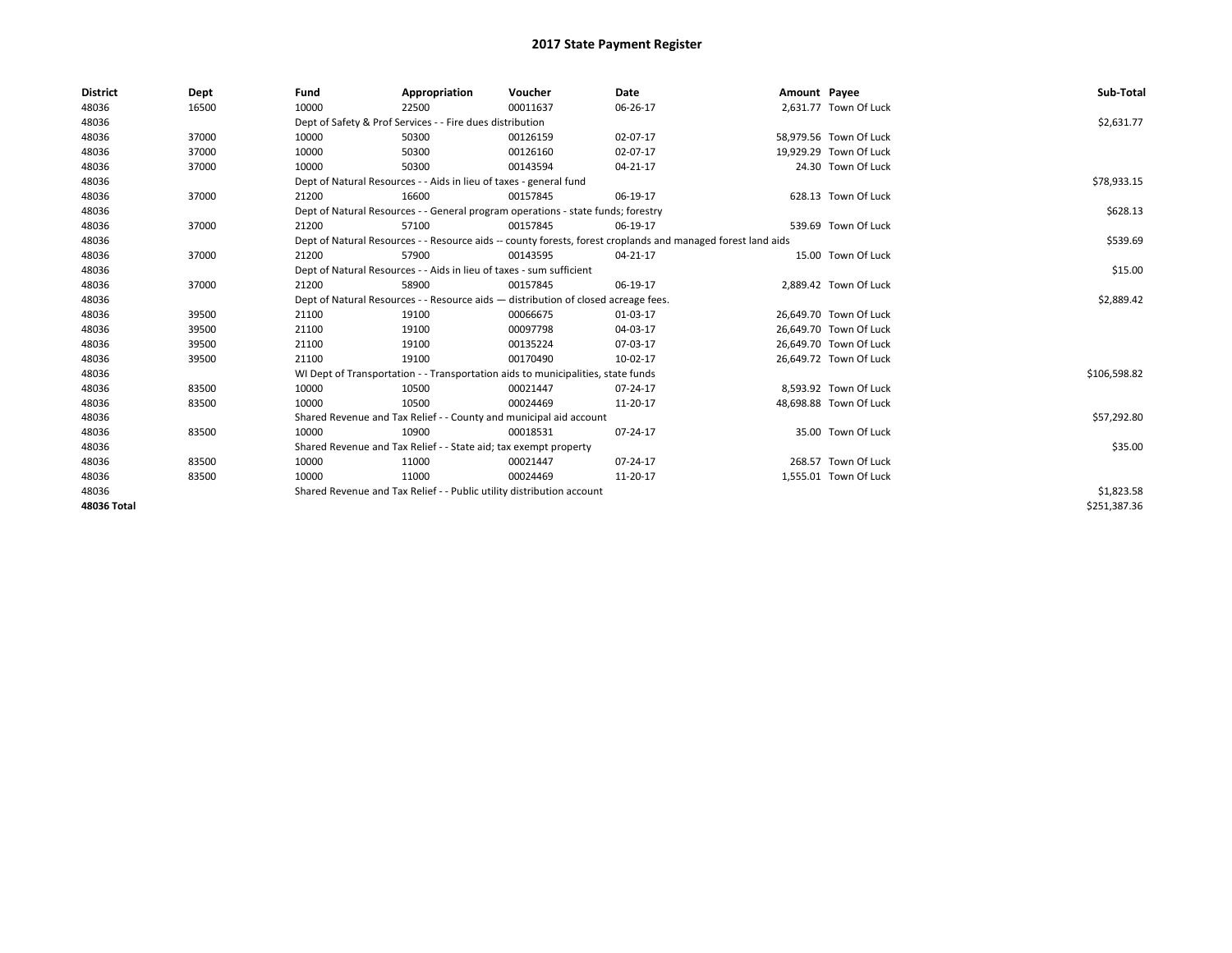# 2017 State Payment Register

| District | Dept | Fund | Appropriation | Voucher | Date | Amount | Payee | Sub-Total |
| --- | --- | --- | --- | --- | --- | --- | --- | --- |
| 48036 | 16500 | 10000 | 22500 | 00011637 | 06-26-17 | 2,631.77 | Town Of Luck | |
| 48036 | | Dept of Safety & Prof Services - - Fire dues distribution | | | | | | $2,631.77 |
| 48036 | 37000 | 10000 | 50300 | 00126159 | 02-07-17 | 58,979.56 | Town Of Luck | |
| 48036 | 37000 | 10000 | 50300 | 00126160 | 02-07-17 | 19,929.29 | Town Of Luck | |
| 48036 | 37000 | 10000 | 50300 | 00143594 | 04-21-17 | 24.30 | Town Of Luck | |
| 48036 | | Dept of Natural Resources - - Aids in lieu of taxes - general fund | | | | | | $78,933.15 |
| 48036 | 37000 | 21200 | 16600 | 00157845 | 06-19-17 | 628.13 | Town Of Luck | |
| 48036 | | Dept of Natural Resources - - General program operations - state funds; forestry | | | | | | $628.13 |
| 48036 | 37000 | 21200 | 57100 | 00157845 | 06-19-17 | 539.69 | Town Of Luck | |
| 48036 | | Dept of Natural Resources - - Resource aids -- county forests, forest croplands and managed forest land aids | | | | | | $539.69 |
| 48036 | 37000 | 21200 | 57900 | 00143595 | 04-21-17 | 15.00 | Town Of Luck | |
| 48036 | | Dept of Natural Resources - - Aids in lieu of taxes - sum sufficient | | | | | | $15.00 |
| 48036 | 37000 | 21200 | 58900 | 00157845 | 06-19-17 | 2,889.42 | Town Of Luck | |
| 48036 | | Dept of Natural Resources - - Resource aids — distribution of closed acreage fees. | | | | | | $2,889.42 |
| 48036 | 39500 | 21100 | 19100 | 00066675 | 01-03-17 | 26,649.70 | Town Of Luck | |
| 48036 | 39500 | 21100 | 19100 | 00097798 | 04-03-17 | 26,649.70 | Town Of Luck | |
| 48036 | 39500 | 21100 | 19100 | 00135224 | 07-03-17 | 26,649.70 | Town Of Luck | |
| 48036 | 39500 | 21100 | 19100 | 00170490 | 10-02-17 | 26,649.72 | Town Of Luck | |
| 48036 | | WI Dept of Transportation - - Transportation aids to municipalities, state funds | | | | | | $106,598.82 |
| 48036 | 83500 | 10000 | 10500 | 00021447 | 07-24-17 | 8,593.92 | Town Of Luck | |
| 48036 | 83500 | 10000 | 10500 | 00024469 | 11-20-17 | 48,698.88 | Town Of Luck | |
| 48036 | | Shared Revenue and Tax Relief - - County and municipal aid account | | | | | | $57,292.80 |
| 48036 | 83500 | 10000 | 10900 | 00018531 | 07-24-17 | 35.00 | Town Of Luck | |
| 48036 | | Shared Revenue and Tax Relief - - State aid; tax exempt property | | | | | | $35.00 |
| 48036 | 83500 | 10000 | 11000 | 00021447 | 07-24-17 | 268.57 | Town Of Luck | |
| 48036 | 83500 | 10000 | 11000 | 00024469 | 11-20-17 | 1,555.01 | Town Of Luck | |
| 48036 | | Shared Revenue and Tax Relief - - Public utility distribution account | | | | | | $1,823.58 |
| **48036 Total** | | | | | | | | $251,387.36 |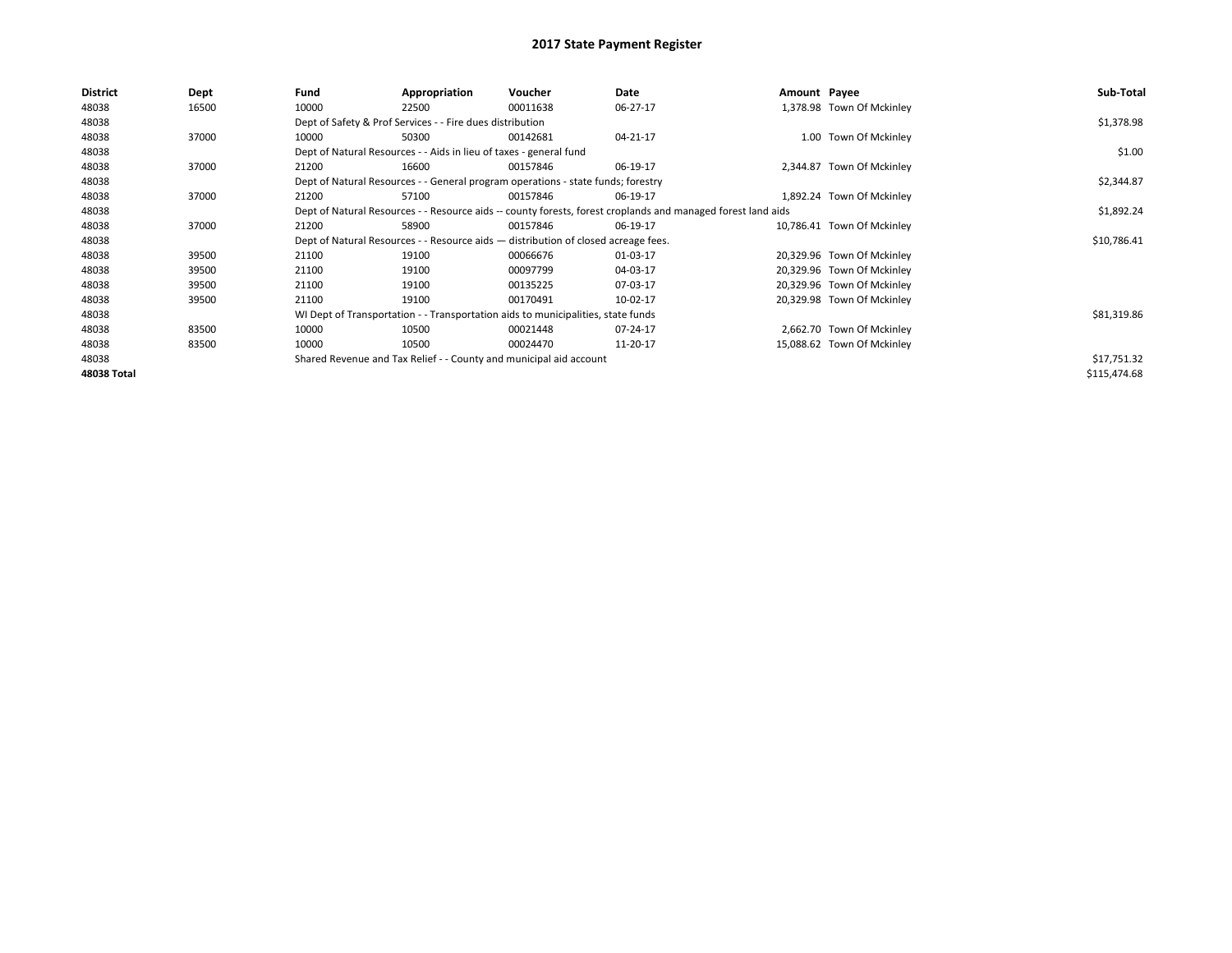# 2017 State Payment Register

| District | Dept | Fund | Appropriation | Voucher | Date | Amount | Payee | Sub-Total |
|---|---|---|---|---|---|---|---|---|
| 48038 | 16500 | 10000 | 22500 | 00011638 | 06-27-17 | 1,378.98 | Town Of Mckinley | |
| 48038 | | Dept of Safety & Prof Services - - Fire dues distribution | | | | | | $1,378.98 |
| 48038 | 37000 | 10000 | 50300 | 00142681 | 04-21-17 | 1.00 | Town Of Mckinley | |
| 48038 | | Dept of Natural Resources - - Aids in lieu of taxes - general fund | | | | | | $1.00 |
| 48038 | 37000 | 21200 | 16600 | 00157846 | 06-19-17 | 2,344.87 | Town Of Mckinley | |
| 48038 | | Dept of Natural Resources - - General program operations - state funds; forestry | | | | | | $2,344.87 |
| 48038 | 37000 | 21200 | 57100 | 00157846 | 06-19-17 | 1,892.24 | Town Of Mckinley | |
| 48038 | | Dept of Natural Resources - - Resource aids -- county forests, forest croplands and managed forest land aids | | | | | | $1,892.24 |
| 48038 | 37000 | 21200 | 58900 | 00157846 | 06-19-17 | 10,786.41 | Town Of Mckinley | |
| 48038 | | Dept of Natural Resources - - Resource aids — distribution of closed acreage fees. | | | | | | $10,786.41 |
| 48038 | 39500 | 21100 | 19100 | 00066676 | 01-03-17 | 20,329.96 | Town Of Mckinley | |
| 48038 | 39500 | 21100 | 19100 | 00097799 | 04-03-17 | 20,329.96 | Town Of Mckinley | |
| 48038 | 39500 | 21100 | 19100 | 00135225 | 07-03-17 | 20,329.96 | Town Of Mckinley | |
| 48038 | 39500 | 21100 | 19100 | 00170491 | 10-02-17 | 20,329.98 | Town Of Mckinley | |
| 48038 | | WI Dept of Transportation - - Transportation aids to municipalities, state funds | | | | | | $81,319.86 |
| 48038 | 83500 | 10000 | 10500 | 00021448 | 07-24-17 | 2,662.70 | Town Of Mckinley | |
| 48038 | 83500 | 10000 | 10500 | 00024470 | 11-20-17 | 15,088.62 | Town Of Mckinley | |
| 48038 | | Shared Revenue and Tax Relief - - County and municipal aid account | | | | | | $17,751.32 |
| **48038 Total** | | | | | | | | $115,474.68 |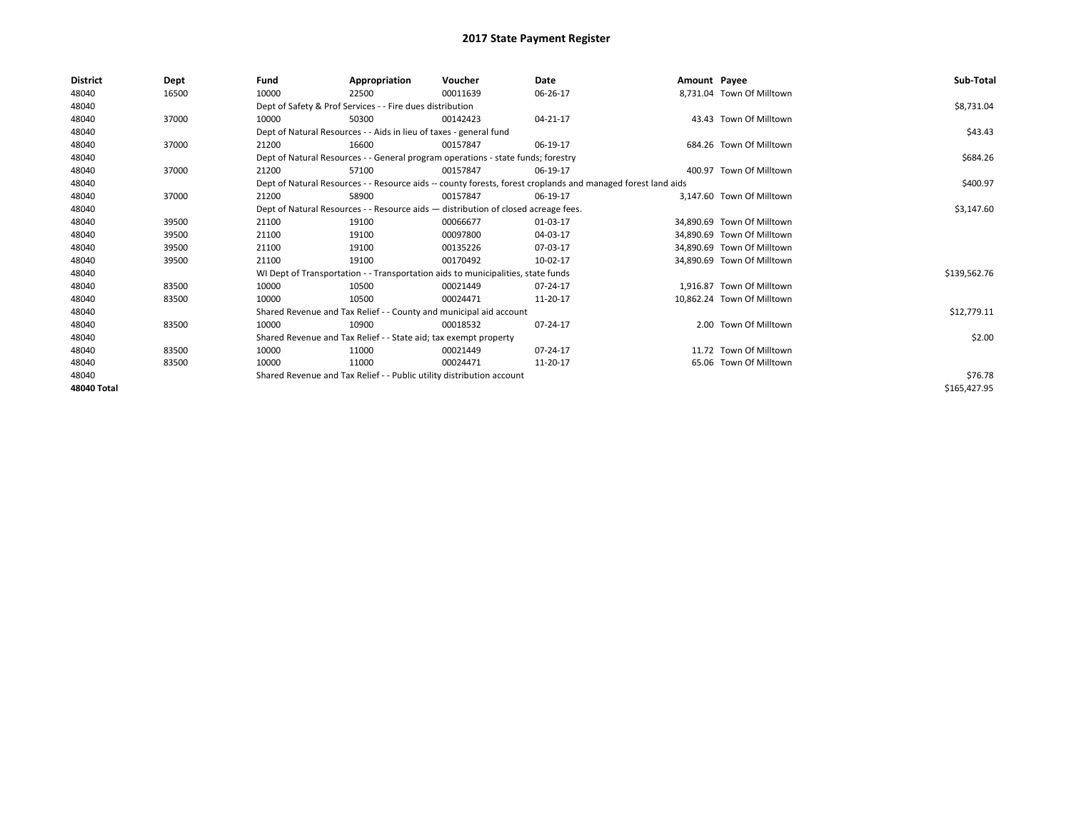# 2017 State Payment Register

| District | Dept | Fund | Appropriation | Voucher | Date | Amount | Payee | Sub-Total |
|---|---|---|---|---|---|---|---|---|
| 48040 | 16500 | 10000 | 22500 | 00011639 | 06-26-17 | 8,731.04 | Town Of Milltown | |
| 48040 | | Dept of Safety & Prof Services - - Fire dues distribution | | | | | | $8,731.04 |
| 48040 | 37000 | 10000 | 50300 | 00142423 | 04-21-17 | 43.43 | Town Of Milltown | |
| 48040 | | Dept of Natural Resources - - Aids in lieu of taxes - general fund | | | | | | $43.43 |
| 48040 | 37000 | 21200 | 16600 | 00157847 | 06-19-17 | 684.26 | Town Of Milltown | |
| 48040 | | Dept of Natural Resources - - General program operations - state funds; forestry | | | | | | $684.26 |
| 48040 | 37000 | 21200 | 57100 | 00157847 | 06-19-17 | 400.97 | Town Of Milltown | |
| 48040 | | Dept of Natural Resources - - Resource aids -- county forests, forest croplands and managed forest land aids | | | | | | $400.97 |
| 48040 | 37000 | 21200 | 58900 | 00157847 | 06-19-17 | 3,147.60 | Town Of Milltown | |
| 48040 | | Dept of Natural Resources - - Resource aids — distribution of closed acreage fees. | | | | | | $3,147.60 |
| 48040 | 39500 | 21100 | 19100 | 00066677 | 01-03-17 | 34,890.69 | Town Of Milltown | |
| 48040 | 39500 | 21100 | 19100 | 00097800 | 04-03-17 | 34,890.69 | Town Of Milltown | |
| 48040 | 39500 | 21100 | 19100 | 00135226 | 07-03-17 | 34,890.69 | Town Of Milltown | |
| 48040 | 39500 | 21100 | 19100 | 00170492 | 10-02-17 | 34,890.69 | Town Of Milltown | |
| 48040 | | WI Dept of Transportation - - Transportation aids to municipalities, state funds | | | | | | $139,562.76 |
| 48040 | 83500 | 10000 | 10500 | 00021449 | 07-24-17 | 1,916.87 | Town Of Milltown | |
| 48040 | 83500 | 10000 | 10500 | 00024471 | 11-20-17 | 10,862.24 | Town Of Milltown | |
| 48040 | | Shared Revenue and Tax Relief - - County and municipal aid account | | | | | | $12,779.11 |
| 48040 | 83500 | 10000 | 10900 | 00018532 | 07-24-17 | 2.00 | Town Of Milltown | |
| 48040 | | Shared Revenue and Tax Relief - - State aid; tax exempt property | | | | | | $2.00 |
| 48040 | 83500 | 10000 | 11000 | 00021449 | 07-24-17 | 11.72 | Town Of Milltown | |
| 48040 | 83500 | 10000 | 11000 | 00024471 | 11-20-17 | 65.06 | Town Of Milltown | |
| 48040 | | Shared Revenue and Tax Relief - - Public utility distribution account | | | | | | $76.78 |
| **48040 Total** | | | | | | | | $165,427.95 |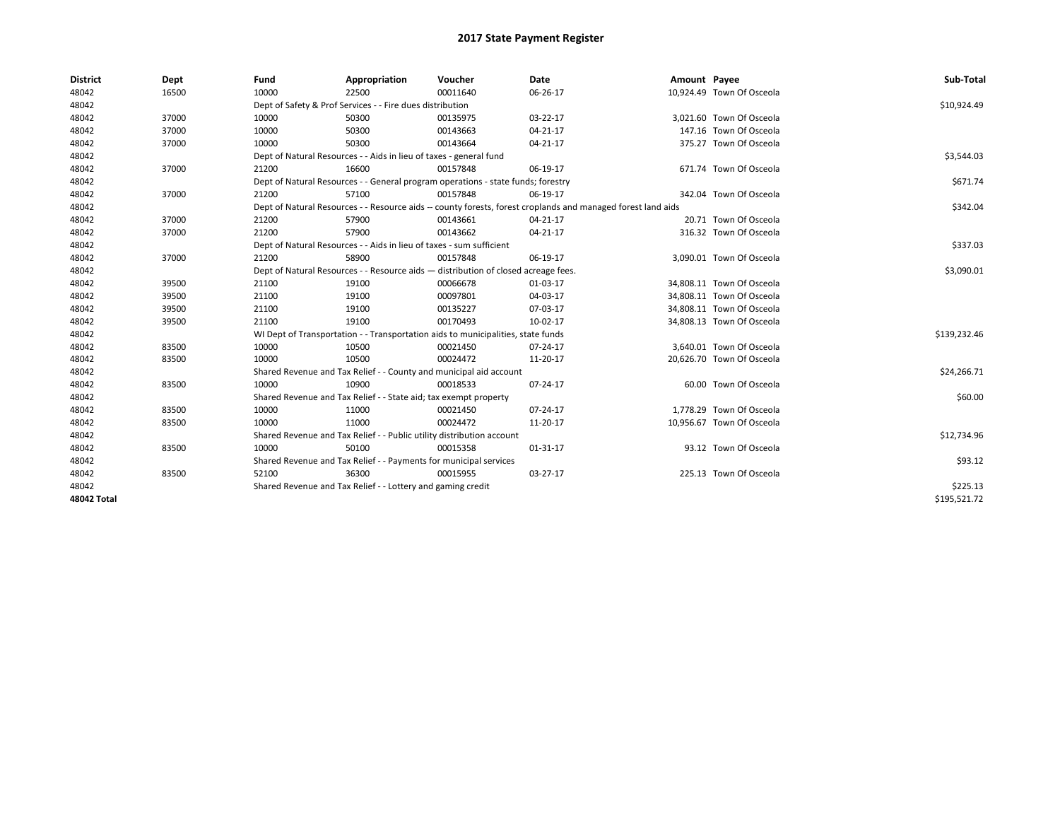# 2017 State Payment Register

| District | Dept | Fund | Appropriation | Voucher | Date | Amount | Payee | Sub-Total |
|---|---|---|---|---|---|---|---|---|
| 48042 | 16500 | 10000 | 22500 | 00011640 | 06-26-17 | 10,924.49 | Town Of Osceola | |
| 48042 | | Dept of Safety & Prof Services - - Fire dues distribution | | | | | | $10,924.49 |
| 48042 | 37000 | 10000 | 50300 | 00135975 | 03-22-17 | 3,021.60 | Town Of Osceola | |
| 48042 | 37000 | 10000 | 50300 | 00143663 | 04-21-17 | 147.16 | Town Of Osceola | |
| 48042 | 37000 | 10000 | 50300 | 00143664 | 04-21-17 | 375.27 | Town Of Osceola | |
| 48042 | | Dept of Natural Resources - - Aids in lieu of taxes - general fund | | | | | | $3,544.03 |
| 48042 | 37000 | 21200 | 16600 | 00157848 | 06-19-17 | 671.74 | Town Of Osceola | |
| 48042 | | Dept of Natural Resources - - General program operations - state funds; forestry | | | | | | $671.74 |
| 48042 | 37000 | 21200 | 57100 | 00157848 | 06-19-17 | 342.04 | Town Of Osceola | |
| 48042 | | Dept of Natural Resources - - Resource aids -- county forests, forest croplands and managed forest land aids | | | | | | $342.04 |
| 48042 | 37000 | 21200 | 57900 | 00143661 | 04-21-17 | 20.71 | Town Of Osceola | |
| 48042 | 37000 | 21200 | 57900 | 00143662 | 04-21-17 | 316.32 | Town Of Osceola | |
| 48042 | | Dept of Natural Resources - - Aids in lieu of taxes - sum sufficient | | | | | | $337.03 |
| 48042 | 37000 | 21200 | 58900 | 00157848 | 06-19-17 | 3,090.01 | Town Of Osceola | |
| 48042 | | Dept of Natural Resources - - Resource aids — distribution of closed acreage fees. | | | | | | $3,090.01 |
| 48042 | 39500 | 21100 | 19100 | 00066678 | 01-03-17 | 34,808.11 | Town Of Osceola | |
| 48042 | 39500 | 21100 | 19100 | 00097801 | 04-03-17 | 34,808.11 | Town Of Osceola | |
| 48042 | 39500 | 21100 | 19100 | 00135227 | 07-03-17 | 34,808.11 | Town Of Osceola | |
| 48042 | 39500 | 21100 | 19100 | 00170493 | 10-02-17 | 34,808.13 | Town Of Osceola | |
| 48042 | | WI Dept of Transportation - - Transportation aids to municipalities, state funds | | | | | | $139,232.46 |
| 48042 | 83500 | 10000 | 10500 | 00021450 | 07-24-17 | 3,640.01 | Town Of Osceola | |
| 48042 | 83500 | 10000 | 10500 | 00024472 | 11-20-17 | 20,626.70 | Town Of Osceola | |
| 48042 | | Shared Revenue and Tax Relief - - County and municipal aid account | | | | | | $24,266.71 |
| 48042 | 83500 | 10000 | 10900 | 00018533 | 07-24-17 | 60.00 | Town Of Osceola | |
| 48042 | | Shared Revenue and Tax Relief - - State aid; tax exempt property | | | | | | $60.00 |
| 48042 | 83500 | 10000 | 11000 | 00021450 | 07-24-17 | 1,778.29 | Town Of Osceola | |
| 48042 | 83500 | 10000 | 11000 | 00024472 | 11-20-17 | 10,956.67 | Town Of Osceola | |
| 48042 | | Shared Revenue and Tax Relief - - Public utility distribution account | | | | | | $12,734.96 |
| 48042 | 83500 | 10000 | 50100 | 00015358 | 01-31-17 | 93.12 | Town Of Osceola | |
| 48042 | | Shared Revenue and Tax Relief - - Payments for municipal services | | | | | | $93.12 |
| 48042 | 83500 | 52100 | 36300 | 00015955 | 03-27-17 | 225.13 | Town Of Osceola | |
| 48042 | | Shared Revenue and Tax Relief - - Lottery and gaming credit | | | | | | $225.13 |
| **48042 Total** | | | | | | | | $195,521.72 |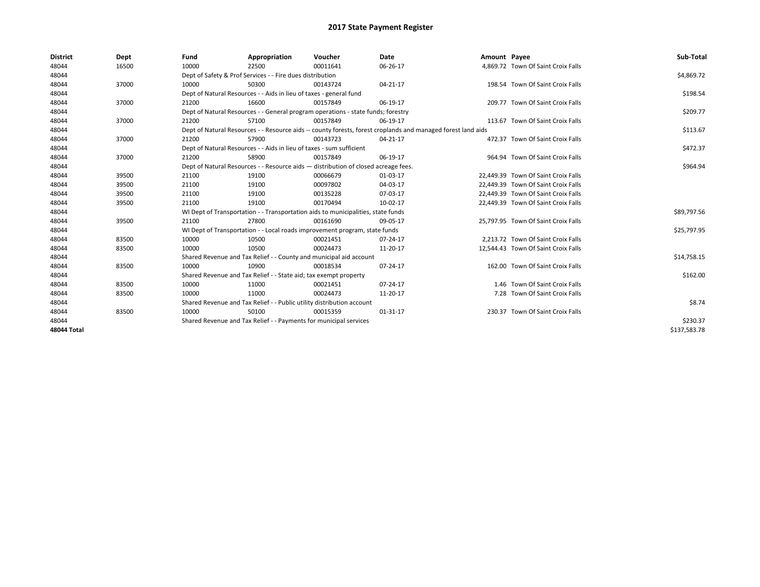# 2017 State Payment Register

| District | Dept | Fund | Appropriation | Voucher | Date | Amount | Payee | Sub-Total |
|---|---|---|---|---|---|---|---|---|
| 48044 | 16500 | 10000 | 22500 | 00011641 | 06-26-17 | 4,869.72 | Town Of Saint Croix Falls | |
| 48044 | | Dept of Safety & Prof Services - - Fire dues distribution | | | | | | $4,869.72 |
| 48044 | 37000 | 10000 | 50300 | 00143724 | 04-21-17 | 198.54 | Town Of Saint Croix Falls | |
| 48044 | | Dept of Natural Resources - - Aids in lieu of taxes - general fund | | | | | | $198.54 |
| 48044 | 37000 | 21200 | 16600 | 00157849 | 06-19-17 | 209.77 | Town Of Saint Croix Falls | |
| 48044 | | Dept of Natural Resources - - General program operations - state funds; forestry | | | | | | $209.77 |
| 48044 | 37000 | 21200 | 57100 | 00157849 | 06-19-17 | 113.67 | Town Of Saint Croix Falls | |
| 48044 | | Dept of Natural Resources - - Resource aids -- county forests, forest croplands and managed forest land aids | | | | | | $113.67 |
| 48044 | 37000 | 21200 | 57900 | 00143723 | 04-21-17 | 472.37 | Town Of Saint Croix Falls | |
| 48044 | | Dept of Natural Resources - - Aids in lieu of taxes - sum sufficient | | | | | | $472.37 |
| 48044 | 37000 | 21200 | 58900 | 00157849 | 06-19-17 | 964.94 | Town Of Saint Croix Falls | |
| 48044 | | Dept of Natural Resources - - Resource aids — distribution of closed acreage fees. | | | | | | $964.94 |
| 48044 | 39500 | 21100 | 19100 | 00066679 | 01-03-17 | 22,449.39 | Town Of Saint Croix Falls | |
| 48044 | 39500 | 21100 | 19100 | 00097802 | 04-03-17 | 22,449.39 | Town Of Saint Croix Falls | |
| 48044 | 39500 | 21100 | 19100 | 00135228 | 07-03-17 | 22,449.39 | Town Of Saint Croix Falls | |
| 48044 | 39500 | 21100 | 19100 | 00170494 | 10-02-17 | 22,449.39 | Town Of Saint Croix Falls | |
| 48044 | | WI Dept of Transportation - - Transportation aids to municipalities, state funds | | | | | | $89,797.56 |
| 48044 | 39500 | 21100 | 27800 | 00161690 | 09-05-17 | 25,797.95 | Town Of Saint Croix Falls | |
| 48044 | | WI Dept of Transportation - - Local roads improvement program, state funds | | | | | | $25,797.95 |
| 48044 | 83500 | 10000 | 10500 | 00021451 | 07-24-17 | 2,213.72 | Town Of Saint Croix Falls | |
| 48044 | 83500 | 10000 | 10500 | 00024473 | 11-20-17 | 12,544.43 | Town Of Saint Croix Falls | |
| 48044 | | Shared Revenue and Tax Relief - - County and municipal aid account | | | | | | $14,758.15 |
| 48044 | 83500 | 10000 | 10900 | 00018534 | 07-24-17 | 162.00 | Town Of Saint Croix Falls | |
| 48044 | | Shared Revenue and Tax Relief - - State aid; tax exempt property | | | | | | $162.00 |
| 48044 | 83500 | 10000 | 11000 | 00021451 | 07-24-17 | 1.46 | Town Of Saint Croix Falls | |
| 48044 | 83500 | 10000 | 11000 | 00024473 | 11-20-17 | 7.28 | Town Of Saint Croix Falls | |
| 48044 | | Shared Revenue and Tax Relief - - Public utility distribution account | | | | | | $8.74 |
| 48044 | 83500 | 10000 | 50100 | 00015359 | 01-31-17 | 230.37 | Town Of Saint Croix Falls | |
| 48044 | | Shared Revenue and Tax Relief - - Payments for municipal services | | | | | | $230.37 |
| **48044 Total** | | | | | | | | $137,583.78 |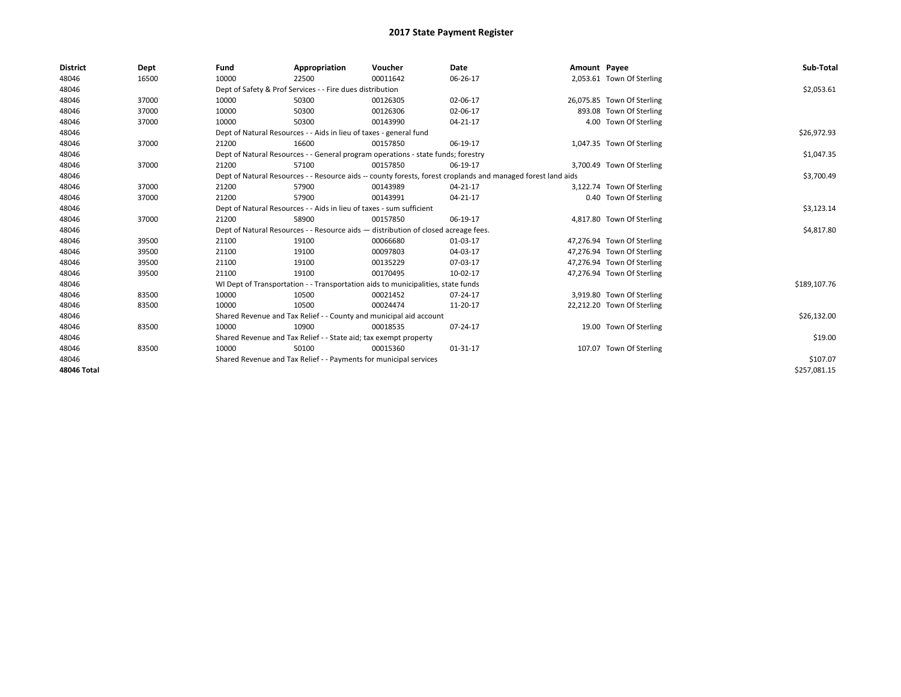# 2017 State Payment Register

| District | Dept | Fund | Appropriation | Voucher | Date | Amount | Payee | Sub-Total |
|---|---|---|---|---|---|---|---|---|
| 48046 | 16500 | 10000 | 22500 | 00011642 | 06-26-17 | 2,053.61 | Town Of Sterling | |
| 48046 | | Dept of Safety & Prof Services - - Fire dues distribution | | | | | | $2,053.61 |
| 48046 | 37000 | 10000 | 50300 | 00126305 | 02-06-17 | 26,075.85 | Town Of Sterling | |
| 48046 | 37000 | 10000 | 50300 | 00126306 | 02-06-17 | 893.08 | Town Of Sterling | |
| 48046 | 37000 | 10000 | 50300 | 00143990 | 04-21-17 | 4.00 | Town Of Sterling | |
| 48046 | | Dept of Natural Resources - - Aids in lieu of taxes - general fund | | | | | | $26,972.93 |
| 48046 | 37000 | 21200 | 16600 | 00157850 | 06-19-17 | 1,047.35 | Town Of Sterling | |
| 48046 | | Dept of Natural Resources - - General program operations - state funds; forestry | | | | | | $1,047.35 |
| 48046 | 37000 | 21200 | 57100 | 00157850 | 06-19-17 | 3,700.49 | Town Of Sterling | |
| 48046 | | Dept of Natural Resources - - Resource aids -- county forests, forest croplands and managed forest land aids | | | | | | $3,700.49 |
| 48046 | 37000 | 21200 | 57900 | 00143989 | 04-21-17 | 3,122.74 | Town Of Sterling | |
| 48046 | 37000 | 21200 | 57900 | 00143991 | 04-21-17 | 0.40 | Town Of Sterling | |
| 48046 | | Dept of Natural Resources - - Aids in lieu of taxes - sum sufficient | | | | | | $3,123.14 |
| 48046 | 37000 | 21200 | 58900 | 00157850 | 06-19-17 | 4,817.80 | Town Of Sterling | |
| 48046 | | Dept of Natural Resources - - Resource aids — distribution of closed acreage fees. | | | | | | $4,817.80 |
| 48046 | 39500 | 21100 | 19100 | 00066680 | 01-03-17 | 47,276.94 | Town Of Sterling | |
| 48046 | 39500 | 21100 | 19100 | 00097803 | 04-03-17 | 47,276.94 | Town Of Sterling | |
| 48046 | 39500 | 21100 | 19100 | 00135229 | 07-03-17 | 47,276.94 | Town Of Sterling | |
| 48046 | 39500 | 21100 | 19100 | 00170495 | 10-02-17 | 47,276.94 | Town Of Sterling | |
| 48046 | | WI Dept of Transportation - - Transportation aids to municipalities, state funds | | | | | | $189,107.76 |
| 48046 | 83500 | 10000 | 10500 | 00021452 | 07-24-17 | 3,919.80 | Town Of Sterling | |
| 48046 | 83500 | 10000 | 10500 | 00024474 | 11-20-17 | 22,212.20 | Town Of Sterling | |
| 48046 | | Shared Revenue and Tax Relief - - County and municipal aid account | | | | | | $26,132.00 |
| 48046 | 83500 | 10000 | 10900 | 00018535 | 07-24-17 | 19.00 | Town Of Sterling | |
| 48046 | | Shared Revenue and Tax Relief - - State aid; tax exempt property | | | | | | $19.00 |
| 48046 | 83500 | 10000 | 50100 | 00015360 | 01-31-17 | 107.07 | Town Of Sterling | |
| 48046 | | Shared Revenue and Tax Relief - - Payments for municipal services | | | | | | $107.07 |
| **48046 Total** | | | | | | | | $257,081.15 |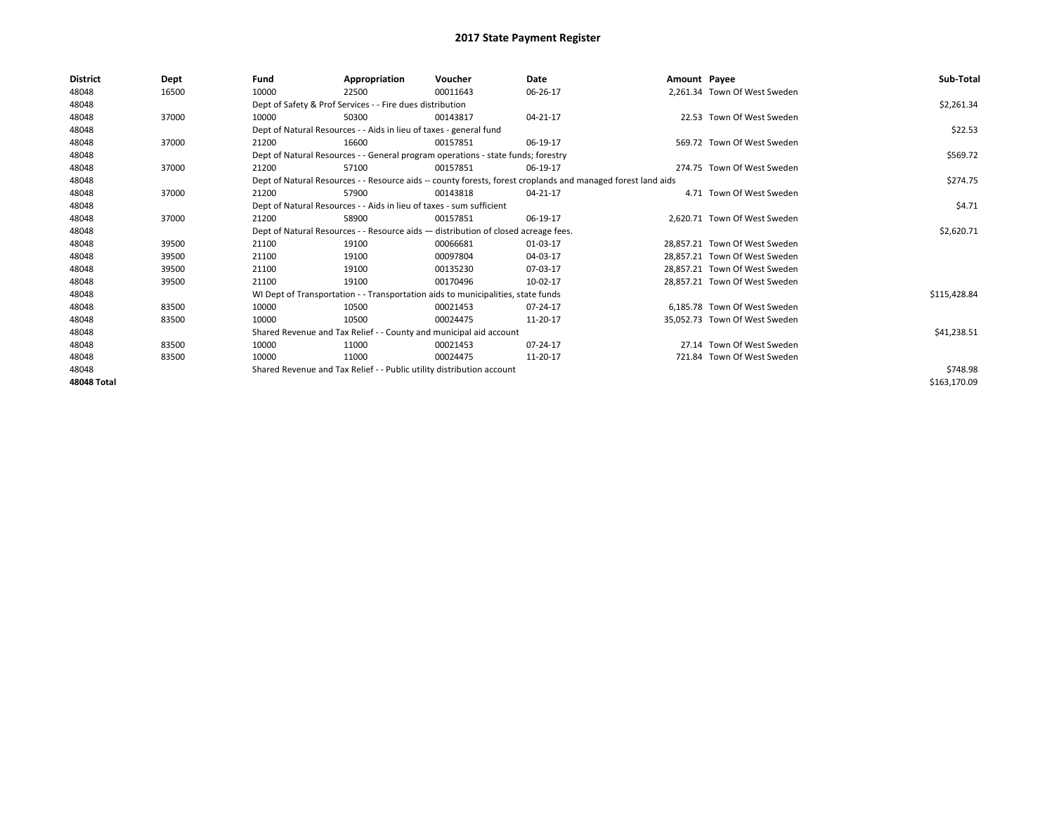# 2017 State Payment Register

| District | Dept | Fund | Appropriation | Voucher | Date | Amount | Payee | Sub-Total |
|---|---|---|---|---|---|---|---|---|
| 48048 | 16500 | 10000 | 22500 | 00011643 | 06-26-17 | 2,261.34 | Town Of West Sweden | |
| 48048 | | Dept of Safety & Prof Services - - Fire dues distribution | | | | | | $2,261.34 |
| 48048 | 37000 | 10000 | 50300 | 00143817 | 04-21-17 | 22.53 | Town Of West Sweden | |
| 48048 | | Dept of Natural Resources - - Aids in lieu of taxes - general fund | | | | | | $22.53 |
| 48048 | 37000 | 21200 | 16600 | 00157851 | 06-19-17 | 569.72 | Town Of West Sweden | |
| 48048 | | Dept of Natural Resources - - General program operations - state funds; forestry | | | | | | $569.72 |
| 48048 | 37000 | 21200 | 57100 | 00157851 | 06-19-17 | 274.75 | Town Of West Sweden | |
| 48048 | | Dept of Natural Resources - - Resource aids -- county forests, forest croplands and managed forest land aids | | | | | | $274.75 |
| 48048 | 37000 | 21200 | 57900 | 00143818 | 04-21-17 | 4.71 | Town Of West Sweden | |
| 48048 | | Dept of Natural Resources - - Aids in lieu of taxes - sum sufficient | | | | | | $4.71 |
| 48048 | 37000 | 21200 | 58900 | 00157851 | 06-19-17 | 2,620.71 | Town Of West Sweden | |
| 48048 | | Dept of Natural Resources - - Resource aids — distribution of closed acreage fees. | | | | | | $2,620.71 |
| 48048 | 39500 | 21100 | 19100 | 00066681 | 01-03-17 | 28,857.21 | Town Of West Sweden | |
| 48048 | 39500 | 21100 | 19100 | 00097804 | 04-03-17 | 28,857.21 | Town Of West Sweden | |
| 48048 | 39500 | 21100 | 19100 | 00135230 | 07-03-17 | 28,857.21 | Town Of West Sweden | |
| 48048 | 39500 | 21100 | 19100 | 00170496 | 10-02-17 | 28,857.21 | Town Of West Sweden | |
| 48048 | | WI Dept of Transportation - - Transportation aids to municipalities, state funds | | | | | | $115,428.84 |
| 48048 | 83500 | 10000 | 10500 | 00021453 | 07-24-17 | 6,185.78 | Town Of West Sweden | |
| 48048 | 83500 | 10000 | 10500 | 00024475 | 11-20-17 | 35,052.73 | Town Of West Sweden | |
| 48048 | | Shared Revenue and Tax Relief - - County and municipal aid account | | | | | | $41,238.51 |
| 48048 | 83500 | 10000 | 11000 | 00021453 | 07-24-17 | 27.14 | Town Of West Sweden | |
| 48048 | 83500 | 10000 | 11000 | 00024475 | 11-20-17 | 721.84 | Town Of West Sweden | |
| 48048 | | Shared Revenue and Tax Relief - - Public utility distribution account | | | | | | $748.98 |
| **48048 Total** | | | | | | | | $163,170.09 |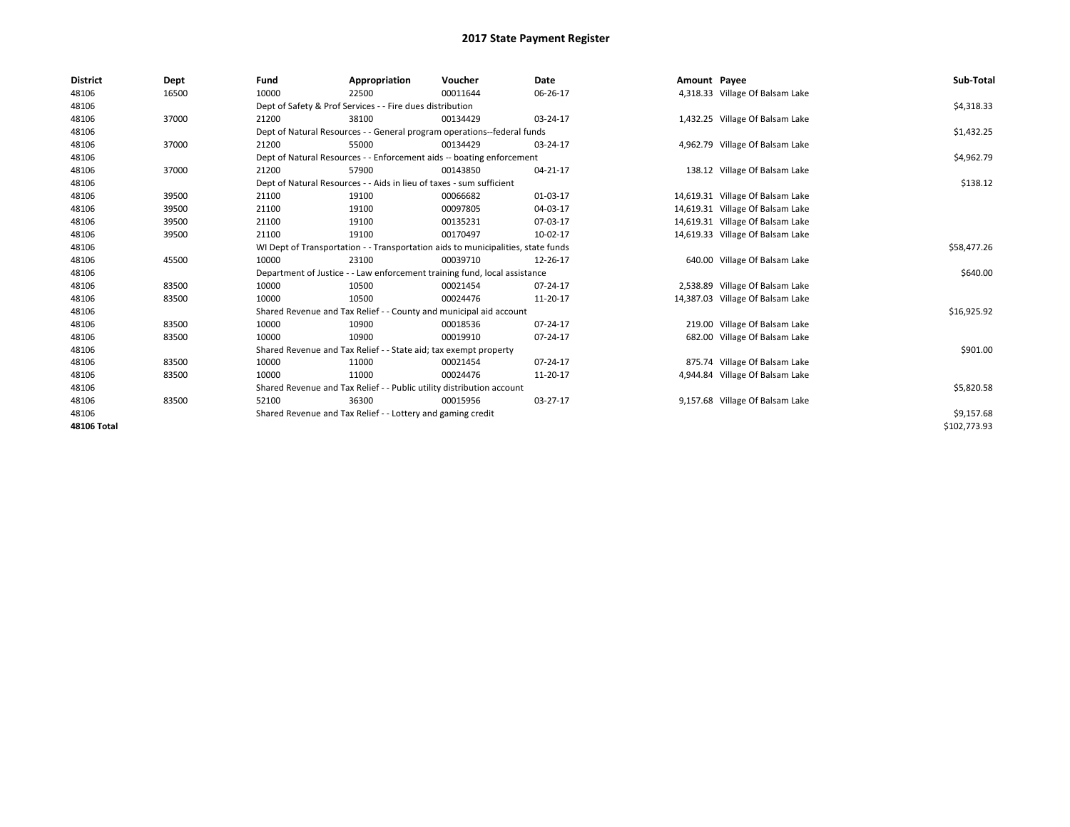# 2017 State Payment Register

| District | Dept | Fund | Appropriation | Voucher | Date | Amount | Payee | Sub-Total |
|---|---|---|---|---|---|---|---|---|
| 48106 | 16500 | 10000 | 22500 | 00011644 | 06-26-17 | 4,318.33 | Village Of Balsam Lake | |
| 48106 | | Dept of Safety & Prof Services - - Fire dues distribution | | | | | | $4,318.33 |
| 48106 | 37000 | 21200 | 38100 | 00134429 | 03-24-17 | 1,432.25 | Village Of Balsam Lake | |
| 48106 | | Dept of Natural Resources - - General program operations--federal funds | | | | | | $1,432.25 |
| 48106 | 37000 | 21200 | 55000 | 00134429 | 03-24-17 | 4,962.79 | Village Of Balsam Lake | |
| 48106 | | Dept of Natural Resources - - Enforcement aids -- boating enforcement | | | | | | $4,962.79 |
| 48106 | 37000 | 21200 | 57900 | 00143850 | 04-21-17 | 138.12 | Village Of Balsam Lake | |
| 48106 | | Dept of Natural Resources - - Aids in lieu of taxes - sum sufficient | | | | | | $138.12 |
| 48106 | 39500 | 21100 | 19100 | 00066682 | 01-03-17 | 14,619.31 | Village Of Balsam Lake | |
| 48106 | 39500 | 21100 | 19100 | 00097805 | 04-03-17 | 14,619.31 | Village Of Balsam Lake | |
| 48106 | 39500 | 21100 | 19100 | 00135231 | 07-03-17 | 14,619.31 | Village Of Balsam Lake | |
| 48106 | 39500 | 21100 | 19100 | 00170497 | 10-02-17 | 14,619.33 | Village Of Balsam Lake | |
| 48106 | | WI Dept of Transportation - - Transportation aids to municipalities, state funds | | | | | | $58,477.26 |
| 48106 | 45500 | 10000 | 23100 | 00039710 | 12-26-17 | 640.00 | Village Of Balsam Lake | |
| 48106 | | Department of Justice - - Law enforcement training fund, local assistance | | | | | | $640.00 |
| 48106 | 83500 | 10000 | 10500 | 00021454 | 07-24-17 | 2,538.89 | Village Of Balsam Lake | |
| 48106 | 83500 | 10000 | 10500 | 00024476 | 11-20-17 | 14,387.03 | Village Of Balsam Lake | |
| 48106 | | Shared Revenue and Tax Relief - - County and municipal aid account | | | | | | $16,925.92 |
| 48106 | 83500 | 10000 | 10900 | 00018536 | 07-24-17 | 219.00 | Village Of Balsam Lake | |
| 48106 | 83500 | 10000 | 10900 | 00019910 | 07-24-17 | 682.00 | Village Of Balsam Lake | |
| 48106 | | Shared Revenue and Tax Relief - - State aid; tax exempt property | | | | | | $901.00 |
| 48106 | 83500 | 10000 | 11000 | 00021454 | 07-24-17 | 875.74 | Village Of Balsam Lake | |
| 48106 | 83500 | 10000 | 11000 | 00024476 | 11-20-17 | 4,944.84 | Village Of Balsam Lake | |
| 48106 | | Shared Revenue and Tax Relief - - Public utility distribution account | | | | | | $5,820.58 |
| 48106 | 83500 | 52100 | 36300 | 00015956 | 03-27-17 | 9,157.68 | Village Of Balsam Lake | |
| 48106 | | Shared Revenue and Tax Relief - - Lottery and gaming credit | | | | | | $9,157.68 |
| **48106 Total** | | | | | | | | $102,773.93 |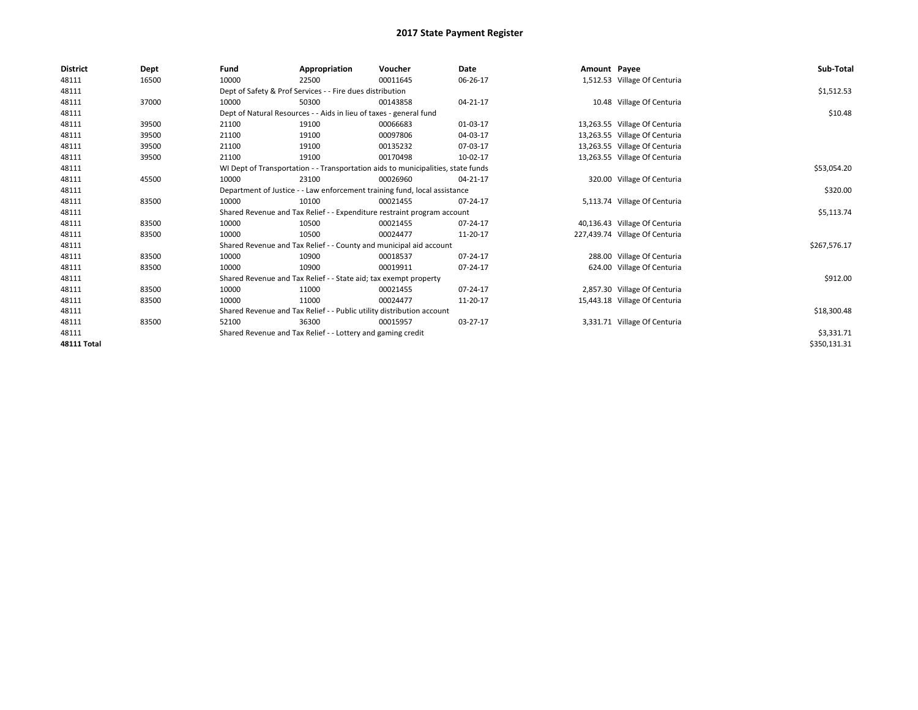# 2017 State Payment Register

| District | Dept | Fund | Appropriation | Voucher | Date | Amount | Payee | Sub-Total |
|---|---|---|---|---|---|---|---|---|
| 48111 | 16500 | 10000 | 22500 | 00011645 | 06-26-17 | 1,512.53 | Village Of Centuria | |
| 48111 | | Dept of Safety & Prof Services - - Fire dues distribution | | | | | | $1,512.53 |
| 48111 | 37000 | 10000 | 50300 | 00143858 | 04-21-17 | 10.48 | Village Of Centuria | |
| 48111 | | Dept of Natural Resources - - Aids in lieu of taxes - general fund | | | | | | $10.48 |
| 48111 | 39500 | 21100 | 19100 | 00066683 | 01-03-17 | 13,263.55 | Village Of Centuria | |
| 48111 | 39500 | 21100 | 19100 | 00097806 | 04-03-17 | 13,263.55 | Village Of Centuria | |
| 48111 | 39500 | 21100 | 19100 | 00135232 | 07-03-17 | 13,263.55 | Village Of Centuria | |
| 48111 | 39500 | 21100 | 19100 | 00170498 | 10-02-17 | 13,263.55 | Village Of Centuria | |
| 48111 | | WI Dept of Transportation - - Transportation aids to municipalities, state funds | | | | | | $53,054.20 |
| 48111 | 45500 | 10000 | 23100 | 00026960 | 04-21-17 | 320.00 | Village Of Centuria | |
| 48111 | | Department of Justice - - Law enforcement training fund, local assistance | | | | | | $320.00 |
| 48111 | 83500 | 10000 | 10100 | 00021455 | 07-24-17 | 5,113.74 | Village Of Centuria | |
| 48111 | | Shared Revenue and Tax Relief - - Expenditure restraint program account | | | | | | $5,113.74 |
| 48111 | 83500 | 10000 | 10500 | 00021455 | 07-24-17 | 40,136.43 | Village Of Centuria | |
| 48111 | 83500 | 10000 | 10500 | 00024477 | 11-20-17 | 227,439.74 | Village Of Centuria | |
| 48111 | | Shared Revenue and Tax Relief - - County and municipal aid account | | | | | | $267,576.17 |
| 48111 | 83500 | 10000 | 10900 | 00018537 | 07-24-17 | 288.00 | Village Of Centuria | |
| 48111 | 83500 | 10000 | 10900 | 00019911 | 07-24-17 | 624.00 | Village Of Centuria | |
| 48111 | | Shared Revenue and Tax Relief - - State aid; tax exempt property | | | | | | $912.00 |
| 48111 | 83500 | 10000 | 11000 | 00021455 | 07-24-17 | 2,857.30 | Village Of Centuria | |
| 48111 | 83500 | 10000 | 11000 | 00024477 | 11-20-17 | 15,443.18 | Village Of Centuria | |
| 48111 | | Shared Revenue and Tax Relief - - Public utility distribution account | | | | | | $18,300.48 |
| 48111 | 83500 | 52100 | 36300 | 00015957 | 03-27-17 | 3,331.71 | Village Of Centuria | |
| 48111 | | Shared Revenue and Tax Relief - - Lottery and gaming credit | | | | | | $3,331.71 |
| **48111 Total** | | | | | | | | $350,131.31 |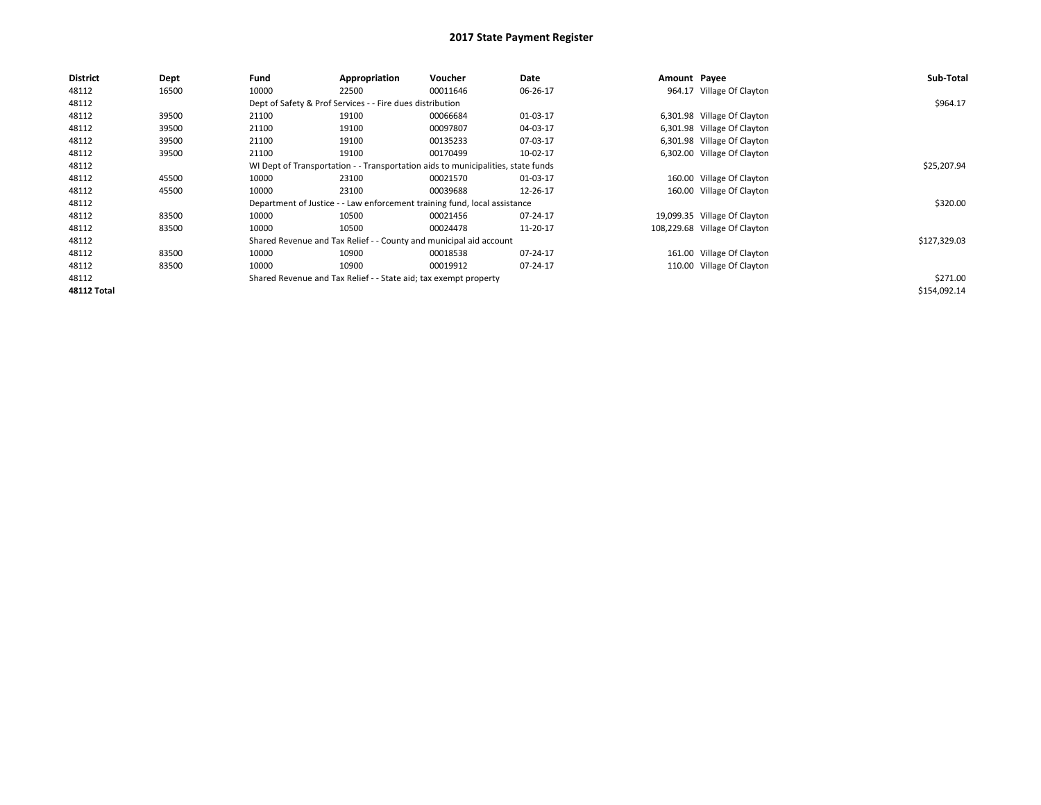# 2017 State Payment Register

| District | Dept | Fund | Appropriation | Voucher | Date | Amount | Payee | Sub-Total |
|---|---|---|---|---|---|---|---|---|
| 48112 | 16500 | 10000 | 22500 | 00011646 | 06-26-17 | 964.17 | Village Of Clayton | |
| 48112 | | Dept of Safety & Prof Services - - Fire dues distribution | | | | | | $964.17 |
| 48112 | 39500 | 21100 | 19100 | 00066684 | 01-03-17 | 6,301.98 | Village Of Clayton | |
| 48112 | 39500 | 21100 | 19100 | 00097807 | 04-03-17 | 6,301.98 | Village Of Clayton | |
| 48112 | 39500 | 21100 | 19100 | 00135233 | 07-03-17 | 6,301.98 | Village Of Clayton | |
| 48112 | 39500 | 21100 | 19100 | 00170499 | 10-02-17 | 6,302.00 | Village Of Clayton | |
| 48112 | | WI Dept of Transportation - - Transportation aids to municipalities, state funds | | | | | | $25,207.94 |
| 48112 | 45500 | 10000 | 23100 | 00021570 | 01-03-17 | 160.00 | Village Of Clayton | |
| 48112 | 45500 | 10000 | 23100 | 00039688 | 12-26-17 | 160.00 | Village Of Clayton | |
| 48112 | | Department of Justice - - Law enforcement training fund, local assistance | | | | | | $320.00 |
| 48112 | 83500 | 10000 | 10500 | 00021456 | 07-24-17 | 19,099.35 | Village Of Clayton | |
| 48112 | 83500 | 10000 | 10500 | 00024478 | 11-20-17 | 108,229.68 | Village Of Clayton | |
| 48112 | | Shared Revenue and Tax Relief - - County and municipal aid account | | | | | | $127,329.03 |
| 48112 | 83500 | 10000 | 10900 | 00018538 | 07-24-17 | 161.00 | Village Of Clayton | |
| 48112 | 83500 | 10000 | 10900 | 00019912 | 07-24-17 | 110.00 | Village Of Clayton | |
| 48112 | | Shared Revenue and Tax Relief - - State aid; tax exempt property | | | | | | $271.00 |
| **48112 Total** | | | | | | | | $154,092.14 |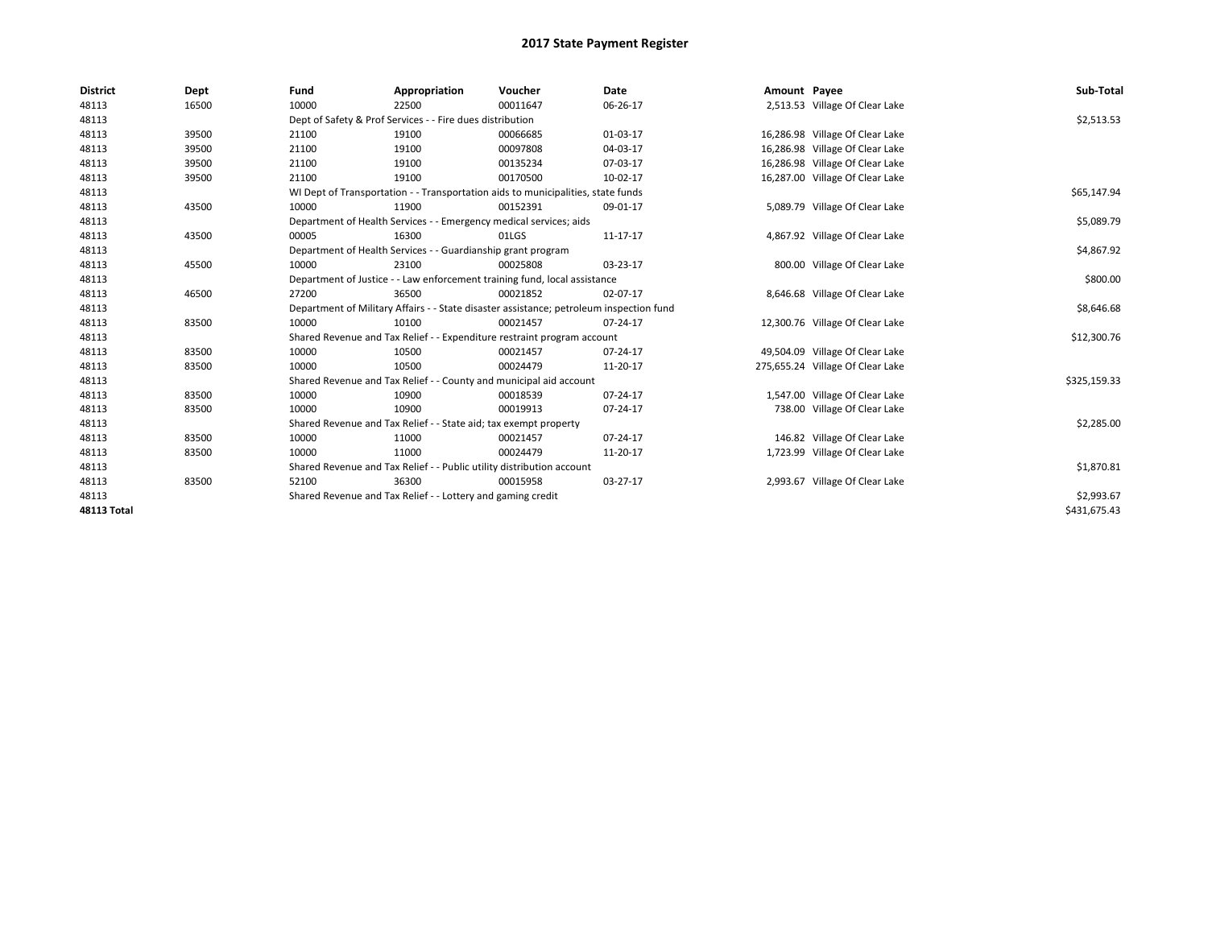# 2017 State Payment Register

| District | Dept | Fund | Appropriation | Voucher | Date | Amount | Payee | Sub-Total |
|---|---|---|---|---|---|---|---|---|
| 48113 | 16500 | 10000 | 22500 | 00011647 | 06-26-17 | 2,513.53 | Village Of Clear Lake | |
| 48113 | | Dept of Safety & Prof Services - - Fire dues distribution | | | | | | $2,513.53 |
| 48113 | 39500 | 21100 | 19100 | 00066685 | 01-03-17 | 16,286.98 | Village Of Clear Lake | |
| 48113 | 39500 | 21100 | 19100 | 00097808 | 04-03-17 | 16,286.98 | Village Of Clear Lake | |
| 48113 | 39500 | 21100 | 19100 | 00135234 | 07-03-17 | 16,286.98 | Village Of Clear Lake | |
| 48113 | 39500 | 21100 | 19100 | 00170500 | 10-02-17 | 16,287.00 | Village Of Clear Lake | |
| 48113 | | WI Dept of Transportation - - Transportation aids to municipalities, state funds | | | | | | $65,147.94 |
| 48113 | 43500 | 10000 | 11900 | 00152391 | 09-01-17 | 5,089.79 | Village Of Clear Lake | |
| 48113 | | Department of Health Services - - Emergency medical services; aids | | | | | | $5,089.79 |
| 48113 | 43500 | 00005 | 16300 | 01LGS | 11-17-17 | 4,867.92 | Village Of Clear Lake | |
| 48113 | | Department of Health Services - - Guardianship grant program | | | | | | $4,867.92 |
| 48113 | 45500 | 10000 | 23100 | 00025808 | 03-23-17 | 800.00 | Village Of Clear Lake | |
| 48113 | | Department of Justice - - Law enforcement training fund, local assistance | | | | | | $800.00 |
| 48113 | 46500 | 27200 | 36500 | 00021852 | 02-07-17 | 8,646.68 | Village Of Clear Lake | |
| 48113 | | Department of Military Affairs - - State disaster assistance; petroleum inspection fund | | | | | | $8,646.68 |
| 48113 | 83500 | 10000 | 10100 | 00021457 | 07-24-17 | 12,300.76 | Village Of Clear Lake | |
| 48113 | | Shared Revenue and Tax Relief - - Expenditure restraint program account | | | | | | $12,300.76 |
| 48113 | 83500 | 10000 | 10500 | 00021457 | 07-24-17 | 49,504.09 | Village Of Clear Lake | |
| 48113 | 83500 | 10000 | 10500 | 00024479 | 11-20-17 | 275,655.24 | Village Of Clear Lake | |
| 48113 | | Shared Revenue and Tax Relief - - County and municipal aid account | | | | | | $325,159.33 |
| 48113 | 83500 | 10000 | 10900 | 00018539 | 07-24-17 | 1,547.00 | Village Of Clear Lake | |
| 48113 | 83500 | 10000 | 10900 | 00019913 | 07-24-17 | 738.00 | Village Of Clear Lake | |
| 48113 | | Shared Revenue and Tax Relief - - State aid; tax exempt property | | | | | | $2,285.00 |
| 48113 | 83500 | 10000 | 11000 | 00021457 | 07-24-17 | 146.82 | Village Of Clear Lake | |
| 48113 | 83500 | 10000 | 11000 | 00024479 | 11-20-17 | 1,723.99 | Village Of Clear Lake | |
| 48113 | | Shared Revenue and Tax Relief - - Public utility distribution account | | | | | | $1,870.81 |
| 48113 | 83500 | 52100 | 36300 | 00015958 | 03-27-17 | 2,993.67 | Village Of Clear Lake | |
| 48113 | | Shared Revenue and Tax Relief - - Lottery and gaming credit | | | | | | $2,993.67 |
| **48113 Total** | | | | | | | | $431,675.43 |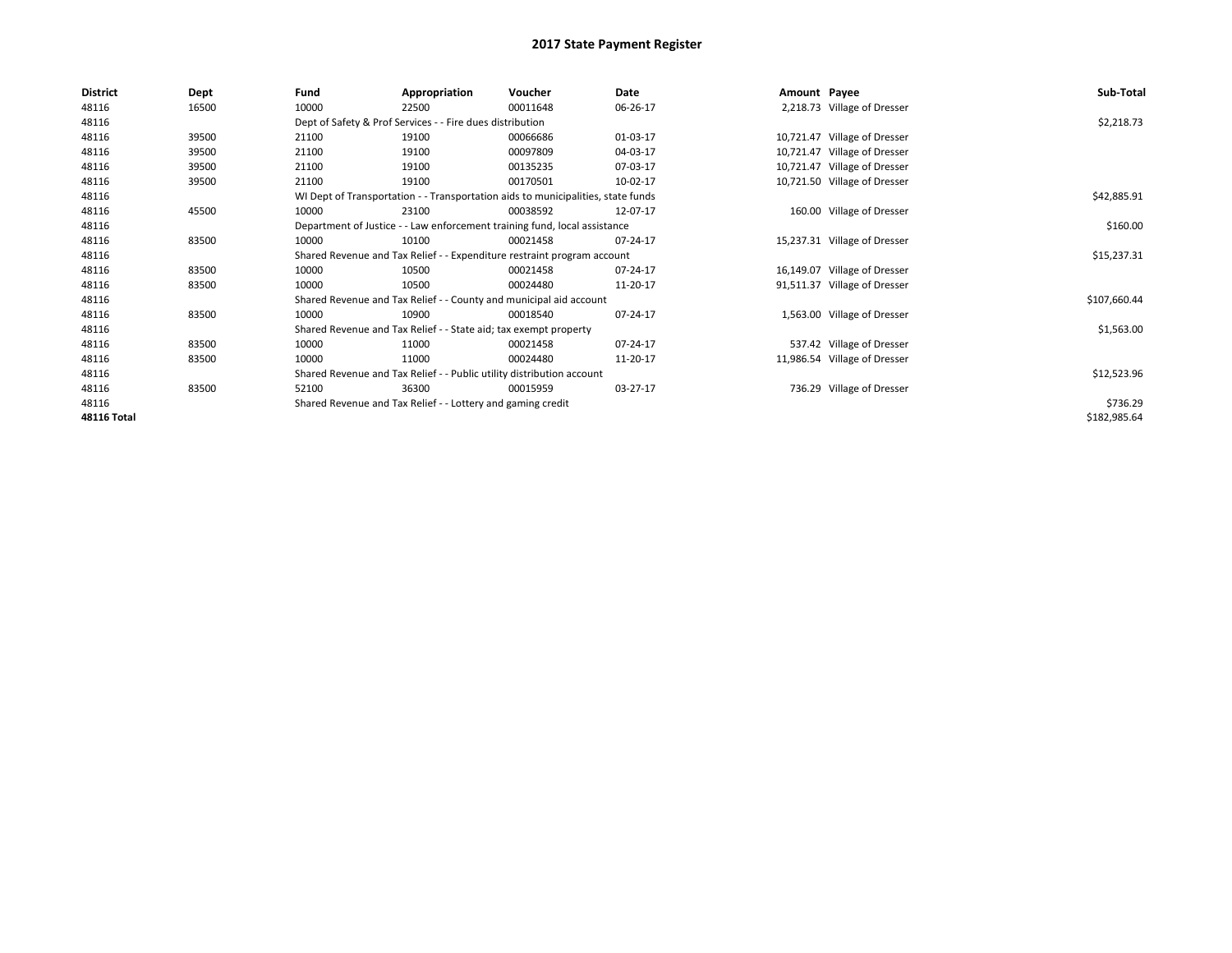# 2017 State Payment Register

| District | Dept | Fund | Appropriation | Voucher | Date | Amount | Payee | Sub-Total |
|---|---|---|---|---|---|---|---|---|
| 48116 | 16500 | 10000 | 22500 | 00011648 | 06-26-17 | 2,218.73 | Village of Dresser | |
| 48116 | | Dept of Safety & Prof Services - - Fire dues distribution | | | | | | $2,218.73 |
| 48116 | 39500 | 21100 | 19100 | 00066686 | 01-03-17 | 10,721.47 | Village of Dresser | |
| 48116 | 39500 | 21100 | 19100 | 00097809 | 04-03-17 | 10,721.47 | Village of Dresser | |
| 48116 | 39500 | 21100 | 19100 | 00135235 | 07-03-17 | 10,721.47 | Village of Dresser | |
| 48116 | 39500 | 21100 | 19100 | 00170501 | 10-02-17 | 10,721.50 | Village of Dresser | |
| 48116 | | WI Dept of Transportation - - Transportation aids to municipalities, state funds | | | | | | $42,885.91 |
| 48116 | 45500 | 10000 | 23100 | 00038592 | 12-07-17 | 160.00 | Village of Dresser | |
| 48116 | | Department of Justice - - Law enforcement training fund, local assistance | | | | | | $160.00 |
| 48116 | 83500 | 10000 | 10100 | 00021458 | 07-24-17 | 15,237.31 | Village of Dresser | |
| 48116 | | Shared Revenue and Tax Relief - - Expenditure restraint program account | | | | | | $15,237.31 |
| 48116 | 83500 | 10000 | 10500 | 00021458 | 07-24-17 | 16,149.07 | Village of Dresser | |
| 48116 | 83500 | 10000 | 10500 | 00024480 | 11-20-17 | 91,511.37 | Village of Dresser | |
| 48116 | | Shared Revenue and Tax Relief - - County and municipal aid account | | | | | | $107,660.44 |
| 48116 | 83500 | 10000 | 10900 | 00018540 | 07-24-17 | 1,563.00 | Village of Dresser | |
| 48116 | | Shared Revenue and Tax Relief - - State aid; tax exempt property | | | | | | $1,563.00 |
| 48116 | 83500 | 10000 | 11000 | 00021458 | 07-24-17 | 537.42 | Village of Dresser | |
| 48116 | 83500 | 10000 | 11000 | 00024480 | 11-20-17 | 11,986.54 | Village of Dresser | |
| 48116 | | Shared Revenue and Tax Relief - - Public utility distribution account | | | | | | $12,523.96 |
| 48116 | 83500 | 52100 | 36300 | 00015959 | 03-27-17 | 736.29 | Village of Dresser | |
| 48116 | | Shared Revenue and Tax Relief - - Lottery and gaming credit | | | | | | $736.29 |
| **48116 Total** | | | | | | | | $182,985.64 |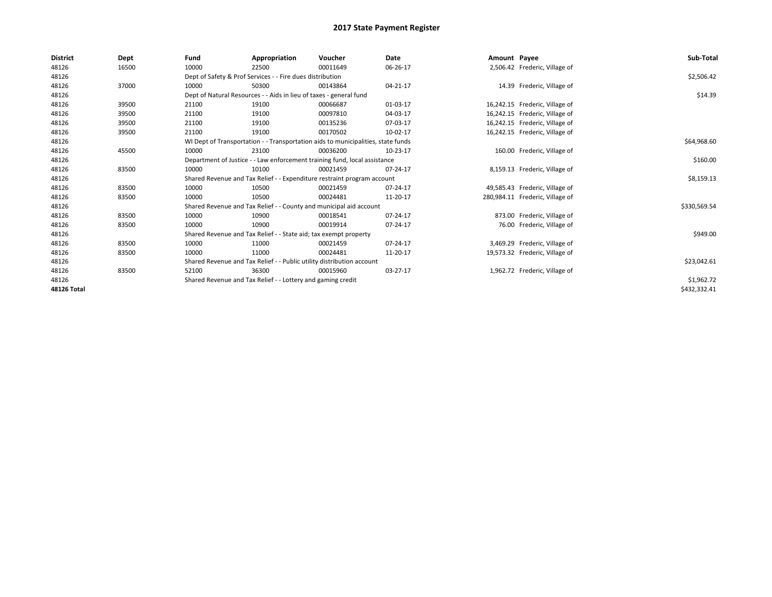# 2017 State Payment Register

| District | Dept | Fund | Appropriation | Voucher | Date | Amount | Payee | Sub-Total |
|---|---|---|---|---|---|---|---|---|
| 48126 | 16500 | 10000 | 22500 | 00011649 | 06-26-17 | 2,506.42 | Frederic, Village of | |
| 48126 | | Dept of Safety & Prof Services - - Fire dues distribution | | | | | | $2,506.42 |
| 48126 | 37000 | 10000 | 50300 | 00143864 | 04-21-17 | 14.39 | Frederic, Village of | |
| 48126 | | Dept of Natural Resources - - Aids in lieu of taxes - general fund | | | | | | $14.39 |
| 48126 | 39500 | 21100 | 19100 | 00066687 | 01-03-17 | 16,242.15 | Frederic, Village of | |
| 48126 | 39500 | 21100 | 19100 | 00097810 | 04-03-17 | 16,242.15 | Frederic, Village of | |
| 48126 | 39500 | 21100 | 19100 | 00135236 | 07-03-17 | 16,242.15 | Frederic, Village of | |
| 48126 | 39500 | 21100 | 19100 | 00170502 | 10-02-17 | 16,242.15 | Frederic, Village of | |
| 48126 | | WI Dept of Transportation - - Transportation aids to municipalities, state funds | | | | | | $64,968.60 |
| 48126 | 45500 | 10000 | 23100 | 00036200 | 10-23-17 | 160.00 | Frederic, Village of | |
| 48126 | | Department of Justice - - Law enforcement training fund, local assistance | | | | | | $160.00 |
| 48126 | 83500 | 10000 | 10100 | 00021459 | 07-24-17 | 8,159.13 | Frederic, Village of | |
| 48126 | | Shared Revenue and Tax Relief - - Expenditure restraint program account | | | | | | $8,159.13 |
| 48126 | 83500 | 10000 | 10500 | 00021459 | 07-24-17 | 49,585.43 | Frederic, Village of | |
| 48126 | 83500 | 10000 | 10500 | 00024481 | 11-20-17 | 280,984.11 | Frederic, Village of | |
| 48126 | | Shared Revenue and Tax Relief - - County and municipal aid account | | | | | | $330,569.54 |
| 48126 | 83500 | 10000 | 10900 | 00018541 | 07-24-17 | 873.00 | Frederic, Village of | |
| 48126 | 83500 | 10000 | 10900 | 00019914 | 07-24-17 | 76.00 | Frederic, Village of | |
| 48126 | | Shared Revenue and Tax Relief - - State aid; tax exempt property | | | | | | $949.00 |
| 48126 | 83500 | 10000 | 11000 | 00021459 | 07-24-17 | 3,469.29 | Frederic, Village of | |
| 48126 | 83500 | 10000 | 11000 | 00024481 | 11-20-17 | 19,573.32 | Frederic, Village of | |
| 48126 | | Shared Revenue and Tax Relief - - Public utility distribution account | | | | | | $23,042.61 |
| 48126 | 83500 | 52100 | 36300 | 00015960 | 03-27-17 | 1,962.72 | Frederic, Village of | |
| 48126 | | Shared Revenue and Tax Relief - - Lottery and gaming credit | | | | | | $1,962.72 |
| **48126 Total** | | | | | | | | $432,332.41 |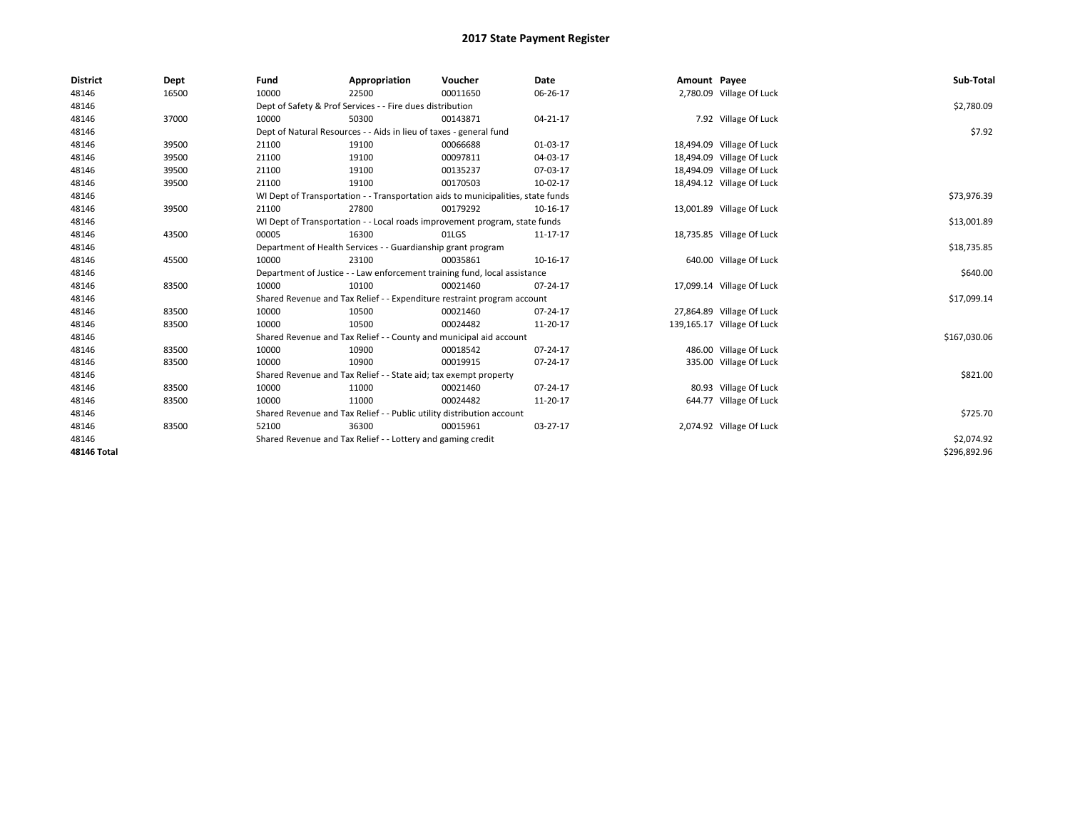# 2017 State Payment Register

| District | Dept | Fund | Appropriation | Voucher | Date | Amount | Payee | Sub-Total |
|---|---|---|---|---|---|---|---|---|
| 48146 | 16500 | 10000 | 22500 | 00011650 | 06-26-17 | 2,780.09 | Village Of Luck | |
| 48146 | | Dept of Safety & Prof Services - - Fire dues distribution | | | | | | $2,780.09 |
| 48146 | 37000 | 10000 | 50300 | 00143871 | 04-21-17 | 7.92 | Village Of Luck | |
| 48146 | | Dept of Natural Resources - - Aids in lieu of taxes - general fund | | | | | | $7.92 |
| 48146 | 39500 | 21100 | 19100 | 00066688 | 01-03-17 | 18,494.09 | Village Of Luck | |
| 48146 | 39500 | 21100 | 19100 | 00097811 | 04-03-17 | 18,494.09 | Village Of Luck | |
| 48146 | 39500 | 21100 | 19100 | 00135237 | 07-03-17 | 18,494.09 | Village Of Luck | |
| 48146 | 39500 | 21100 | 19100 | 00170503 | 10-02-17 | 18,494.12 | Village Of Luck | |
| 48146 | | WI Dept of Transportation - - Transportation aids to municipalities, state funds | | | | | | $73,976.39 |
| 48146 | 39500 | 21100 | 27800 | 00179292 | 10-16-17 | 13,001.89 | Village Of Luck | |
| 48146 | | WI Dept of Transportation - - Local roads improvement program, state funds | | | | | | $13,001.89 |
| 48146 | 43500 | 00005 | 16300 | 01LGS | 11-17-17 | 18,735.85 | Village Of Luck | |
| 48146 | | Department of Health Services - - Guardianship grant program | | | | | | $18,735.85 |
| 48146 | 45500 | 10000 | 23100 | 00035861 | 10-16-17 | 640.00 | Village Of Luck | |
| 48146 | | Department of Justice - - Law enforcement training fund, local assistance | | | | | | $640.00 |
| 48146 | 83500 | 10000 | 10100 | 00021460 | 07-24-17 | 17,099.14 | Village Of Luck | |
| 48146 | | Shared Revenue and Tax Relief - - Expenditure restraint program account | | | | | | $17,099.14 |
| 48146 | 83500 | 10000 | 10500 | 00021460 | 07-24-17 | 27,864.89 | Village Of Luck | |
| 48146 | 83500 | 10000 | 10500 | 00024482 | 11-20-17 | 139,165.17 | Village Of Luck | |
| 48146 | | Shared Revenue and Tax Relief - - County and municipal aid account | | | | | | $167,030.06 |
| 48146 | 83500 | 10000 | 10900 | 00018542 | 07-24-17 | 486.00 | Village Of Luck | |
| 48146 | 83500 | 10000 | 10900 | 00019915 | 07-24-17 | 335.00 | Village Of Luck | |
| 48146 | | Shared Revenue and Tax Relief - - State aid; tax exempt property | | | | | | $821.00 |
| 48146 | 83500 | 10000 | 11000 | 00021460 | 07-24-17 | 80.93 | Village Of Luck | |
| 48146 | 83500 | 10000 | 11000 | 00024482 | 11-20-17 | 644.77 | Village Of Luck | |
| 48146 | | Shared Revenue and Tax Relief - - Public utility distribution account | | | | | | $725.70 |
| 48146 | 83500 | 52100 | 36300 | 00015961 | 03-27-17 | 2,074.92 | Village Of Luck | |
| 48146 | | Shared Revenue and Tax Relief - - Lottery and gaming credit | | | | | | $2,074.92 |
| **48146 Total** | | | | | | | | $296,892.96 |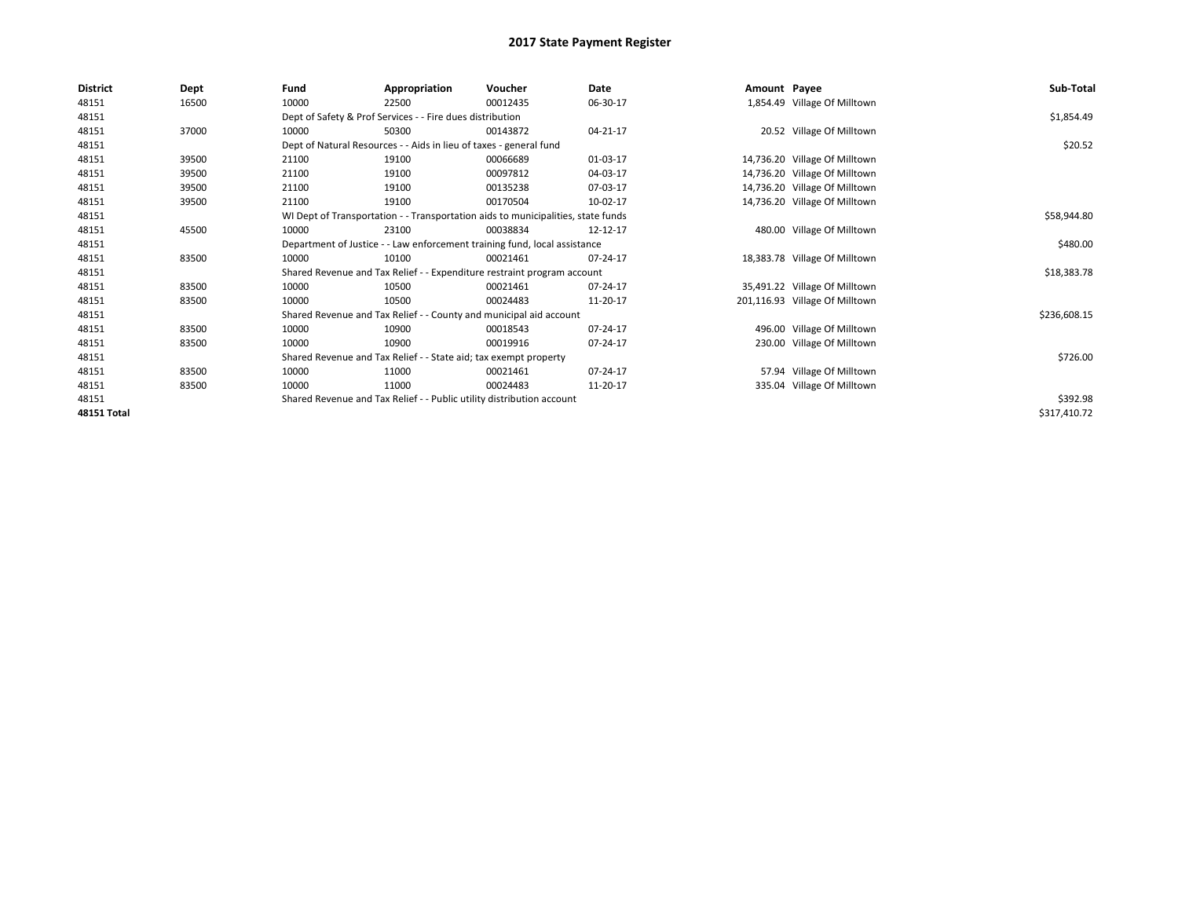# 2017 State Payment Register

| District | Dept | Fund | Appropriation | Voucher | Date | Amount | Payee | Sub-Total |
|---|---|---|---|---|---|---|---|---|
| 48151 | 16500 | 10000 | 22500 | 00012435 | 06-30-17 | 1,854.49 | Village Of Milltown | |
| 48151 | | Dept of Safety & Prof Services - - Fire dues distribution | | | | | | $1,854.49 |
| 48151 | 37000 | 10000 | 50300 | 00143872 | 04-21-17 | 20.52 | Village Of Milltown | |
| 48151 | | Dept of Natural Resources - - Aids in lieu of taxes - general fund | | | | | | $20.52 |
| 48151 | 39500 | 21100 | 19100 | 00066689 | 01-03-17 | 14,736.20 | Village Of Milltown | |
| 48151 | 39500 | 21100 | 19100 | 00097812 | 04-03-17 | 14,736.20 | Village Of Milltown | |
| 48151 | 39500 | 21100 | 19100 | 00135238 | 07-03-17 | 14,736.20 | Village Of Milltown | |
| 48151 | 39500 | 21100 | 19100 | 00170504 | 10-02-17 | 14,736.20 | Village Of Milltown | |
| 48151 | | WI Dept of Transportation - - Transportation aids to municipalities, state funds | | | | | | $58,944.80 |
| 48151 | 45500 | 10000 | 23100 | 00038834 | 12-12-17 | 480.00 | Village Of Milltown | |
| 48151 | | Department of Justice - - Law enforcement training fund, local assistance | | | | | | $480.00 |
| 48151 | 83500 | 10000 | 10100 | 00021461 | 07-24-17 | 18,383.78 | Village Of Milltown | |
| 48151 | | Shared Revenue and Tax Relief - - Expenditure restraint program account | | | | | | $18,383.78 |
| 48151 | 83500 | 10000 | 10500 | 00021461 | 07-24-17 | 35,491.22 | Village Of Milltown | |
| 48151 | 83500 | 10000 | 10500 | 00024483 | 11-20-17 | 201,116.93 | Village Of Milltown | |
| 48151 | | Shared Revenue and Tax Relief - - County and municipal aid account | | | | | | $236,608.15 |
| 48151 | 83500 | 10000 | 10900 | 00018543 | 07-24-17 | 496.00 | Village Of Milltown | |
| 48151 | 83500 | 10000 | 10900 | 00019916 | 07-24-17 | 230.00 | Village Of Milltown | |
| 48151 | | Shared Revenue and Tax Relief - - State aid; tax exempt property | | | | | | $726.00 |
| 48151 | 83500 | 10000 | 11000 | 00021461 | 07-24-17 | 57.94 | Village Of Milltown | |
| 48151 | 83500 | 10000 | 11000 | 00024483 | 11-20-17 | 335.04 | Village Of Milltown | |
| 48151 | | Shared Revenue and Tax Relief - - Public utility distribution account | | | | | | $392.98 |
| **48151 Total** | | | | | | | | $317,410.72 |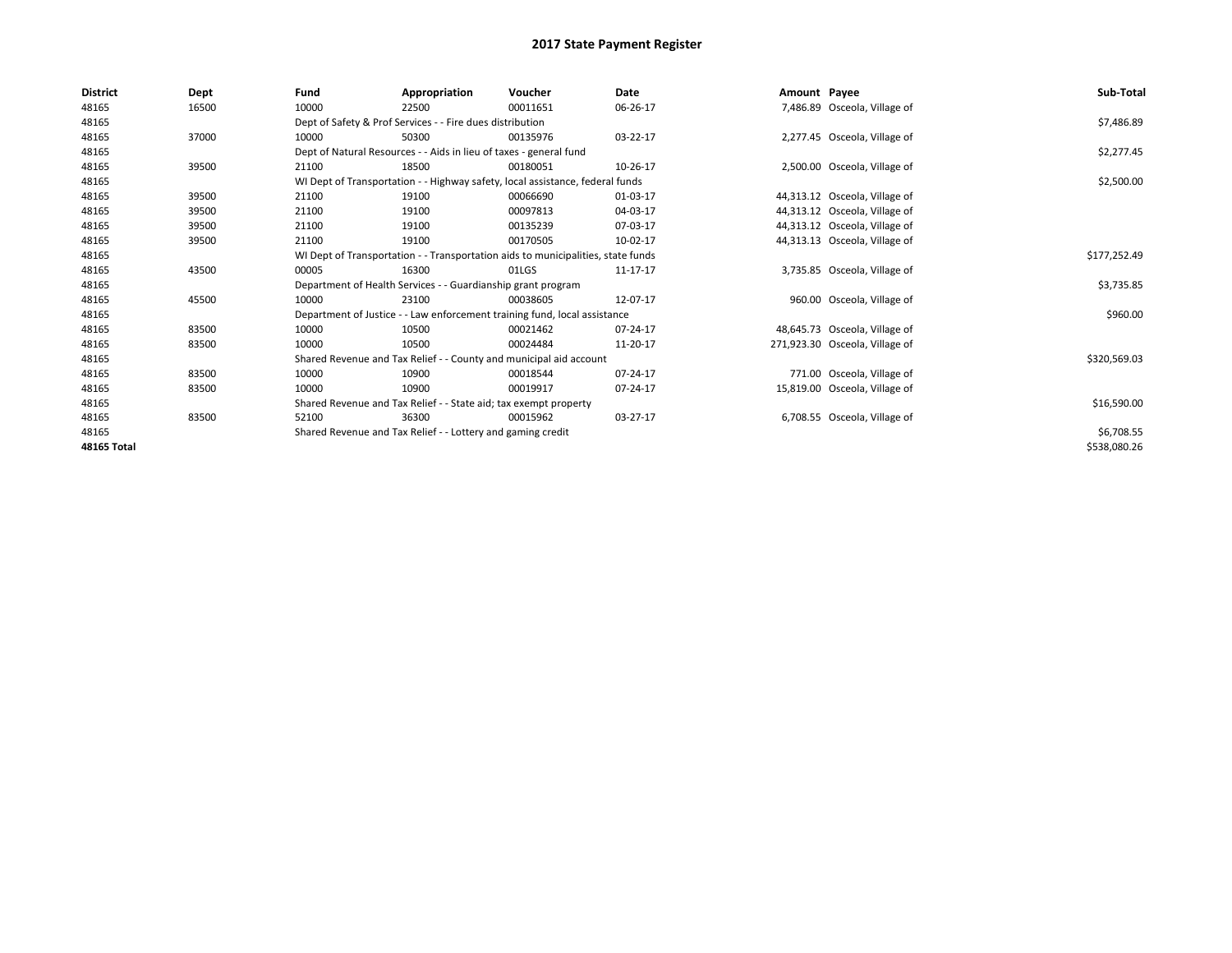# 2017 State Payment Register

| District | Dept | Fund | Appropriation | Voucher | Date | Amount | Payee | Sub-Total |
|---|---|---|---|---|---|---|---|---|
| 48165 | 16500 | 10000 | 22500 | 00011651 | 06-26-17 | 7,486.89 | Osceola, Village of | |
| 48165 | | Dept of Safety & Prof Services - - Fire dues distribution | | | | | | $7,486.89 |
| 48165 | 37000 | 10000 | 50300 | 00135976 | 03-22-17 | 2,277.45 | Osceola, Village of | |
| 48165 | | Dept of Natural Resources - - Aids in lieu of taxes - general fund | | | | | | $2,277.45 |
| 48165 | 39500 | 21100 | 18500 | 00180051 | 10-26-17 | 2,500.00 | Osceola, Village of | |
| 48165 | | WI Dept of Transportation - - Highway safety, local assistance, federal funds | | | | | | $2,500.00 |
| 48165 | 39500 | 21100 | 19100 | 00066690 | 01-03-17 | 44,313.12 | Osceola, Village of | |
| 48165 | 39500 | 21100 | 19100 | 00097813 | 04-03-17 | 44,313.12 | Osceola, Village of | |
| 48165 | 39500 | 21100 | 19100 | 00135239 | 07-03-17 | 44,313.12 | Osceola, Village of | |
| 48165 | 39500 | 21100 | 19100 | 00170505 | 10-02-17 | 44,313.13 | Osceola, Village of | |
| 48165 | | WI Dept of Transportation - - Transportation aids to municipalities, state funds | | | | | | $177,252.49 |
| 48165 | 43500 | 00005 | 16300 | 01LGS | 11-17-17 | 3,735.85 | Osceola, Village of | |
| 48165 | | Department of Health Services - - Guardianship grant program | | | | | | $3,735.85 |
| 48165 | 45500 | 10000 | 23100 | 00038605 | 12-07-17 | 960.00 | Osceola, Village of | |
| 48165 | | Department of Justice - - Law enforcement training fund, local assistance | | | | | | $960.00 |
| 48165 | 83500 | 10000 | 10500 | 00021462 | 07-24-17 | 48,645.73 | Osceola, Village of | |
| 48165 | 83500 | 10000 | 10500 | 00024484 | 11-20-17 | 271,923.30 | Osceola, Village of | |
| 48165 | | Shared Revenue and Tax Relief - - County and municipal aid account | | | | | | $320,569.03 |
| 48165 | 83500 | 10000 | 10900 | 00018544 | 07-24-17 | 771.00 | Osceola, Village of | |
| 48165 | 83500 | 10000 | 10900 | 00019917 | 07-24-17 | 15,819.00 | Osceola, Village of | |
| 48165 | | Shared Revenue and Tax Relief - - State aid; tax exempt property | | | | | | $16,590.00 |
| 48165 | 83500 | 52100 | 36300 | 00015962 | 03-27-17 | 6,708.55 | Osceola, Village of | |
| 48165 | | Shared Revenue and Tax Relief - - Lottery and gaming credit | | | | | | $6,708.55 |
| **48165 Total** | | | | | | | | $538,080.26 |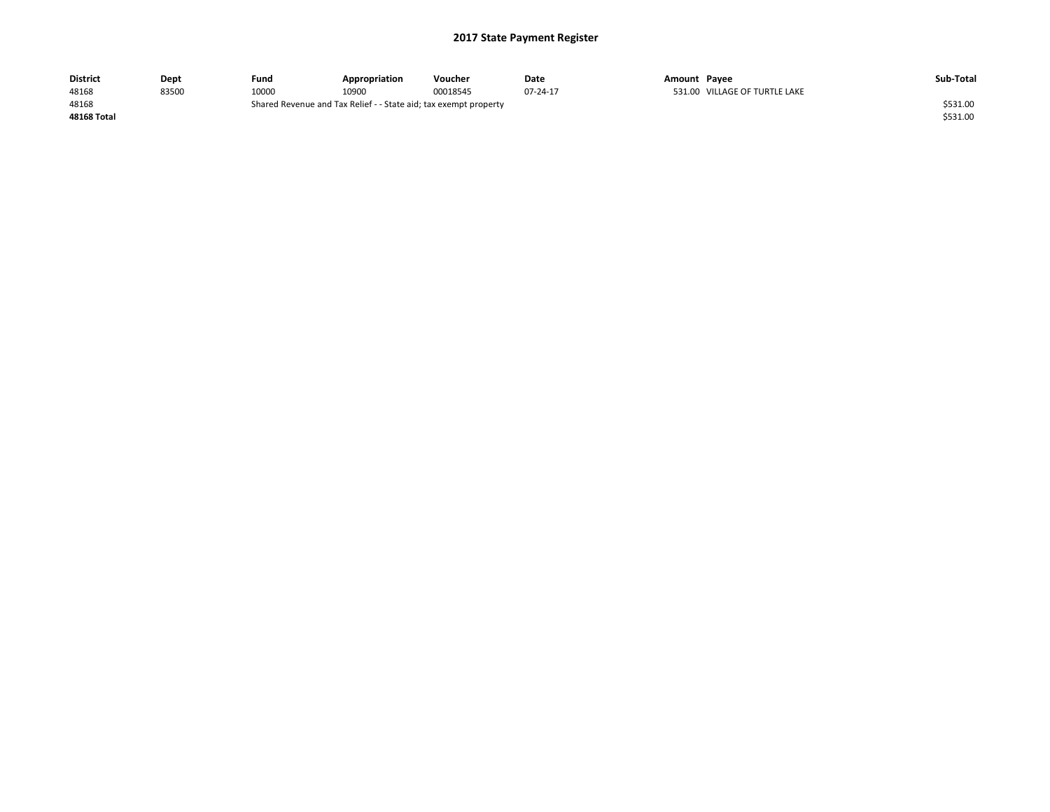# 2017 State Payment Register

| District | Dept | Fund | Appropriation | Voucher | Date | Amount | Payee | Sub-Total |
|---|---|---|---|---|---|---|---|---|
| 48168 | 83500 | 10000 | 10900 | 00018545 | 07-24-17 | 531.00 | VILLAGE OF TURTLE LAKE | |
| 48168 | | Shared Revenue and Tax Relief - - State aid; tax exempt property | | | | | | $531.00 |
| **48168 Total** | | | | | | | | $531.00 |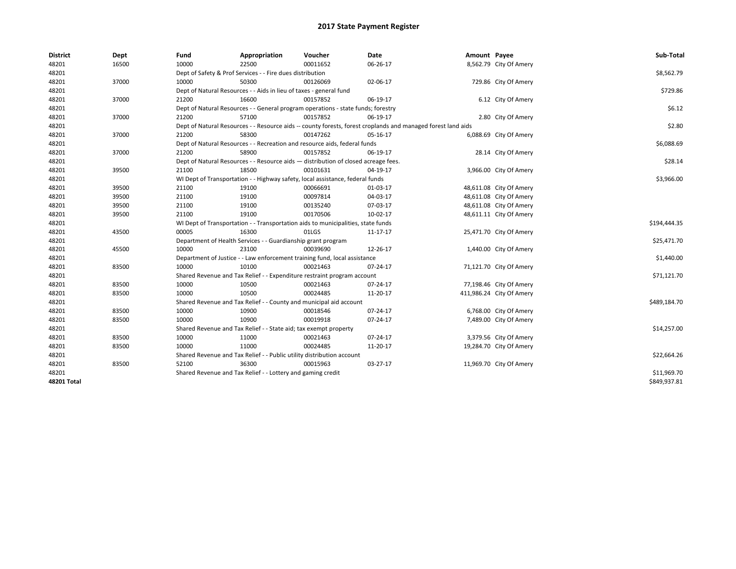# 2017 State Payment Register

| District | Dept | Fund | Appropriation | Voucher | Date | Amount | Payee | Sub-Total |
|---|---|---|---|---|---|---|---|---|
| 48201 | 16500 | 10000 | 22500 | 00011652 | 06-26-17 | 8,562.79 | City Of Amery | |
| 48201 | | Dept of Safety & Prof Services - - Fire dues distribution | | | | | | $8,562.79 |
| 48201 | 37000 | 10000 | 50300 | 00126069 | 02-06-17 | 729.86 | City Of Amery | |
| 48201 | | Dept of Natural Resources - - Aids in lieu of taxes - general fund | | | | | | $729.86 |
| 48201 | 37000 | 21200 | 16600 | 00157852 | 06-19-17 | 6.12 | City Of Amery | |
| 48201 | | Dept of Natural Resources - - General program operations - state funds; forestry | | | | | | $6.12 |
| 48201 | 37000 | 21200 | 57100 | 00157852 | 06-19-17 | 2.80 | City Of Amery | |
| 48201 | | Dept of Natural Resources - - Resource aids -- county forests, forest croplands and managed forest land aids | | | | | | $2.80 |
| 48201 | 37000 | 21200 | 58300 | 00147262 | 05-16-17 | 6,088.69 | City Of Amery | |
| 48201 | | Dept of Natural Resources - - Recreation and resource aids, federal funds | | | | | | $6,088.69 |
| 48201 | 37000 | 21200 | 58900 | 00157852 | 06-19-17 | 28.14 | City Of Amery | |
| 48201 | | Dept of Natural Resources - - Resource aids — distribution of closed acreage fees. | | | | | | $28.14 |
| 48201 | 39500 | 21100 | 18500 | 00101631 | 04-19-17 | 3,966.00 | City Of Amery | |
| 48201 | | WI Dept of Transportation - - Highway safety, local assistance, federal funds | | | | | | $3,966.00 |
| 48201 | 39500 | 21100 | 19100 | 00066691 | 01-03-17 | 48,611.08 | City Of Amery | |
| 48201 | 39500 | 21100 | 19100 | 00097814 | 04-03-17 | 48,611.08 | City Of Amery | |
| 48201 | 39500 | 21100 | 19100 | 00135240 | 07-03-17 | 48,611.08 | City Of Amery | |
| 48201 | 39500 | 21100 | 19100 | 00170506 | 10-02-17 | 48,611.11 | City Of Amery | |
| 48201 | | WI Dept of Transportation - - Transportation aids to municipalities, state funds | | | | | | $194,444.35 |
| 48201 | 43500 | 00005 | 16300 | 01LGS | 11-17-17 | 25,471.70 | City Of Amery | |
| 48201 | | Department of Health Services - - Guardianship grant program | | | | | | $25,471.70 |
| 48201 | 45500 | 10000 | 23100 | 00039690 | 12-26-17 | 1,440.00 | City Of Amery | |
| 48201 | | Department of Justice - - Law enforcement training fund, local assistance | | | | | | $1,440.00 |
| 48201 | 83500 | 10000 | 10100 | 00021463 | 07-24-17 | 71,121.70 | City Of Amery | |
| 48201 | | Shared Revenue and Tax Relief - - Expenditure restraint program account | | | | | | $71,121.70 |
| 48201 | 83500 | 10000 | 10500 | 00021463 | 07-24-17 | 77,198.46 | City Of Amery | |
| 48201 | 83500 | 10000 | 10500 | 00024485 | 11-20-17 | 411,986.24 | City Of Amery | |
| 48201 | | Shared Revenue and Tax Relief - - County and municipal aid account | | | | | | $489,184.70 |
| 48201 | 83500 | 10000 | 10900 | 00018546 | 07-24-17 | 6,768.00 | City Of Amery | |
| 48201 | 83500 | 10000 | 10900 | 00019918 | 07-24-17 | 7,489.00 | City Of Amery | |
| 48201 | | Shared Revenue and Tax Relief - - State aid; tax exempt property | | | | | | $14,257.00 |
| 48201 | 83500 | 10000 | 11000 | 00021463 | 07-24-17 | 3,379.56 | City Of Amery | |
| 48201 | 83500 | 10000 | 11000 | 00024485 | 11-20-17 | 19,284.70 | City Of Amery | |
| 48201 | | Shared Revenue and Tax Relief - - Public utility distribution account | | | | | | $22,664.26 |
| 48201 | 83500 | 52100 | 36300 | 00015963 | 03-27-17 | 11,969.70 | City Of Amery | |
| 48201 | | Shared Revenue and Tax Relief - - Lottery and gaming credit | | | | | | $11,969.70 |
| **48201 Total** | | | | | | | | $849,937.81 |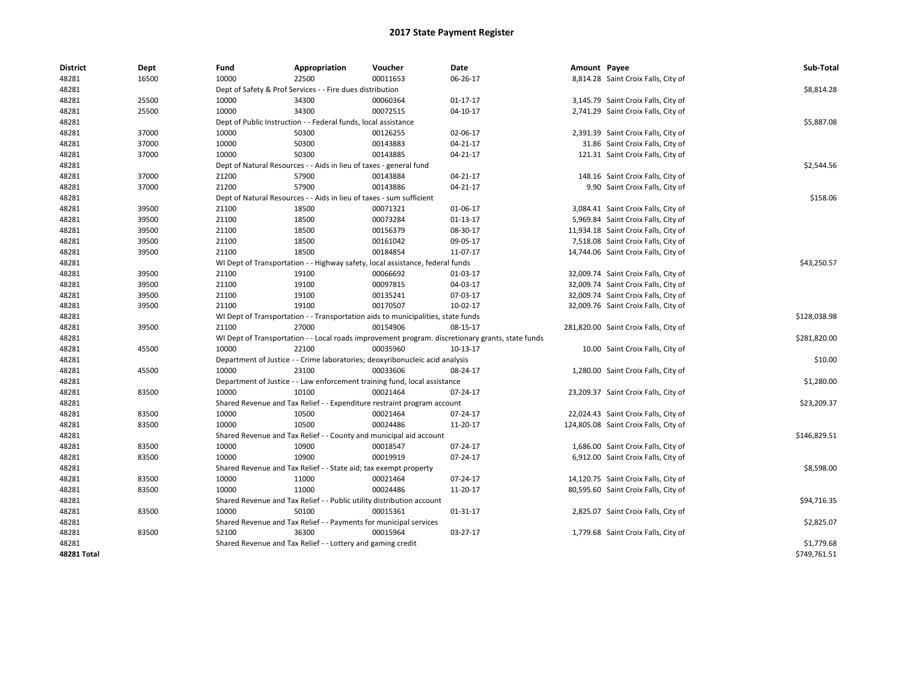# 2017 State Payment Register

| District | Dept | Fund | Appropriation | Voucher | Date | Amount | Payee | Sub-Total |
|---|---|---|---|---|---|---|---|---|
| 48281 | 16500 | 10000 | 22500 | 00011653 | 06-26-17 | 8,814.28 | Saint Croix Falls, City of | |
| 48281 | | Dept of Safety & Prof Services - - Fire dues distribution | | | | | | $8,814.28 |
| 48281 | 25500 | 10000 | 34300 | 00060364 | 01-17-17 | 3,145.79 | Saint Croix Falls, City of | |
| 48281 | 25500 | 10000 | 34300 | 00072515 | 04-10-17 | 2,741.29 | Saint Croix Falls, City of | |
| 48281 | | Dept of Public Instruction - - Federal funds, local assistance | | | | | | $5,887.08 |
| 48281 | 37000 | 10000 | 50300 | 00126255 | 02-06-17 | 2,391.39 | Saint Croix Falls, City of | |
| 48281 | 37000 | 10000 | 50300 | 00143883 | 04-21-17 | 31.86 | Saint Croix Falls, City of | |
| 48281 | 37000 | 10000 | 50300 | 00143885 | 04-21-17 | 121.31 | Saint Croix Falls, City of | |
| 48281 | | Dept of Natural Resources - - Aids in lieu of taxes - general fund | | | | | | $2,544.56 |
| 48281 | 37000 | 21200 | 57900 | 00143884 | 04-21-17 | 148.16 | Saint Croix Falls, City of | |
| 48281 | 37000 | 21200 | 57900 | 00143886 | 04-21-17 | 9.90 | Saint Croix Falls, City of | |
| 48281 | | Dept of Natural Resources - - Aids in lieu of taxes - sum sufficient | | | | | | $158.06 |
| 48281 | 39500 | 21100 | 18500 | 00071321 | 01-06-17 | 3,084.41 | Saint Croix Falls, City of | |
| 48281 | 39500 | 21100 | 18500 | 00073284 | 01-13-17 | 5,969.84 | Saint Croix Falls, City of | |
| 48281 | 39500 | 21100 | 18500 | 00156379 | 08-30-17 | 11,934.18 | Saint Croix Falls, City of | |
| 48281 | 39500 | 21100 | 18500 | 00161042 | 09-05-17 | 7,518.08 | Saint Croix Falls, City of | |
| 48281 | 39500 | 21100 | 18500 | 00184854 | 11-07-17 | 14,744.06 | Saint Croix Falls, City of | |
| 48281 | | WI Dept of Transportation - - Highway safety, local assistance, federal funds | | | | | | $43,250.57 |
| 48281 | 39500 | 21100 | 19100 | 00066692 | 01-03-17 | 32,009.74 | Saint Croix Falls, City of | |
| 48281 | 39500 | 21100 | 19100 | 00097815 | 04-03-17 | 32,009.74 | Saint Croix Falls, City of | |
| 48281 | 39500 | 21100 | 19100 | 00135241 | 07-03-17 | 32,009.74 | Saint Croix Falls, City of | |
| 48281 | 39500 | 21100 | 19100 | 00170507 | 10-02-17 | 32,009.76 | Saint Croix Falls, City of | |
| 48281 | | WI Dept of Transportation - - Transportation aids to municipalities, state funds | | | | | | $128,038.98 |
| 48281 | 39500 | 21100 | 27000 | 00154906 | 08-15-17 | 281,820.00 | Saint Croix Falls, City of | |
| 48281 | | WI Dept of Transportation - - Local roads improvement program. discretionary grants, state funds | | | | | | $281,820.00 |
| 48281 | 45500 | 10000 | 22100 | 00035960 | 10-13-17 | 10.00 | Saint Croix Falls, City of | |
| 48281 | | Department of Justice - - Crime laboratories; deoxyribonucleic acid analysis | | | | | | $10.00 |
| 48281 | 45500 | 10000 | 23100 | 00033606 | 08-24-17 | 1,280.00 | Saint Croix Falls, City of | |
| 48281 | | Department of Justice - - Law enforcement training fund, local assistance | | | | | | $1,280.00 |
| 48281 | 83500 | 10000 | 10100 | 00021464 | 07-24-17 | 23,209.37 | Saint Croix Falls, City of | |
| 48281 | | Shared Revenue and Tax Relief - - Expenditure restraint program account | | | | | | $23,209.37 |
| 48281 | 83500 | 10000 | 10500 | 00021464 | 07-24-17 | 22,024.43 | Saint Croix Falls, City of | |
| 48281 | 83500 | 10000 | 10500 | 00024486 | 11-20-17 | 124,805.08 | Saint Croix Falls, City of | |
| 48281 | | Shared Revenue and Tax Relief - - County and municipal aid account | | | | | | $146,829.51 |
| 48281 | 83500 | 10000 | 10900 | 00018547 | 07-24-17 | 1,686.00 | Saint Croix Falls, City of | |
| 48281 | 83500 | 10000 | 10900 | 00019919 | 07-24-17 | 6,912.00 | Saint Croix Falls, City of | |
| 48281 | | Shared Revenue and Tax Relief - - State aid; tax exempt property | | | | | | $8,598.00 |
| 48281 | 83500 | 10000 | 11000 | 00021464 | 07-24-17 | 14,120.75 | Saint Croix Falls, City of | |
| 48281 | 83500 | 10000 | 11000 | 00024486 | 11-20-17 | 80,595.60 | Saint Croix Falls, City of | |
| 48281 | | Shared Revenue and Tax Relief - - Public utility distribution account | | | | | | $94,716.35 |
| 48281 | 83500 | 10000 | 50100 | 00015361 | 01-31-17 | 2,825.07 | Saint Croix Falls, City of | |
| 48281 | | Shared Revenue and Tax Relief - - Payments for municipal services | | | | | | $2,825.07 |
| 48281 | 83500 | 52100 | 36300 | 00015964 | 03-27-17 | 1,779.68 | Saint Croix Falls, City of | |
| 48281 | | Shared Revenue and Tax Relief - - Lottery and gaming credit | | | | | | $1,779.68 |
| **48281 Total** | | | | | | | | $749,761.51 |